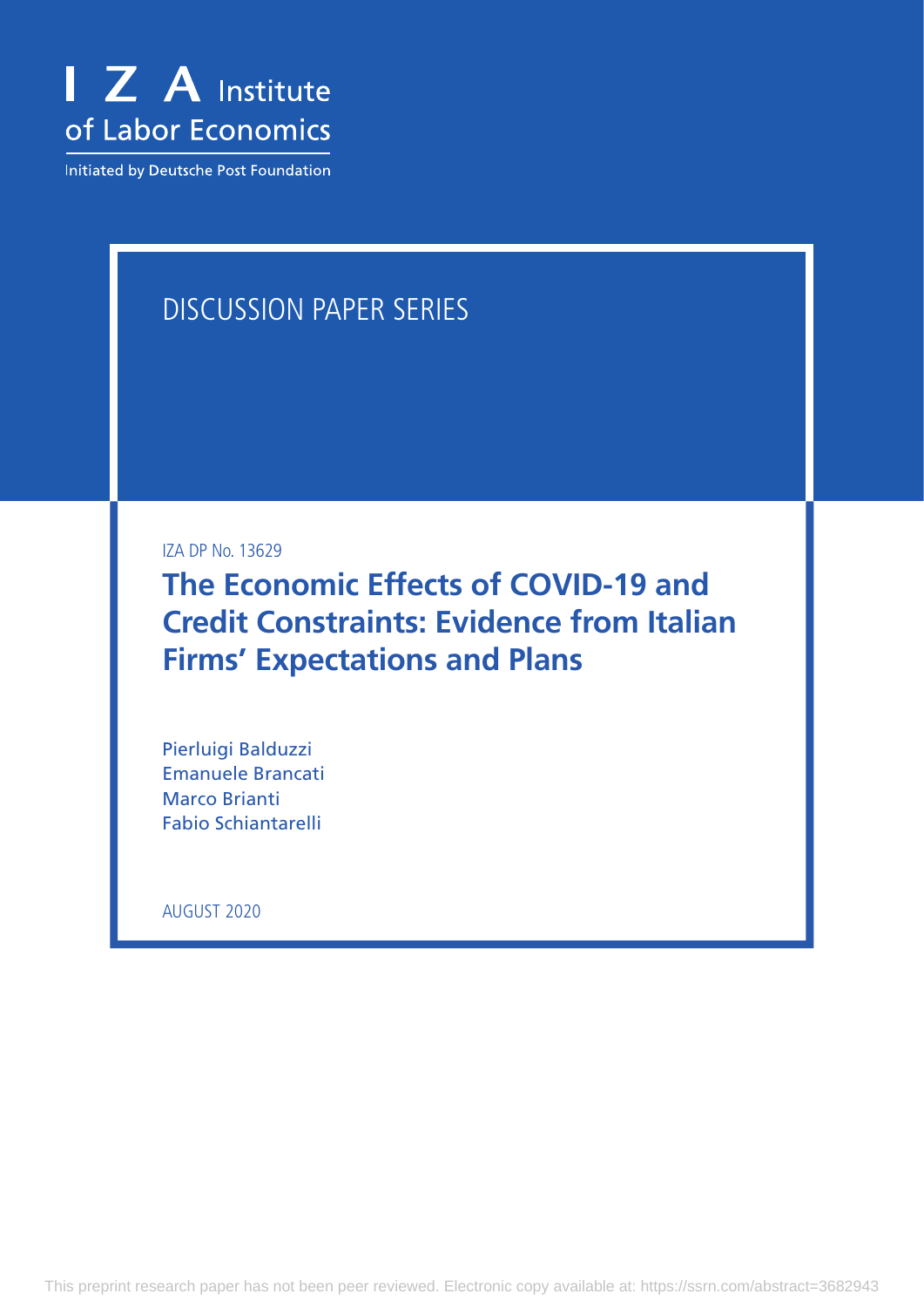I Z A Institute of Labor Economics

Initiated by Deutsche Post Foundation

DISCUSSION PAPER SERIES

IZA DP No. 13629

# The Economic Effects of COVID-19 and Credit Constraints: Evidence from Italian Firms' Expectations and Plans

Pierluigi Balduzzi
Emanuele Brancati
Marco Brianti
Fabio Schiantarelli

AUGUST 2020

This preprint research paper has not been peer reviewed. Electronic copy available at: https://ssrn.com/abstract=3682943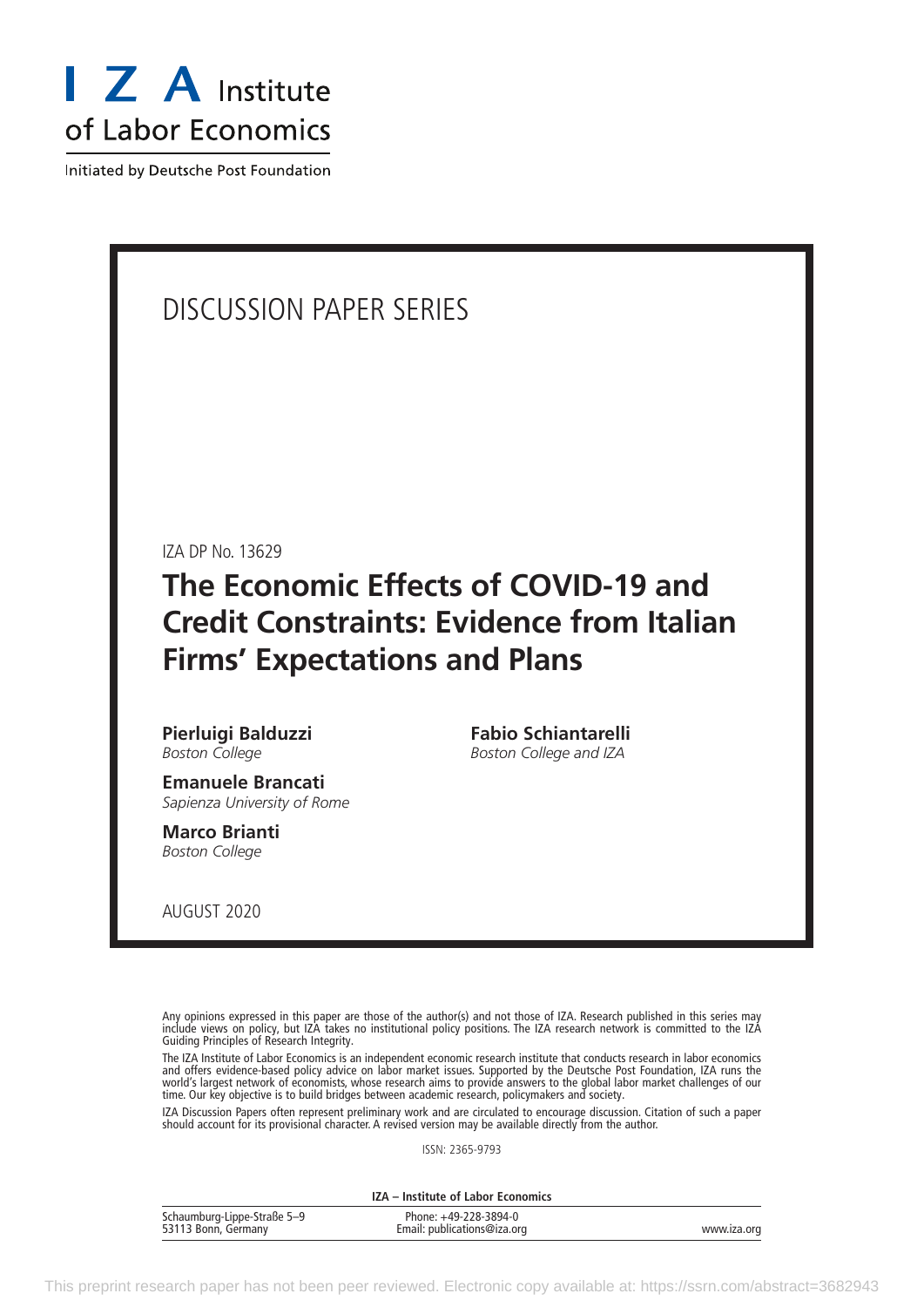I Z A Institute of Labor Economics

Initiated by Deutsche Post Foundation

# DISCUSSION PAPER SERIES

IZA DP No. 13629

## The Economic Effects of COVID-19 and Credit Constraints: Evidence from Italian Firms' Expectations and Plans

**Pierluigi Balduzzi**
*Boston College*

**Emanuele Brancati**
*Sapienza University of Rome*

**Marco Brianti**
*Boston College*

**Fabio Schiantarelli**
*Boston College and IZA*

AUGUST 2020

Any opinions expressed in this paper are those of the author(s) and not those of IZA. Research published in this series may include views on policy, but IZA takes no institutional policy positions. The IZA research network is committed to the IZA Guiding Principles of Research Integrity.

The IZA Institute of Labor Economics is an independent economic research institute that conducts research in labor economics and offers evidence-based policy advice on labor market issues. Supported by the Deutsche Post Foundation, IZA runs the world's largest network of economists, whose research aims to provide answers to the global labor market challenges of our time. Our key objective is to build bridges between academic research, policymakers and society.

IZA Discussion Papers often represent preliminary work and are circulated to encourage discussion. Citation of such a paper should account for its provisional character. A revised version may be available directly from the author.

ISSN: 2365-9793

**IZA – Institute of Labor Economics**

| | | |
|---|---|---|
| Schaumburg-Lippe-Straße 5–9<br>53113 Bonn, Germany | Phone: +49-228-3894-0<br>Email: publications@iza.org | www.iza.org |

This preprint research paper has not been peer reviewed. Electronic copy available at: https://ssrn.com/abstract=3682943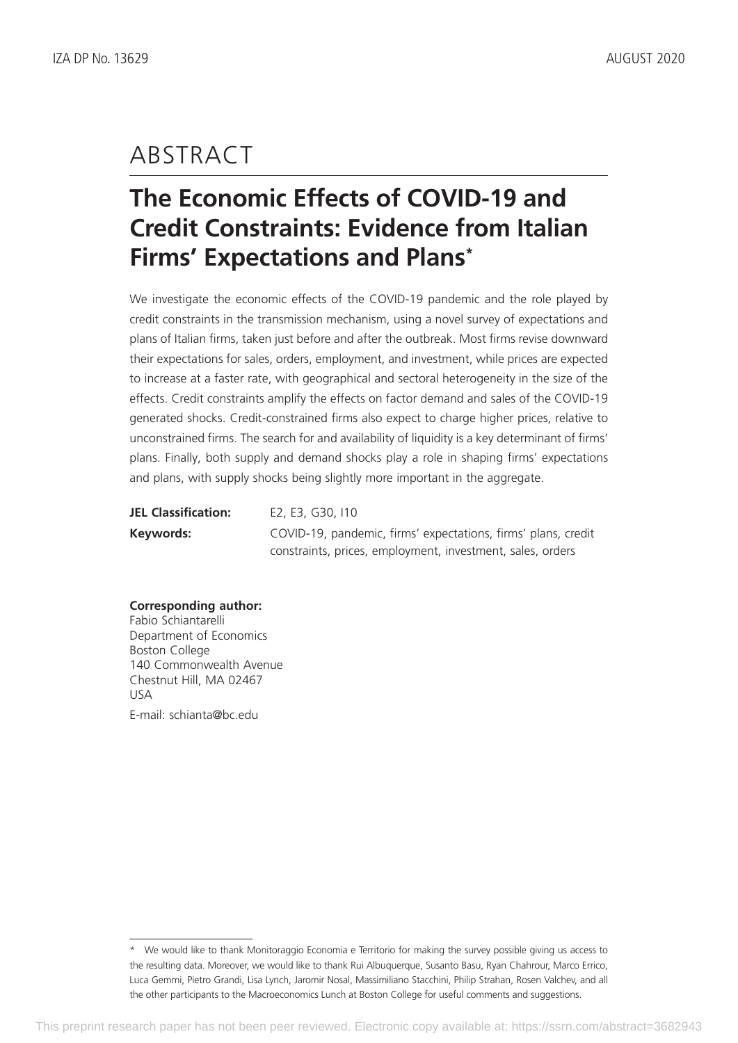# ABSTRACT

## The Economic Effects of COVID-19 and Credit Constraints: Evidence from Italian Firms' Expectations and Plans*

We investigate the economic effects of the COVID-19 pandemic and the role played by credit constraints in the transmission mechanism, using a novel survey of expectations and plans of Italian firms, taken just before and after the outbreak. Most firms revise downward their expectations for sales, orders, employment, and investment, while prices are expected to increase at a faster rate, with geographical and sectoral heterogeneity in the size of the effects. Credit constraints amplify the effects on factor demand and sales of the COVID-19 generated shocks. Credit-constrained firms also expect to charge higher prices, relative to unconstrained firms. The search for and availability of liquidity is a key determinant of firms' plans. Finally, both supply and demand shocks play a role in shaping firms' expectations and plans, with supply shocks being slightly more important in the aggregate.

**JEL Classification:** E2, E3, G30, I10

**Keywords:** COVID-19, pandemic, firms' expectations, firms' plans, credit constraints, prices, employment, investment, sales, orders

**Corresponding author:**
Fabio Schiantarelli
Department of Economics
Boston College
140 Commonwealth Avenue
Chestnut Hill, MA 02467
USA
E-mail: schianta@bc.edu

\* We would like to thank Monitoraggio Economia e Territorio for making the survey possible giving us access to the resulting data. Moreover, we would like to thank Rui Albuquerque, Susanto Basu, Ryan Chahrour, Marco Errico, Luca Gemmi, Pietro Grandi, Lisa Lynch, Jaromir Nosal, Massimiliano Stacchini, Philip Strahan, Rosen Valchev, and all the other participants to the Macroeconomics Lunch at Boston College for useful comments and suggestions.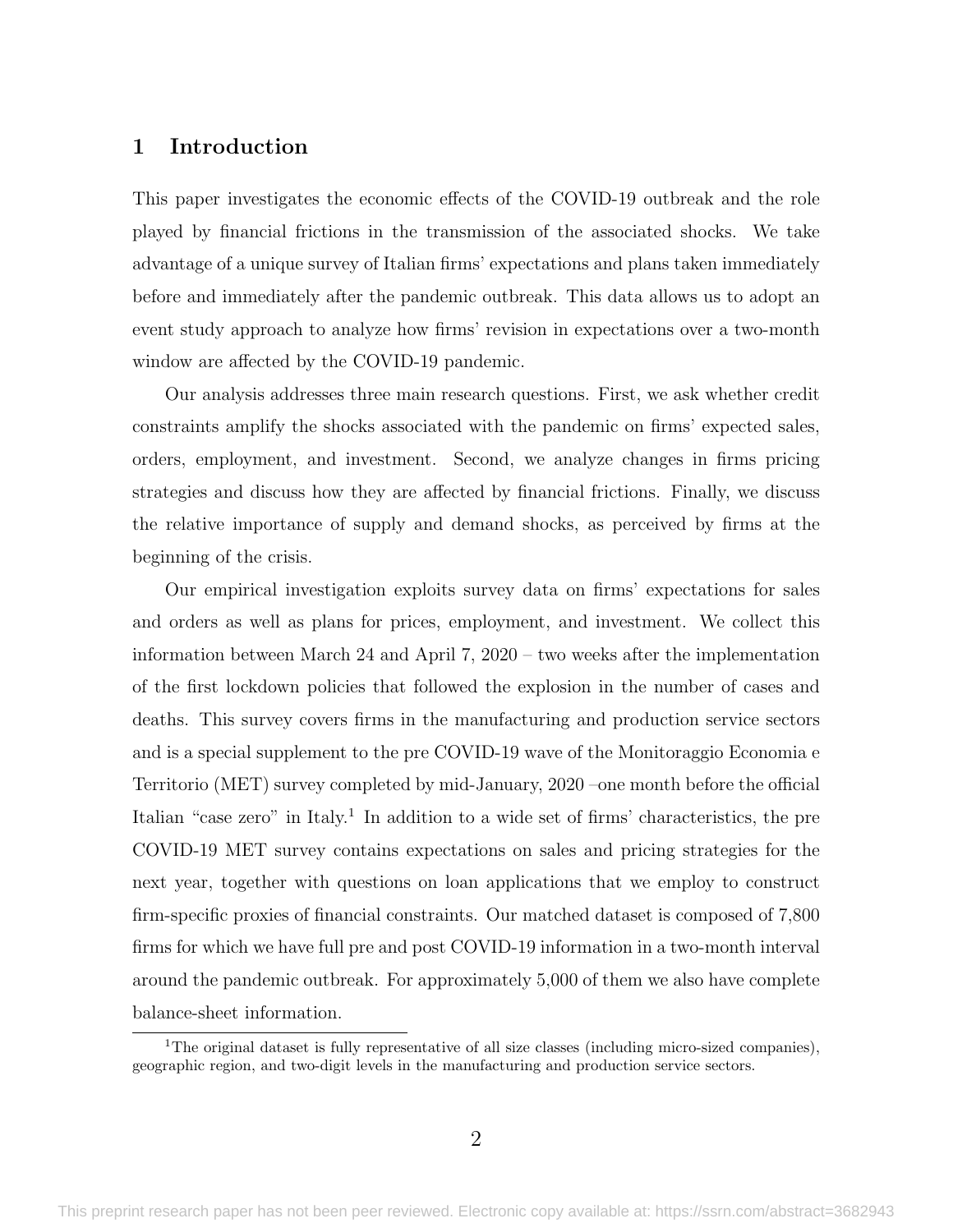## 1 Introduction

This paper investigates the economic effects of the COVID-19 outbreak and the role played by financial frictions in the transmission of the associated shocks. We take advantage of a unique survey of Italian firms' expectations and plans taken immediately before and immediately after the pandemic outbreak. This data allows us to adopt an event study approach to analyze how firms' revision in expectations over a two-month window are affected by the COVID-19 pandemic.

Our analysis addresses three main research questions. First, we ask whether credit constraints amplify the shocks associated with the pandemic on firms' expected sales, orders, employment, and investment. Second, we analyze changes in firms pricing strategies and discuss how they are affected by financial frictions. Finally, we discuss the relative importance of supply and demand shocks, as perceived by firms at the beginning of the crisis.

Our empirical investigation exploits survey data on firms' expectations for sales and orders as well as plans for prices, employment, and investment. We collect this information between March 24 and April 7, 2020 – two weeks after the implementation of the first lockdown policies that followed the explosion in the number of cases and deaths. This survey covers firms in the manufacturing and production service sectors and is a special supplement to the pre COVID-19 wave of the Monitoraggio Economia e Territorio (MET) survey completed by mid-January, 2020 –one month before the official Italian "case zero" in Italy.[1] In addition to a wide set of firms' characteristics, the pre COVID-19 MET survey contains expectations on sales and pricing strategies for the next year, together with questions on loan applications that we employ to construct firm-specific proxies of financial constraints. Our matched dataset is composed of 7,800 firms for which we have full pre and post COVID-19 information in a two-month interval around the pandemic outbreak. For approximately 5,000 of them we also have complete balance-sheet information.

[1] The original dataset is fully representative of all size classes (including micro-sized companies), geographic region, and two-digit levels in the manufacturing and production service sectors.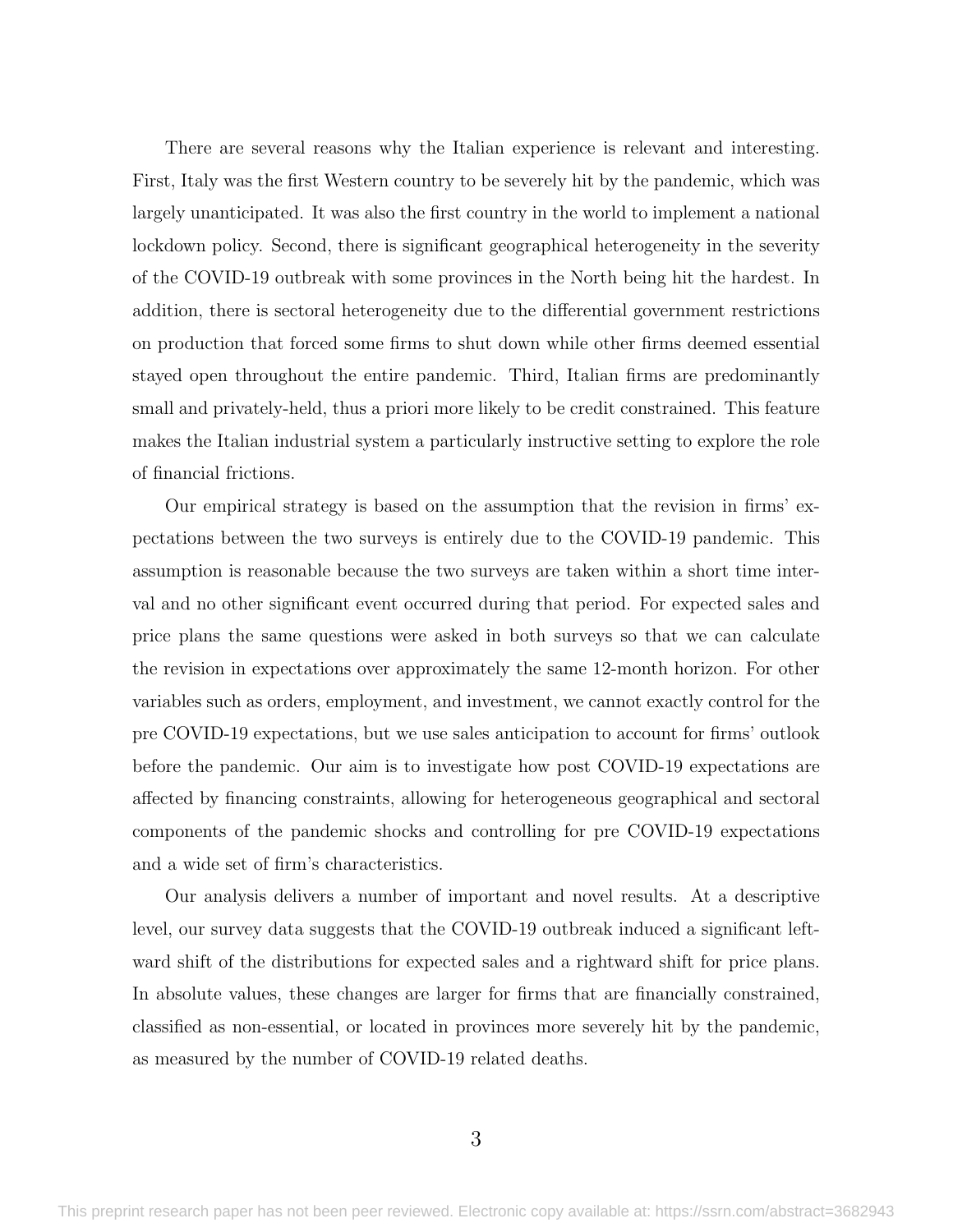There are several reasons why the Italian experience is relevant and interesting. First, Italy was the first Western country to be severely hit by the pandemic, which was largely unanticipated. It was also the first country in the world to implement a national lockdown policy. Second, there is significant geographical heterogeneity in the severity of the COVID-19 outbreak with some provinces in the North being hit the hardest. In addition, there is sectoral heterogeneity due to the differential government restrictions on production that forced some firms to shut down while other firms deemed essential stayed open throughout the entire pandemic. Third, Italian firms are predominantly small and privately-held, thus a priori more likely to be credit constrained. This feature makes the Italian industrial system a particularly instructive setting to explore the role of financial frictions.

Our empirical strategy is based on the assumption that the revision in firms' expectations between the two surveys is entirely due to the COVID-19 pandemic. This assumption is reasonable because the two surveys are taken within a short time interval and no other significant event occurred during that period. For expected sales and price plans the same questions were asked in both surveys so that we can calculate the revision in expectations over approximately the same 12-month horizon. For other variables such as orders, employment, and investment, we cannot exactly control for the pre COVID-19 expectations, but we use sales anticipation to account for firms' outlook before the pandemic. Our aim is to investigate how post COVID-19 expectations are affected by financing constraints, allowing for heterogeneous geographical and sectoral components of the pandemic shocks and controlling for pre COVID-19 expectations and a wide set of firm's characteristics.

Our analysis delivers a number of important and novel results. At a descriptive level, our survey data suggests that the COVID-19 outbreak induced a significant leftward shift of the distributions for expected sales and a rightward shift for price plans. In absolute values, these changes are larger for firms that are financially constrained, classified as non-essential, or located in provinces more severely hit by the pandemic, as measured by the number of COVID-19 related deaths.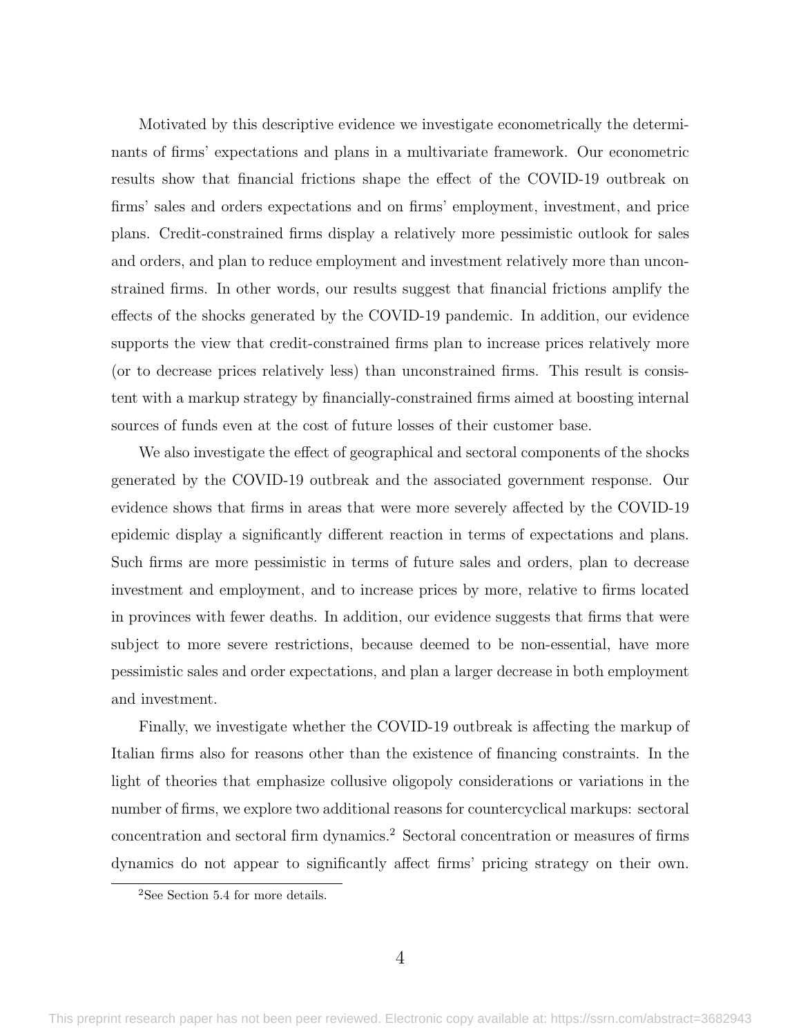Motivated by this descriptive evidence we investigate econometrically the determinants of firms' expectations and plans in a multivariate framework. Our econometric results show that financial frictions shape the effect of the COVID-19 outbreak on firms' sales and orders expectations and on firms' employment, investment, and price plans. Credit-constrained firms display a relatively more pessimistic outlook for sales and orders, and plan to reduce employment and investment relatively more than unconstrained firms. In other words, our results suggest that financial frictions amplify the effects of the shocks generated by the COVID-19 pandemic. In addition, our evidence supports the view that credit-constrained firms plan to increase prices relatively more (or to decrease prices relatively less) than unconstrained firms. This result is consistent with a markup strategy by financially-constrained firms aimed at boosting internal sources of funds even at the cost of future losses of their customer base.

We also investigate the effect of geographical and sectoral components of the shocks generated by the COVID-19 outbreak and the associated government response. Our evidence shows that firms in areas that were more severely affected by the COVID-19 epidemic display a significantly different reaction in terms of expectations and plans. Such firms are more pessimistic in terms of future sales and orders, plan to decrease investment and employment, and to increase prices by more, relative to firms located in provinces with fewer deaths. In addition, our evidence suggests that firms that were subject to more severe restrictions, because deemed to be non-essential, have more pessimistic sales and order expectations, and plan a larger decrease in both employment and investment.

Finally, we investigate whether the COVID-19 outbreak is affecting the markup of Italian firms also for reasons other than the existence of financing constraints. In the light of theories that emphasize collusive oligopoly considerations or variations in the number of firms, we explore two additional reasons for countercyclical markups: sectoral concentration and sectoral firm dynamics.[2] Sectoral concentration or measures of firms dynamics do not appear to significantly affect firms' pricing strategy on their own.

[2]See Section 5.4 for more details.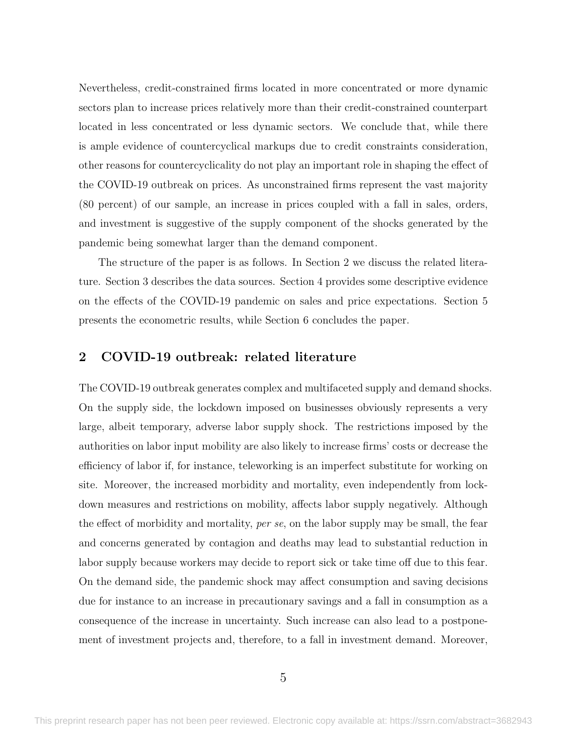Nevertheless, credit-constrained firms located in more concentrated or more dynamic sectors plan to increase prices relatively more than their credit-constrained counterpart located in less concentrated or less dynamic sectors. We conclude that, while there is ample evidence of countercyclical markups due to credit constraints consideration, other reasons for countercyclicality do not play an important role in shaping the effect of the COVID-19 outbreak on prices. As unconstrained firms represent the vast majority (80 percent) of our sample, an increase in prices coupled with a fall in sales, orders, and investment is suggestive of the supply component of the shocks generated by the pandemic being somewhat larger than the demand component.

The structure of the paper is as follows. In Section 2 we discuss the related literature. Section 3 describes the data sources. Section 4 provides some descriptive evidence on the effects of the COVID-19 pandemic on sales and price expectations. Section 5 presents the econometric results, while Section 6 concludes the paper.

## 2 COVID-19 outbreak: related literature

The COVID-19 outbreak generates complex and multifaceted supply and demand shocks. On the supply side, the lockdown imposed on businesses obviously represents a very large, albeit temporary, adverse labor supply shock. The restrictions imposed by the authorities on labor input mobility are also likely to increase firms' costs or decrease the efficiency of labor if, for instance, teleworking is an imperfect substitute for working on site. Moreover, the increased morbidity and mortality, even independently from lockdown measures and restrictions on mobility, affects labor supply negatively. Although the effect of morbidity and mortality, *per se*, on the labor supply may be small, the fear and concerns generated by contagion and deaths may lead to substantial reduction in labor supply because workers may decide to report sick or take time off due to this fear. On the demand side, the pandemic shock may affect consumption and saving decisions due for instance to an increase in precautionary savings and a fall in consumption as a consequence of the increase in uncertainty. Such increase can also lead to a postponement of investment projects and, therefore, to a fall in investment demand. Moreover,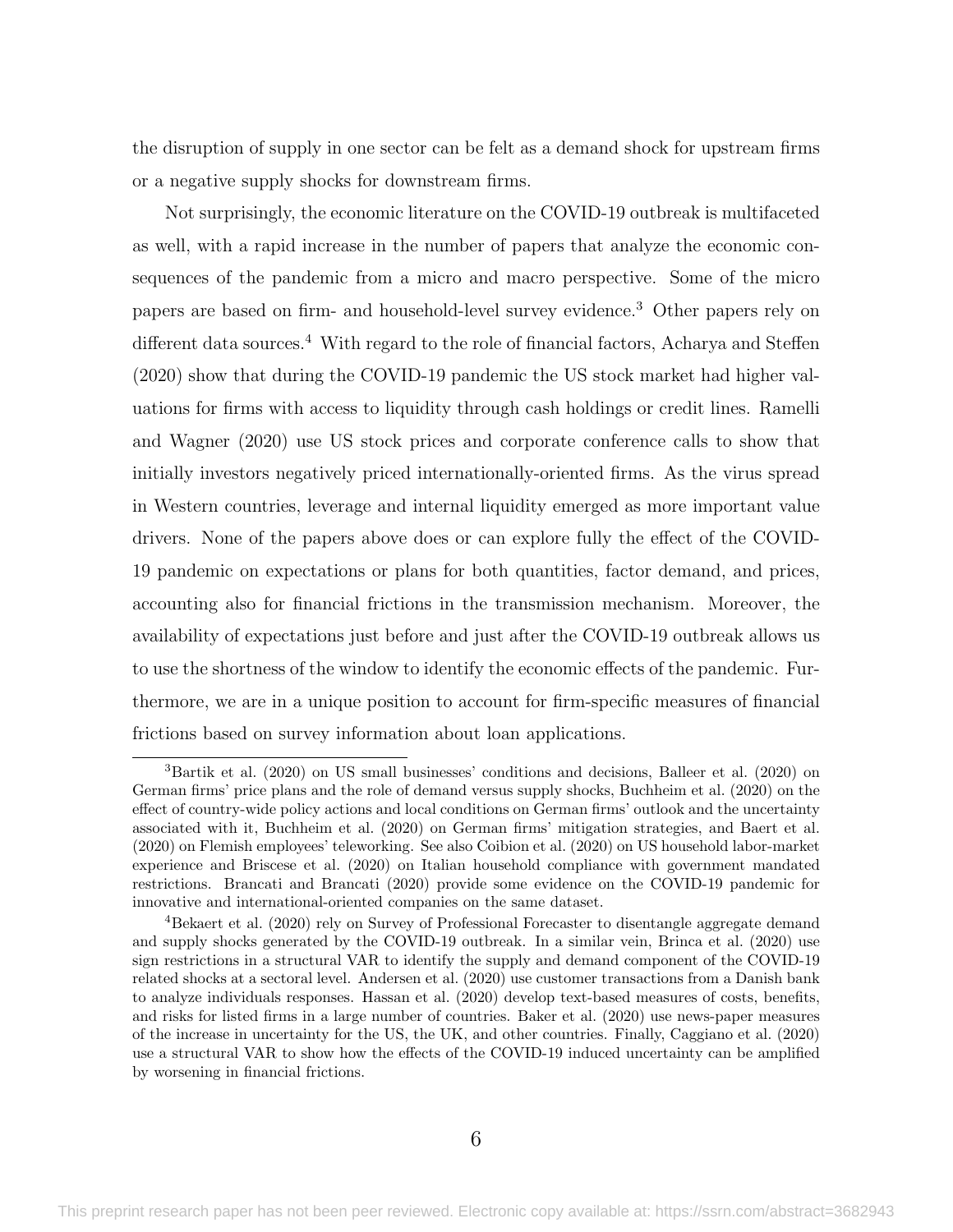the disruption of supply in one sector can be felt as a demand shock for upstream firms or a negative supply shocks for downstream firms.

Not surprisingly, the economic literature on the COVID-19 outbreak is multifaceted as well, with a rapid increase in the number of papers that analyze the economic consequences of the pandemic from a micro and macro perspective. Some of the micro papers are based on firm- and household-level survey evidence.[3] Other papers rely on different data sources.[4] With regard to the role of financial factors, Acharya and Steffen (2020) show that during the COVID-19 pandemic the US stock market had higher valuations for firms with access to liquidity through cash holdings or credit lines. Ramelli and Wagner (2020) use US stock prices and corporate conference calls to show that initially investors negatively priced internationally-oriented firms. As the virus spread in Western countries, leverage and internal liquidity emerged as more important value drivers. None of the papers above does or can explore fully the effect of the COVID-19 pandemic on expectations or plans for both quantities, factor demand, and prices, accounting also for financial frictions in the transmission mechanism. Moreover, the availability of expectations just before and just after the COVID-19 outbreak allows us to use the shortness of the window to identify the economic effects of the pandemic. Furthermore, we are in a unique position to account for firm-specific measures of financial frictions based on survey information about loan applications.

[3]Bartik et al. (2020) on US small businesses' conditions and decisions, Balleer et al. (2020) on German firms' price plans and the role of demand versus supply shocks, Buchheim et al. (2020) on the effect of country-wide policy actions and local conditions on German firms' outlook and the uncertainty associated with it, Buchheim et al. (2020) on German firms' mitigation strategies, and Baert et al. (2020) on Flemish employees' teleworking. See also Coibion et al. (2020) on US household labor-market experience and Briscese et al. (2020) on Italian household compliance with government mandated restrictions. Brancati and Brancati (2020) provide some evidence on the COVID-19 pandemic for innovative and international-oriented companies on the same dataset.

[4]Bekaert et al. (2020) rely on Survey of Professional Forecaster to disentangle aggregate demand and supply shocks generated by the COVID-19 outbreak. In a similar vein, Brinca et al. (2020) use sign restrictions in a structural VAR to identify the supply and demand component of the COVID-19 related shocks at a sectoral level. Andersen et al. (2020) use customer transactions from a Danish bank to analyze individuals responses. Hassan et al. (2020) develop text-based measures of costs, benefits, and risks for listed firms in a large number of countries. Baker et al. (2020) use news-paper measures of the increase in uncertainty for the US, the UK, and other countries. Finally, Caggiano et al. (2020) use a structural VAR to show how the effects of the COVID-19 induced uncertainty can be amplified by worsening in financial frictions.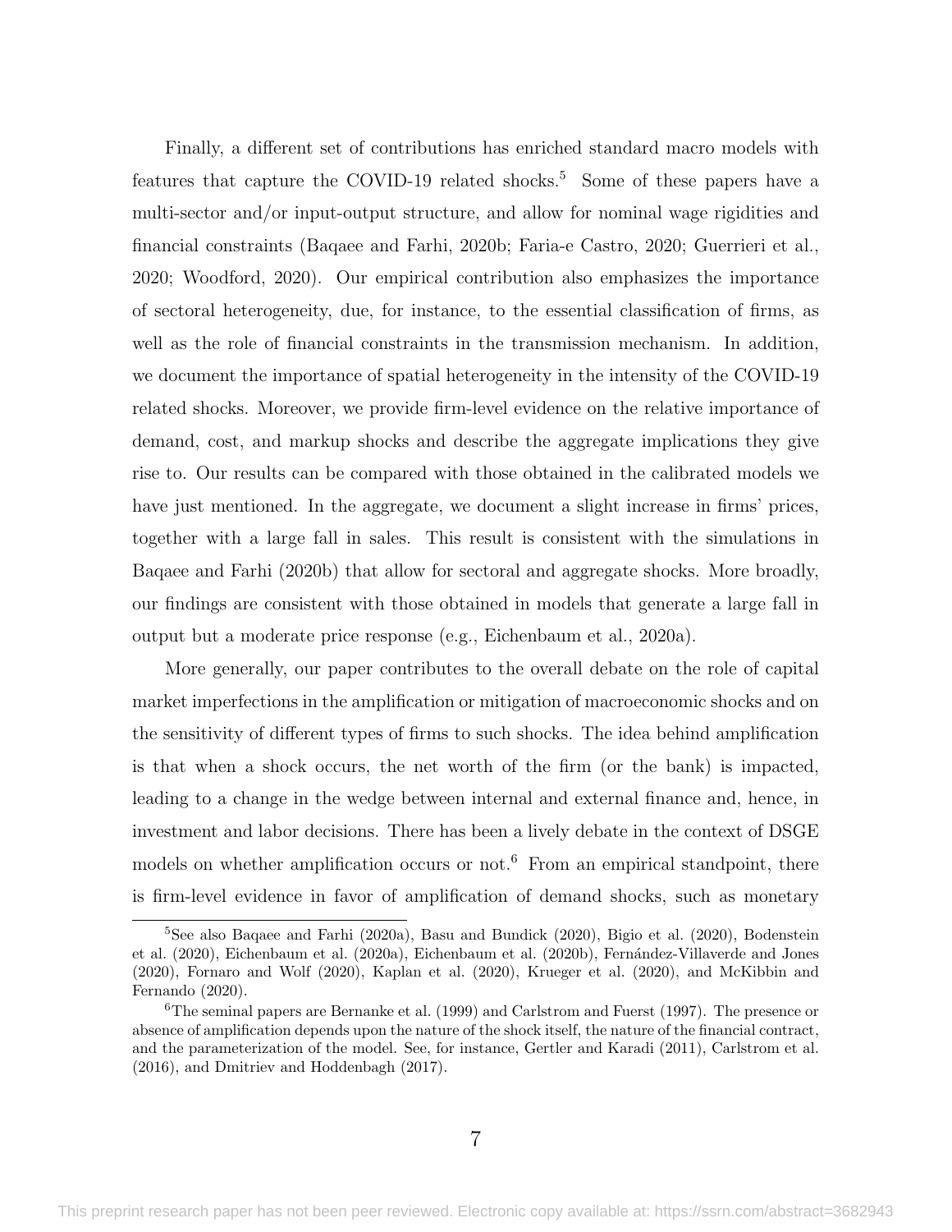Finally, a different set of contributions has enriched standard macro models with features that capture the COVID-19 related shocks.[5] Some of these papers have a multi-sector and/or input-output structure, and allow for nominal wage rigidities and financial constraints (Baqaee and Farhi, 2020b; Faria-e Castro, 2020; Guerrieri et al., 2020; Woodford, 2020). Our empirical contribution also emphasizes the importance of sectoral heterogeneity, due, for instance, to the essential classification of firms, as well as the role of financial constraints in the transmission mechanism. In addition, we document the importance of spatial heterogeneity in the intensity of the COVID-19 related shocks. Moreover, we provide firm-level evidence on the relative importance of demand, cost, and markup shocks and describe the aggregate implications they give rise to. Our results can be compared with those obtained in the calibrated models we have just mentioned. In the aggregate, we document a slight increase in firms' prices, together with a large fall in sales. This result is consistent with the simulations in Baqaee and Farhi (2020b) that allow for sectoral and aggregate shocks. More broadly, our findings are consistent with those obtained in models that generate a large fall in output but a moderate price response (e.g., Eichenbaum et al., 2020a).

More generally, our paper contributes to the overall debate on the role of capital market imperfections in the amplification or mitigation of macroeconomic shocks and on the sensitivity of different types of firms to such shocks. The idea behind amplification is that when a shock occurs, the net worth of the firm (or the bank) is impacted, leading to a change in the wedge between internal and external finance and, hence, in investment and labor decisions. There has been a lively debate in the context of DSGE models on whether amplification occurs or not.[6] From an empirical standpoint, there is firm-level evidence in favor of amplification of demand shocks, such as monetary

[5] See also Baqaee and Farhi (2020a), Basu and Bundick (2020), Bigio et al. (2020), Bodenstein et al. (2020), Eichenbaum et al. (2020a), Eichenbaum et al. (2020b), Fernández-Villaverde and Jones (2020), Fornaro and Wolf (2020), Kaplan et al. (2020), Krueger et al. (2020), and McKibbin and Fernando (2020).

[6] The seminal papers are Bernanke et al. (1999) and Carlstrom and Fuerst (1997). The presence or absence of amplification depends upon the nature of the shock itself, the nature of the financial contract, and the parameterization of the model. See, for instance, Gertler and Karadi (2011), Carlstrom et al. (2016), and Dmitriev and Hoddenbagh (2017).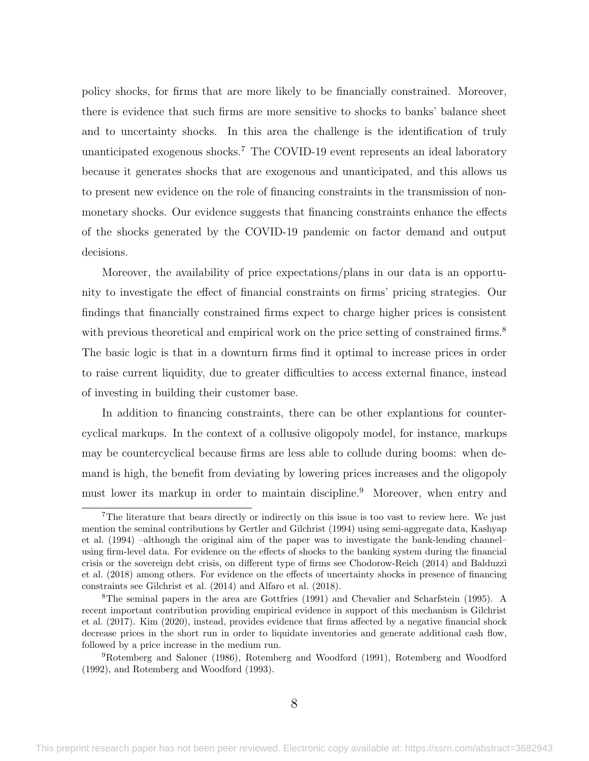policy shocks, for firms that are more likely to be financially constrained. Moreover, there is evidence that such firms are more sensitive to shocks to banks' balance sheet and to uncertainty shocks. In this area the challenge is the identification of truly unanticipated exogenous shocks.[7] The COVID-19 event represents an ideal laboratory because it generates shocks that are exogenous and unanticipated, and this allows us to present new evidence on the role of financing constraints in the transmission of non-monetary shocks. Our evidence suggests that financing constraints enhance the effects of the shocks generated by the COVID-19 pandemic on factor demand and output decisions.

Moreover, the availability of price expectations/plans in our data is an opportunity to investigate the effect of financial constraints on firms' pricing strategies. Our findings that financially constrained firms expect to charge higher prices is consistent with previous theoretical and empirical work on the price setting of constrained firms.[8] The basic logic is that in a downturn firms find it optimal to increase prices in order to raise current liquidity, due to greater difficulties to access external finance, instead of investing in building their customer base.

In addition to financing constraints, there can be other explantions for countercyclical markups. In the context of a collusive oligopoly model, for instance, markups may be countercyclical because firms are less able to collude during booms: when demand is high, the benefit from deviating by lowering prices increases and the oligopoly must lower its markup in order to maintain discipline.[9] Moreover, when entry and

[7] The literature that bears directly or indirectly on this issue is too vast to review here. We just mention the seminal contributions by Gertler and Gilchrist (1994) using semi-aggregate data, Kashyap et al. (1994) –although the original aim of the paper was to investigate the bank-lending channel– using firm-level data. For evidence on the effects of shocks to the banking system during the financial crisis or the sovereign debt crisis, on different type of firms see Chodorow-Reich (2014) and Balduzzi et al. (2018) among others. For evidence on the effects of uncertainty shocks in presence of financing constraints see Gilchrist et al. (2014) and Alfaro et al. (2018).

[8] The seminal papers in the area are Gottfries (1991) and Chevalier and Scharfstein (1995). A recent important contribution providing empirical evidence in support of this mechanism is Gilchrist et al. (2017). Kim (2020), instead, provides evidence that firms affected by a negative financial shock decrease prices in the short run in order to liquidate inventories and generate additional cash flow, followed by a price increase in the medium run.

[9] Rotemberg and Saloner (1986), Rotemberg and Woodford (1991), Rotemberg and Woodford (1992), and Rotemberg and Woodford (1993).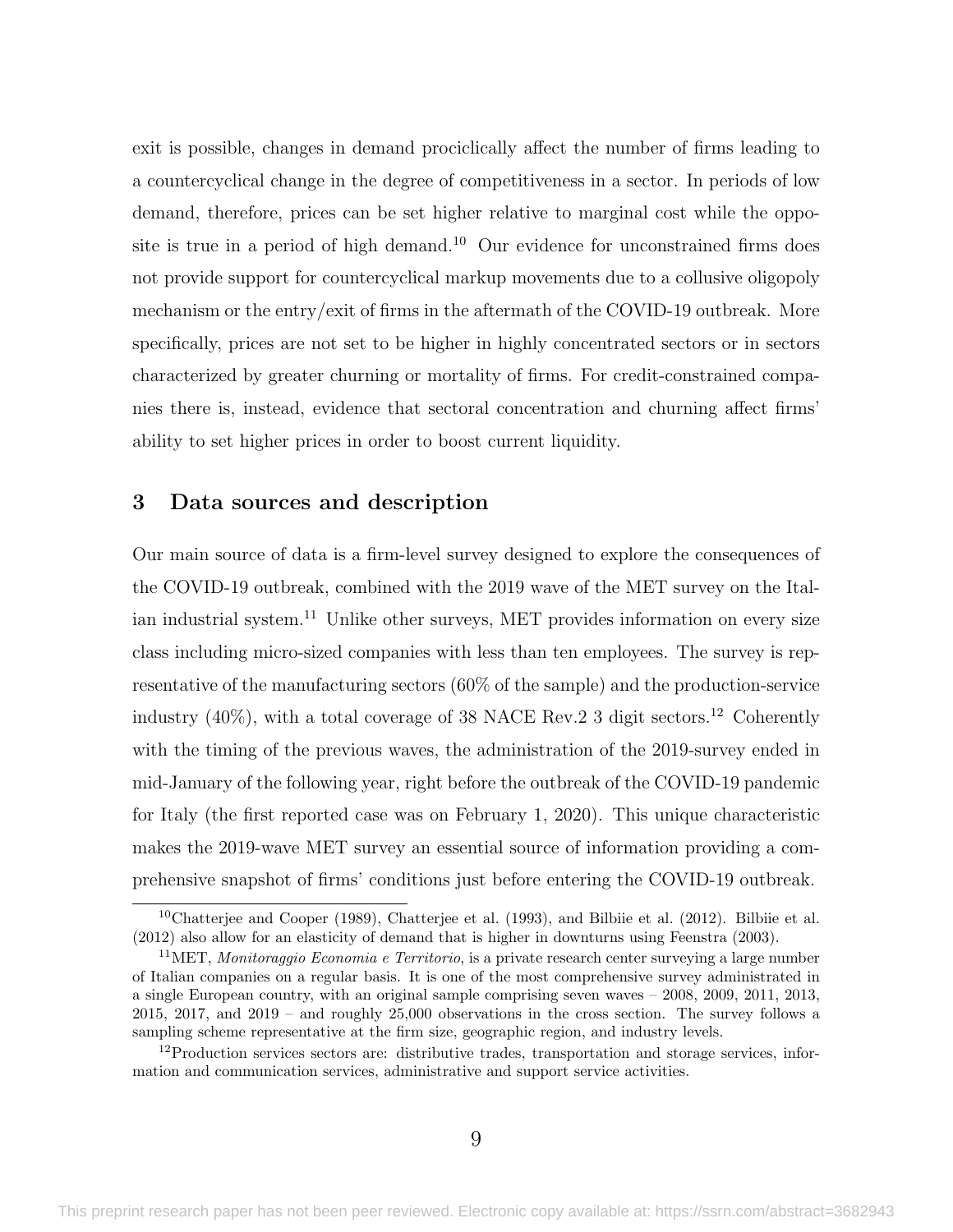exit is possible, changes in demand prociclically affect the number of firms leading to a countercyclical change in the degree of competitiveness in a sector. In periods of low demand, therefore, prices can be set higher relative to marginal cost while the opposite is true in a period of high demand.[10] Our evidence for unconstrained firms does not provide support for countercyclical markup movements due to a collusive oligopoly mechanism or the entry/exit of firms in the aftermath of the COVID-19 outbreak. More specifically, prices are not set to be higher in highly concentrated sectors or in sectors characterized by greater churning or mortality of firms. For credit-constrained companies there is, instead, evidence that sectoral concentration and churning affect firms' ability to set higher prices in order to boost current liquidity.

## 3 Data sources and description

Our main source of data is a firm-level survey designed to explore the consequences of the COVID-19 outbreak, combined with the 2019 wave of the MET survey on the Italian industrial system.[11] Unlike other surveys, MET provides information on every size class including micro-sized companies with less than ten employees. The survey is representative of the manufacturing sectors (60% of the sample) and the production-service industry (40%), with a total coverage of 38 NACE Rev.2 3 digit sectors.[12] Coherently with the timing of the previous waves, the administration of the 2019-survey ended in mid-January of the following year, right before the outbreak of the COVID-19 pandemic for Italy (the first reported case was on February 1, 2020). This unique characteristic makes the 2019-wave MET survey an essential source of information providing a comprehensive snapshot of firms' conditions just before entering the COVID-19 outbreak.

[10] Chatterjee and Cooper (1989), Chatterjee et al. (1993), and Bilbiie et al. (2012). Bilbiie et al. (2012) also allow for an elasticity of demand that is higher in downturns using Feenstra (2003).

[11] MET, *Monitoraggio Economia e Territorio*, is a private research center surveying a large number of Italian companies on a regular basis. It is one of the most comprehensive survey administrated in a single European country, with an original sample comprising seven waves – 2008, 2009, 2011, 2013, 2015, 2017, and 2019 – and roughly 25,000 observations in the cross section. The survey follows a sampling scheme representative at the firm size, geographic region, and industry levels.

[12] Production services sectors are: distributive trades, transportation and storage services, information and communication services, administrative and support service activities.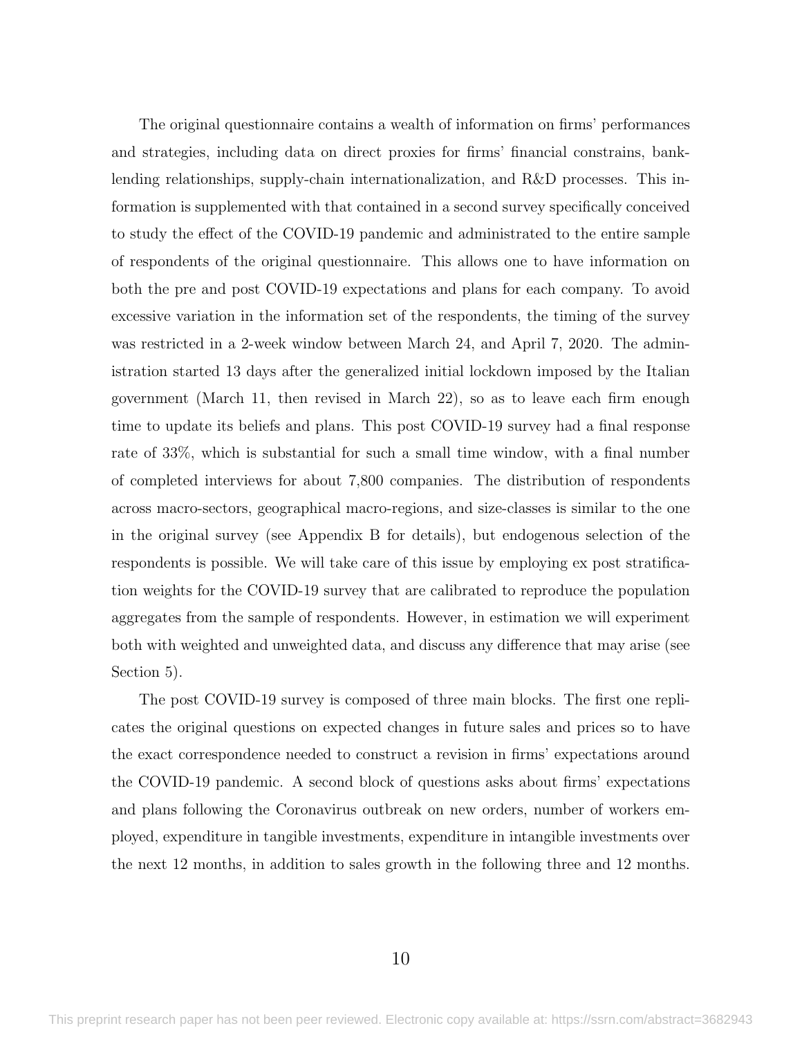The original questionnaire contains a wealth of information on firms' performances and strategies, including data on direct proxies for firms' financial constrains, bank-lending relationships, supply-chain internationalization, and R&D processes. This information is supplemented with that contained in a second survey specifically conceived to study the effect of the COVID-19 pandemic and administrated to the entire sample of respondents of the original questionnaire. This allows one to have information on both the pre and post COVID-19 expectations and plans for each company. To avoid excessive variation in the information set of the respondents, the timing of the survey was restricted in a 2-week window between March 24, and April 7, 2020. The administration started 13 days after the generalized initial lockdown imposed by the Italian government (March 11, then revised in March 22), so as to leave each firm enough time to update its beliefs and plans. This post COVID-19 survey had a final response rate of 33%, which is substantial for such a small time window, with a final number of completed interviews for about 7,800 companies. The distribution of respondents across macro-sectors, geographical macro-regions, and size-classes is similar to the one in the original survey (see Appendix B for details), but endogenous selection of the respondents is possible. We will take care of this issue by employing ex post stratification weights for the COVID-19 survey that are calibrated to reproduce the population aggregates from the sample of respondents. However, in estimation we will experiment both with weighted and unweighted data, and discuss any difference that may arise (see Section 5).

The post COVID-19 survey is composed of three main blocks. The first one replicates the original questions on expected changes in future sales and prices so to have the exact correspondence needed to construct a revision in firms' expectations around the COVID-19 pandemic. A second block of questions asks about firms' expectations and plans following the Coronavirus outbreak on new orders, number of workers employed, expenditure in tangible investments, expenditure in intangible investments over the next 12 months, in addition to sales growth in the following three and 12 months.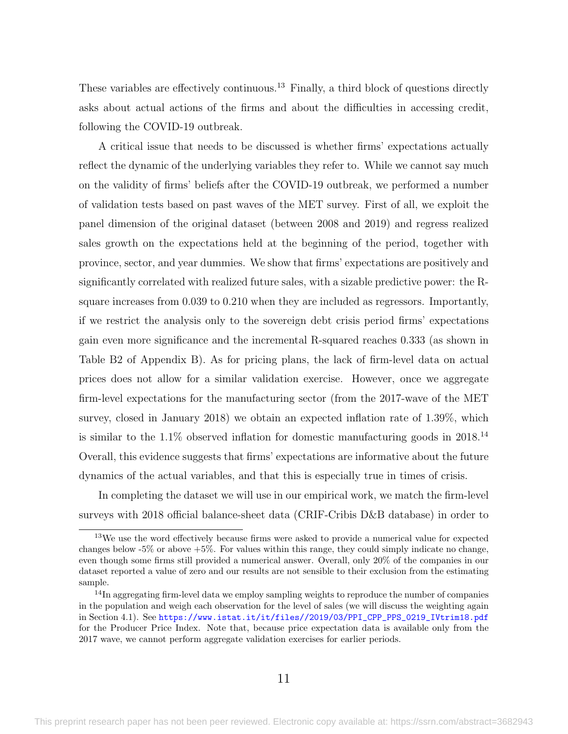These variables are effectively continuous.[13] Finally, a third block of questions directly asks about actual actions of the firms and about the difficulties in accessing credit, following the COVID-19 outbreak.

A critical issue that needs to be discussed is whether firms' expectations actually reflect the dynamic of the underlying variables they refer to. While we cannot say much on the validity of firms' beliefs after the COVID-19 outbreak, we performed a number of validation tests based on past waves of the MET survey. First of all, we exploit the panel dimension of the original dataset (between 2008 and 2019) and regress realized sales growth on the expectations held at the beginning of the period, together with province, sector, and year dummies. We show that firms' expectations are positively and significantly correlated with realized future sales, with a sizable predictive power: the R-square increases from 0.039 to 0.210 when they are included as regressors. Importantly, if we restrict the analysis only to the sovereign debt crisis period firms' expectations gain even more significance and the incremental R-squared reaches 0.333 (as shown in Table B2 of Appendix B). As for pricing plans, the lack of firm-level data on actual prices does not allow for a similar validation exercise. However, once we aggregate firm-level expectations for the manufacturing sector (from the 2017-wave of the MET survey, closed in January 2018) we obtain an expected inflation rate of 1.39%, which is similar to the 1.1% observed inflation for domestic manufacturing goods in 2018.[14] Overall, this evidence suggests that firms' expectations are informative about the future dynamics of the actual variables, and that this is especially true in times of crisis.

In completing the dataset we will use in our empirical work, we match the firm-level surveys with 2018 official balance-sheet data (CRIF-Cribis D&B database) in order to

---

[13] We use the word effectively because firms were asked to provide a numerical value for expected changes below -5% or above +5%. For values within this range, they could simply indicate no change, even though some firms still provided a numerical answer. Overall, only 20% of the companies in our dataset reported a value of zero and our results are not sensible to their exclusion from the estimating sample.

[14] In aggregating firm-level data we employ sampling weights to reproduce the number of companies in the population and weigh each observation for the level of sales (we will discuss the weighting again in Section 4.1). See https://www.istat.it/it/files//2019/03/PPI_CPP_PPS_0219_IVtrim18.pdf for the Producer Price Index. Note that, because price expectation data is available only from the 2017 wave, we cannot perform aggregate validation exercises for earlier periods.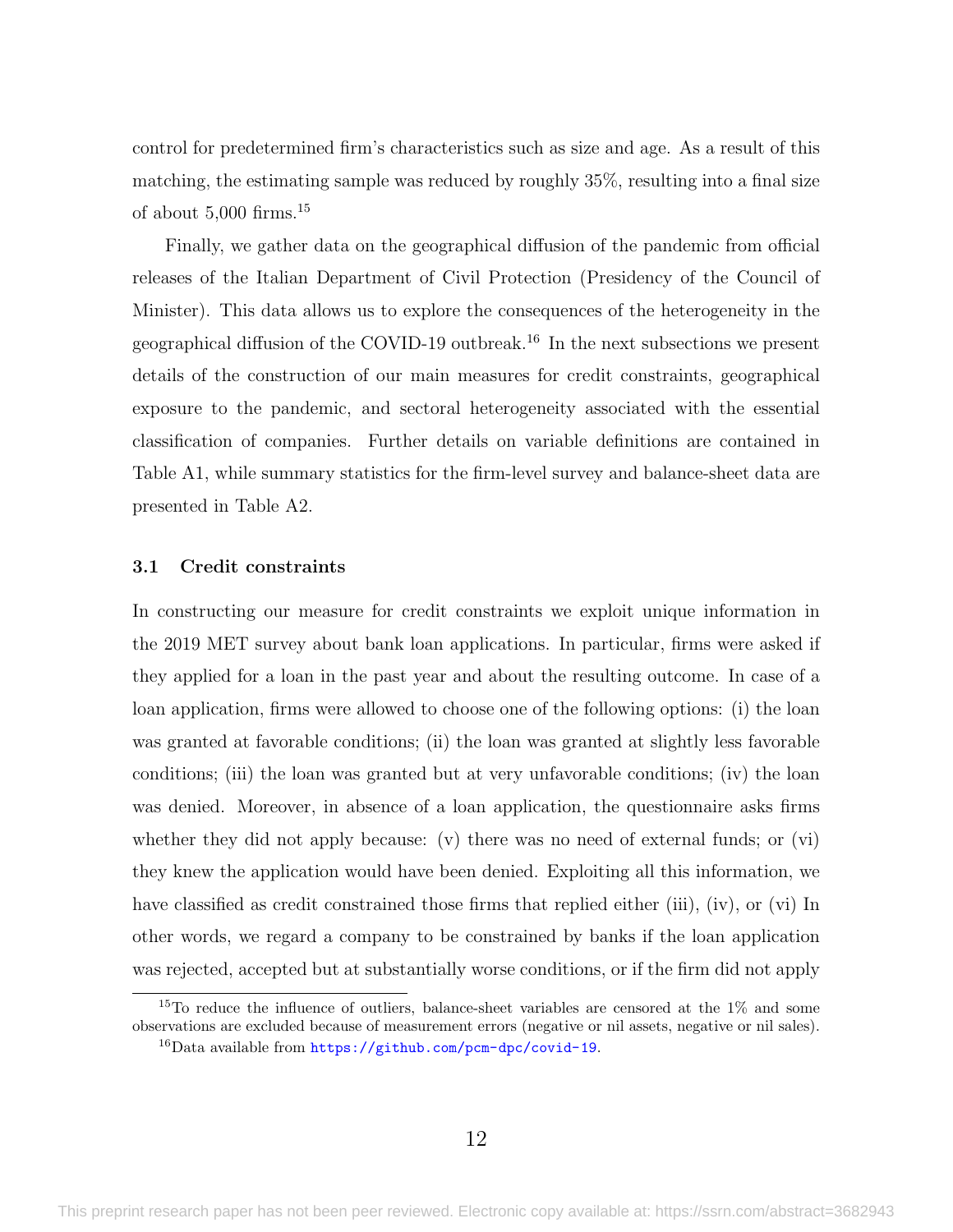control for predetermined firm's characteristics such as size and age. As a result of this matching, the estimating sample was reduced by roughly 35%, resulting into a final size of about 5,000 firms.[15]

Finally, we gather data on the geographical diffusion of the pandemic from official releases of the Italian Department of Civil Protection (Presidency of the Council of Minister). This data allows us to explore the consequences of the heterogeneity in the geographical diffusion of the COVID-19 outbreak.[16] In the next subsections we present details of the construction of our main measures for credit constraints, geographical exposure to the pandemic, and sectoral heterogeneity associated with the essential classification of companies. Further details on variable definitions are contained in Table A1, while summary statistics for the firm-level survey and balance-sheet data are presented in Table A2.

### 3.1 Credit constraints

In constructing our measure for credit constraints we exploit unique information in the 2019 MET survey about bank loan applications. In particular, firms were asked if they applied for a loan in the past year and about the resulting outcome. In case of a loan application, firms were allowed to choose one of the following options: (i) the loan was granted at favorable conditions; (ii) the loan was granted at slightly less favorable conditions; (iii) the loan was granted but at very unfavorable conditions; (iv) the loan was denied. Moreover, in absence of a loan application, the questionnaire asks firms whether they did not apply because: (v) there was no need of external funds; or (vi) they knew the application would have been denied. Exploiting all this information, we have classified as credit constrained those firms that replied either (iii), (iv), or (vi) In other words, we regard a company to be constrained by banks if the loan application was rejected, accepted but at substantially worse conditions, or if the firm did not apply

[15] To reduce the influence of outliers, balance-sheet variables are censored at the 1% and some observations are excluded because of measurement errors (negative or nil assets, negative or nil sales).

[16] Data available from https://github.com/pcm-dpc/covid-19.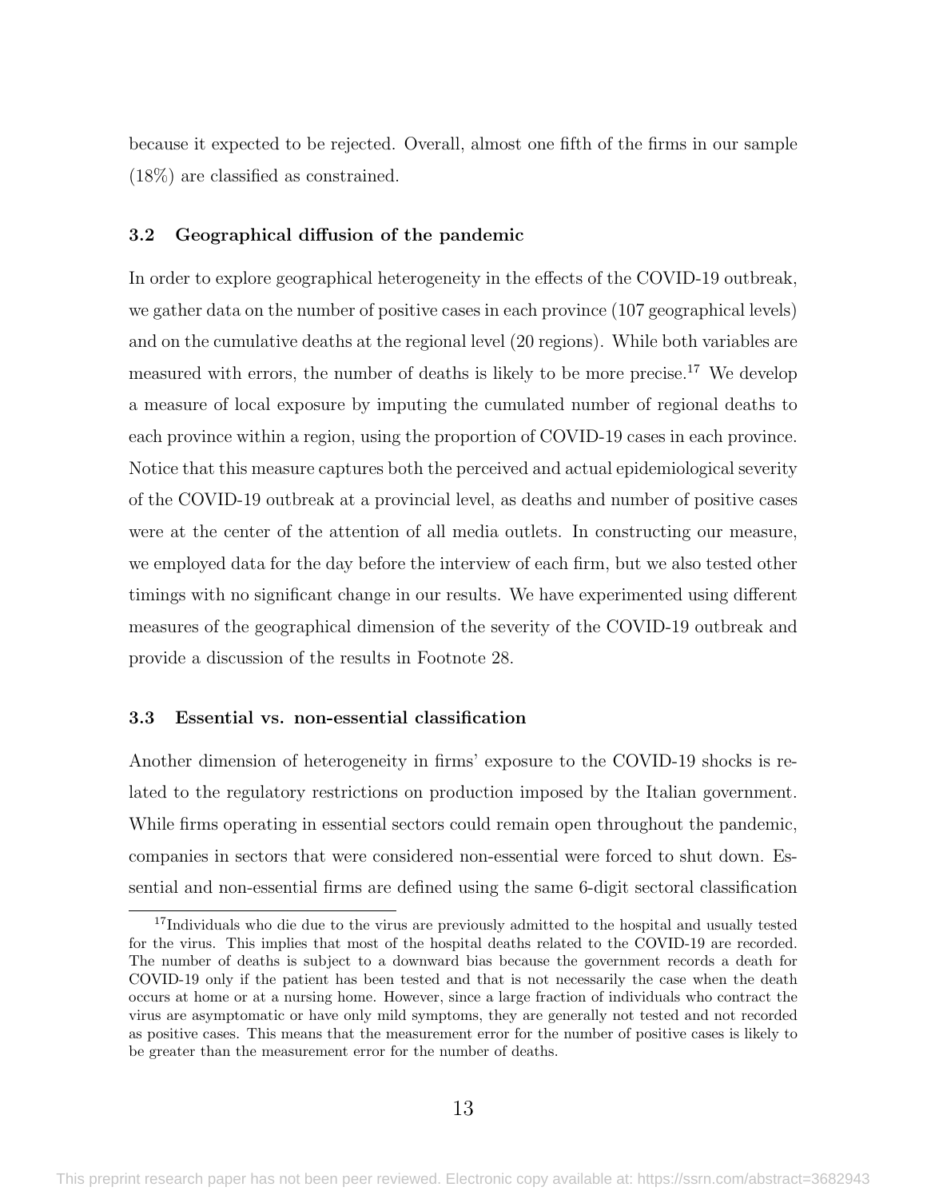because it expected to be rejected. Overall, almost one fifth of the firms in our sample (18%) are classified as constrained.

### 3.2 Geographical diffusion of the pandemic

In order to explore geographical heterogeneity in the effects of the COVID-19 outbreak, we gather data on the number of positive cases in each province (107 geographical levels) and on the cumulative deaths at the regional level (20 regions). While both variables are measured with errors, the number of deaths is likely to be more precise.[17] We develop a measure of local exposure by imputing the cumulated number of regional deaths to each province within a region, using the proportion of COVID-19 cases in each province. Notice that this measure captures both the perceived and actual epidemiological severity of the COVID-19 outbreak at a provincial level, as deaths and number of positive cases were at the center of the attention of all media outlets. In constructing our measure, we employed data for the day before the interview of each firm, but we also tested other timings with no significant change in our results. We have experimented using different measures of the geographical dimension of the severity of the COVID-19 outbreak and provide a discussion of the results in Footnote 28.

### 3.3 Essential vs. non-essential classification

Another dimension of heterogeneity in firms' exposure to the COVID-19 shocks is related to the regulatory restrictions on production imposed by the Italian government. While firms operating in essential sectors could remain open throughout the pandemic, companies in sectors that were considered non-essential were forced to shut down. Essential and non-essential firms are defined using the same 6-digit sectoral classification

[17] Individuals who die due to the virus are previously admitted to the hospital and usually tested for the virus. This implies that most of the hospital deaths related to the COVID-19 are recorded. The number of deaths is subject to a downward bias because the government records a death for COVID-19 only if the patient has been tested and that is not necessarily the case when the death occurs at home or at a nursing home. However, since a large fraction of individuals who contract the virus are asymptomatic or have only mild symptoms, they are generally not tested and not recorded as positive cases. This means that the measurement error for the number of positive cases is likely to be greater than the measurement error for the number of deaths.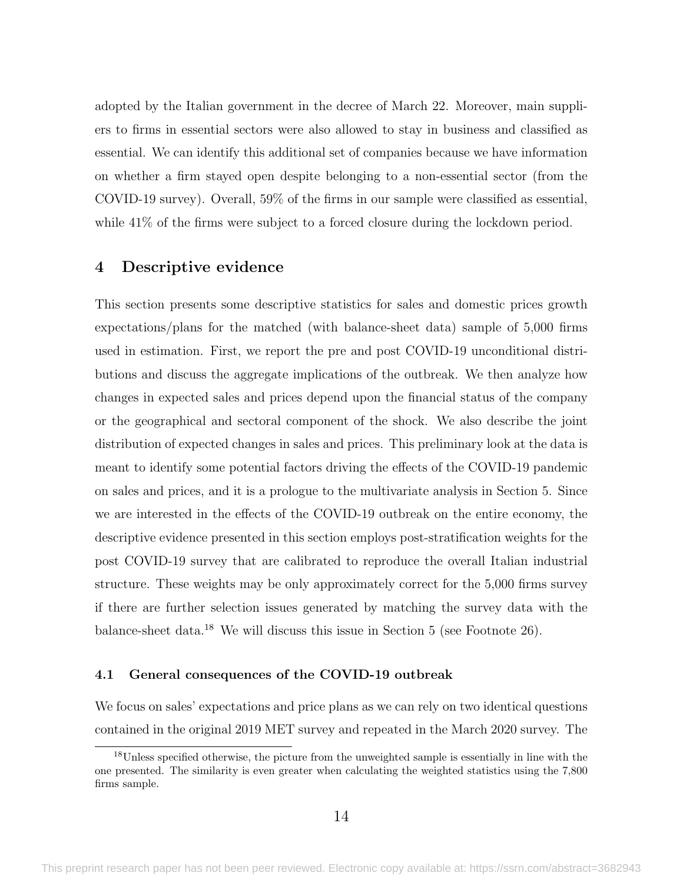adopted by the Italian government in the decree of March 22. Moreover, main suppliers to firms in essential sectors were also allowed to stay in business and classified as essential. We can identify this additional set of companies because we have information on whether a firm stayed open despite belonging to a non-essential sector (from the COVID-19 survey). Overall, 59% of the firms in our sample were classified as essential, while 41% of the firms were subject to a forced closure during the lockdown period.

## 4 Descriptive evidence

This section presents some descriptive statistics for sales and domestic prices growth expectations/plans for the matched (with balance-sheet data) sample of 5,000 firms used in estimation. First, we report the pre and post COVID-19 unconditional distributions and discuss the aggregate implications of the outbreak. We then analyze how changes in expected sales and prices depend upon the financial status of the company or the geographical and sectoral component of the shock. We also describe the joint distribution of expected changes in sales and prices. This preliminary look at the data is meant to identify some potential factors driving the effects of the COVID-19 pandemic on sales and prices, and it is a prologue to the multivariate analysis in Section 5. Since we are interested in the effects of the COVID-19 outbreak on the entire economy, the descriptive evidence presented in this section employs post-stratification weights for the post COVID-19 survey that are calibrated to reproduce the overall Italian industrial structure. These weights may be only approximately correct for the 5,000 firms survey if there are further selection issues generated by matching the survey data with the balance-sheet data.[18] We will discuss this issue in Section 5 (see Footnote 26).

### 4.1 General consequences of the COVID-19 outbreak

We focus on sales' expectations and price plans as we can rely on two identical questions contained in the original 2019 MET survey and repeated in the March 2020 survey. The

[18] Unless specified otherwise, the picture from the unweighted sample is essentially in line with the one presented. The similarity is even greater when calculating the weighted statistics using the 7,800 firms sample.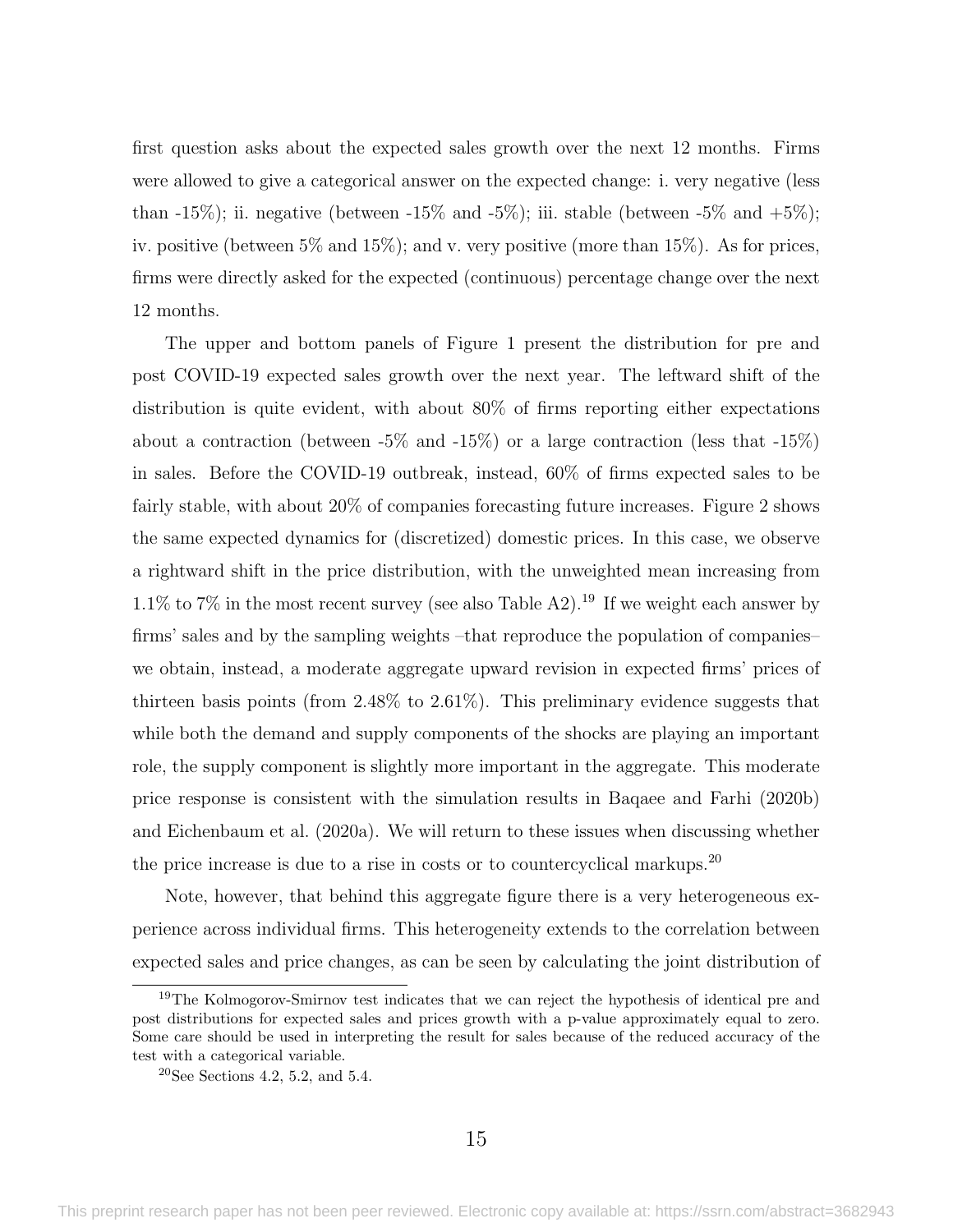first question asks about the expected sales growth over the next 12 months. Firms were allowed to give a categorical answer on the expected change: i. very negative (less than -15%); ii. negative (between -15% and -5%); iii. stable (between -5% and +5%); iv. positive (between 5% and 15%); and v. very positive (more than 15%). As for prices, firms were directly asked for the expected (continuous) percentage change over the next 12 months.

The upper and bottom panels of Figure 1 present the distribution for pre and post COVID-19 expected sales growth over the next year. The leftward shift of the distribution is quite evident, with about 80% of firms reporting either expectations about a contraction (between -5% and -15%) or a large contraction (less that -15%) in sales. Before the COVID-19 outbreak, instead, 60% of firms expected sales to be fairly stable, with about 20% of companies forecasting future increases. Figure 2 shows the same expected dynamics for (discretized) domestic prices. In this case, we observe a rightward shift in the price distribution, with the unweighted mean increasing from 1.1% to 7% in the most recent survey (see also Table A2).[19] If we weight each answer by firms' sales and by the sampling weights –that reproduce the population of companies– we obtain, instead, a moderate aggregate upward revision in expected firms' prices of thirteen basis points (from 2.48% to 2.61%). This preliminary evidence suggests that while both the demand and supply components of the shocks are playing an important role, the supply component is slightly more important in the aggregate. This moderate price response is consistent with the simulation results in Baqaee and Farhi (2020b) and Eichenbaum et al. (2020a). We will return to these issues when discussing whether the price increase is due to a rise in costs or to countercyclical markups.[20]

Note, however, that behind this aggregate figure there is a very heterogeneous experience across individual firms. This heterogeneity extends to the correlation between expected sales and price changes, as can be seen by calculating the joint distribution of

[19] The Kolmogorov-Smirnov test indicates that we can reject the hypothesis of identical pre and post distributions for expected sales and prices growth with a p-value approximately equal to zero. Some care should be used in interpreting the result for sales because of the reduced accuracy of the test with a categorical variable.

[20] See Sections 4.2, 5.2, and 5.4.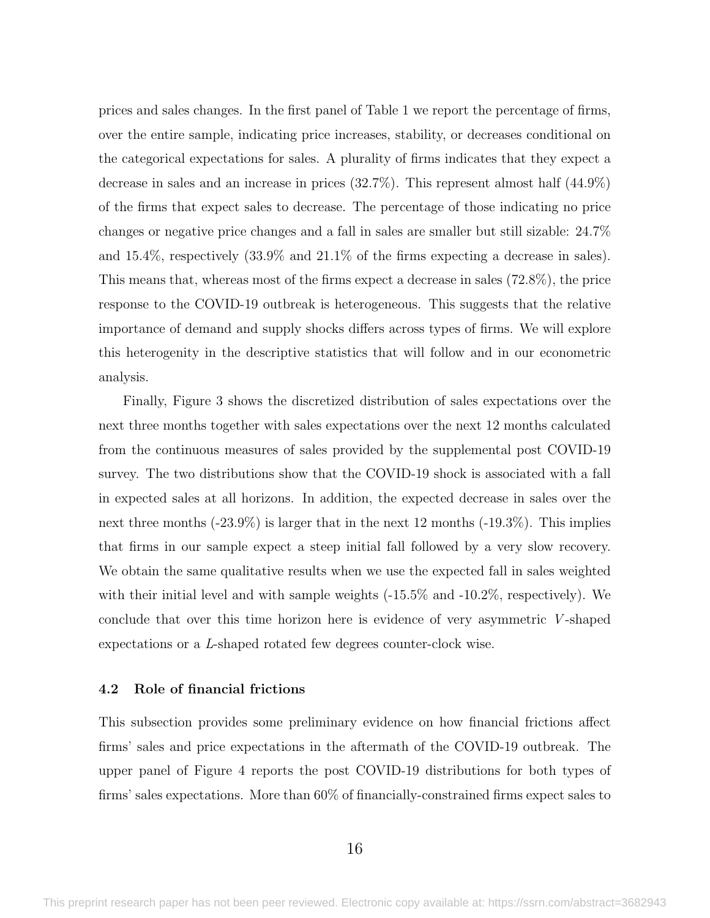prices and sales changes. In the first panel of Table 1 we report the percentage of firms, over the entire sample, indicating price increases, stability, or decreases conditional on the categorical expectations for sales. A plurality of firms indicates that they expect a decrease in sales and an increase in prices (32.7%). This represent almost half (44.9%) of the firms that expect sales to decrease. The percentage of those indicating no price changes or negative price changes and a fall in sales are smaller but still sizable: 24.7% and 15.4%, respectively (33.9% and 21.1% of the firms expecting a decrease in sales). This means that, whereas most of the firms expect a decrease in sales (72.8%), the price response to the COVID-19 outbreak is heterogeneous. This suggests that the relative importance of demand and supply shocks differs across types of firms. We will explore this heterogenity in the descriptive statistics that will follow and in our econometric analysis.

Finally, Figure 3 shows the discretized distribution of sales expectations over the next three months together with sales expectations over the next 12 months calculated from the continuous measures of sales provided by the supplemental post COVID-19 survey. The two distributions show that the COVID-19 shock is associated with a fall in expected sales at all horizons. In addition, the expected decrease in sales over the next three months (-23.9%) is larger that in the next 12 months (-19.3%). This implies that firms in our sample expect a steep initial fall followed by a very slow recovery. We obtain the same qualitative results when we use the expected fall in sales weighted with their initial level and with sample weights (-15.5% and -10.2%, respectively). We conclude that over this time horizon here is evidence of very asymmetric *V*-shaped expectations or a *L*-shaped rotated few degrees counter-clock wise.

### 4.2 Role of financial frictions

This subsection provides some preliminary evidence on how financial frictions affect firms' sales and price expectations in the aftermath of the COVID-19 outbreak. The upper panel of Figure 4 reports the post COVID-19 distributions for both types of firms' sales expectations. More than 60% of financially-constrained firms expect sales to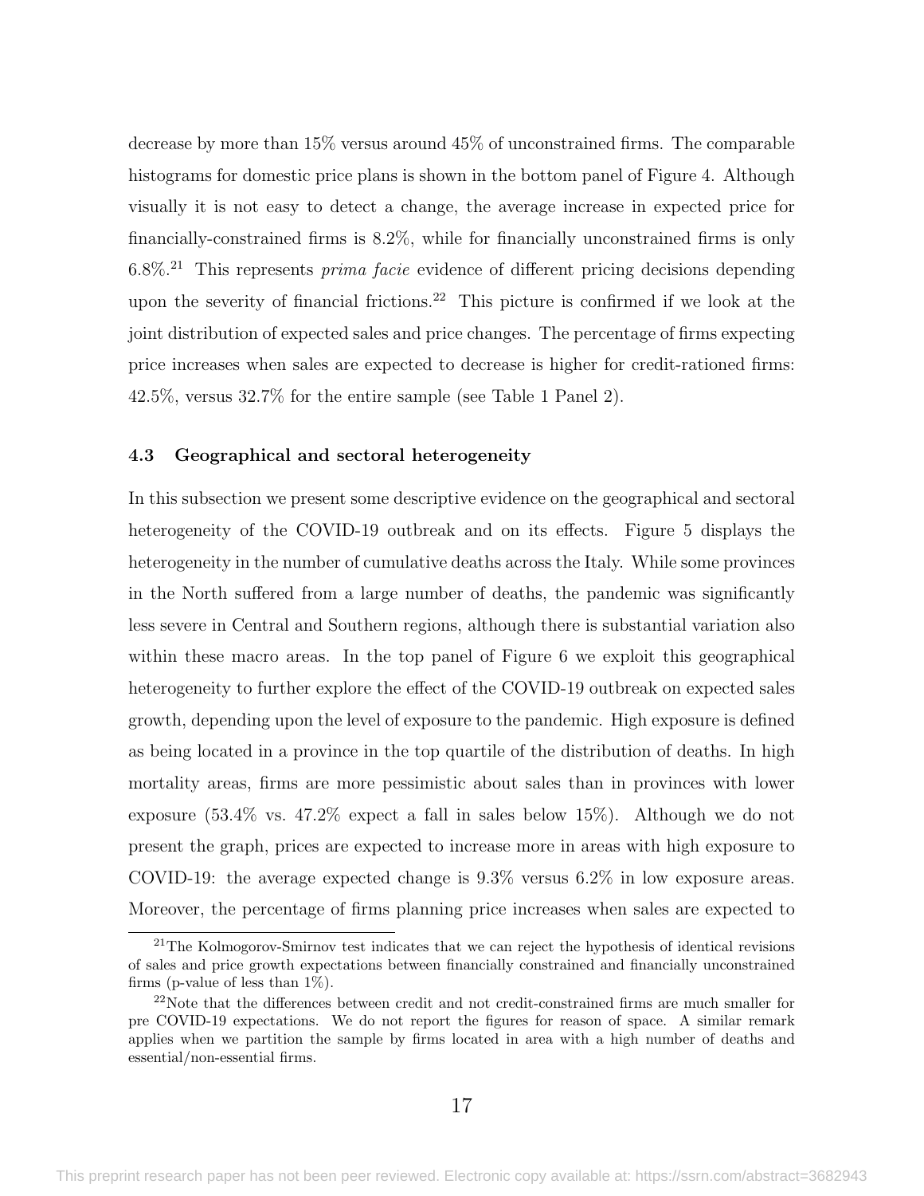decrease by more than 15% versus around 45% of unconstrained firms. The comparable histograms for domestic price plans is shown in the bottom panel of Figure 4. Although visually it is not easy to detect a change, the average increase in expected price for financially-constrained firms is 8.2%, while for financially unconstrained firms is only 6.8%.[21] This represents *prima facie* evidence of different pricing decisions depending upon the severity of financial frictions.[22] This picture is confirmed if we look at the joint distribution of expected sales and price changes. The percentage of firms expecting price increases when sales are expected to decrease is higher for credit-rationed firms: 42.5%, versus 32.7% for the entire sample (see Table 1 Panel 2).

### 4.3 Geographical and sectoral heterogeneity

In this subsection we present some descriptive evidence on the geographical and sectoral heterogeneity of the COVID-19 outbreak and on its effects. Figure 5 displays the heterogeneity in the number of cumulative deaths across the Italy. While some provinces in the North suffered from a large number of deaths, the pandemic was significantly less severe in Central and Southern regions, although there is substantial variation also within these macro areas. In the top panel of Figure 6 we exploit this geographical heterogeneity to further explore the effect of the COVID-19 outbreak on expected sales growth, depending upon the level of exposure to the pandemic. High exposure is defined as being located in a province in the top quartile of the distribution of deaths. In high mortality areas, firms are more pessimistic about sales than in provinces with lower exposure (53.4% vs. 47.2% expect a fall in sales below 15%). Although we do not present the graph, prices are expected to increase more in areas with high exposure to COVID-19: the average expected change is 9.3% versus 6.2% in low exposure areas. Moreover, the percentage of firms planning price increases when sales are expected to

[21] The Kolmogorov-Smirnov test indicates that we can reject the hypothesis of identical revisions of sales and price growth expectations between financially constrained and financially unconstrained firms (p-value of less than 1%).

[22] Note that the differences between credit and not credit-constrained firms are much smaller for pre COVID-19 expectations. We do not report the figures for reason of space. A similar remark applies when we partition the sample by firms located in area with a high number of deaths and essential/non-essential firms.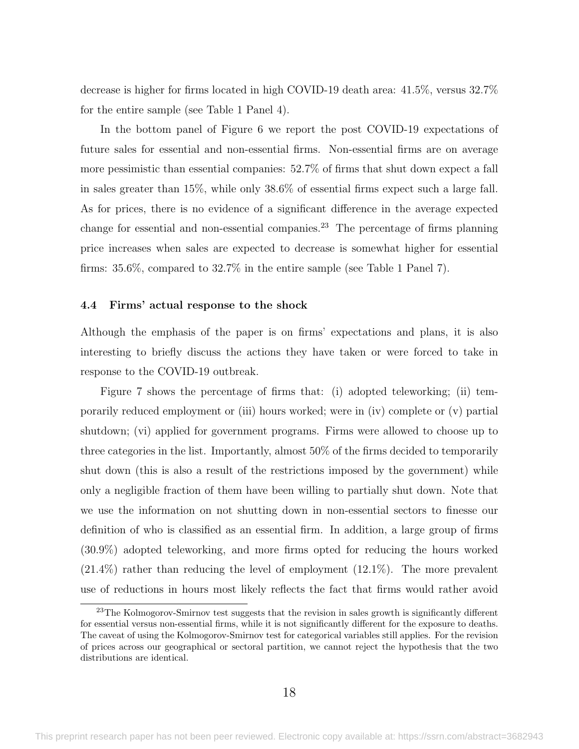decrease is higher for firms located in high COVID-19 death area: 41.5%, versus 32.7% for the entire sample (see Table 1 Panel 4).

In the bottom panel of Figure 6 we report the post COVID-19 expectations of future sales for essential and non-essential firms. Non-essential firms are on average more pessimistic than essential companies: 52.7% of firms that shut down expect a fall in sales greater than 15%, while only 38.6% of essential firms expect such a large fall. As for prices, there is no evidence of a significant difference in the average expected change for essential and non-essential companies.[23] The percentage of firms planning price increases when sales are expected to decrease is somewhat higher for essential firms: 35.6%, compared to 32.7% in the entire sample (see Table 1 Panel 7).

### 4.4 Firms' actual response to the shock

Although the emphasis of the paper is on firms' expectations and plans, it is also interesting to briefly discuss the actions they have taken or were forced to take in response to the COVID-19 outbreak.

Figure 7 shows the percentage of firms that: (i) adopted teleworking; (ii) temporarily reduced employment or (iii) hours worked; were in (iv) complete or (v) partial shutdown; (vi) applied for government programs. Firms were allowed to choose up to three categories in the list. Importantly, almost 50% of the firms decided to temporarily shut down (this is also a result of the restrictions imposed by the government) while only a negligible fraction of them have been willing to partially shut down. Note that we use the information on not shutting down in non-essential sectors to finesse our definition of who is classified as an essential firm. In addition, a large group of firms (30.9%) adopted teleworking, and more firms opted for reducing the hours worked (21.4%) rather than reducing the level of employment (12.1%). The more prevalent use of reductions in hours most likely reflects the fact that firms would rather avoid

[23] The Kolmogorov-Smirnov test suggests that the revision in sales growth is significantly different for essential versus non-essential firms, while it is not significantly different for the exposure to deaths. The caveat of using the Kolmogorov-Smirnov test for categorical variables still applies. For the revision of prices across our geographical or sectoral partition, we cannot reject the hypothesis that the two distributions are identical.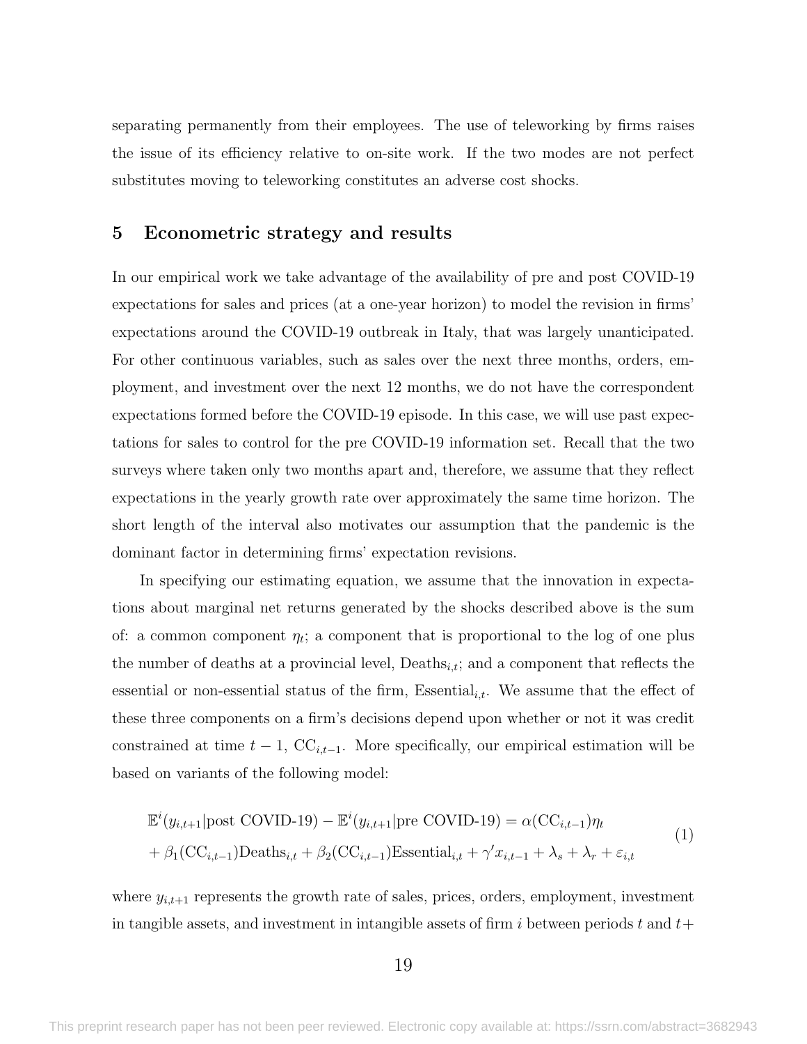separating permanently from their employees. The use of teleworking by firms raises the issue of its efficiency relative to on-site work. If the two modes are not perfect substitutes moving to teleworking constitutes an adverse cost shocks.

## 5 Econometric strategy and results

In our empirical work we take advantage of the availability of pre and post COVID-19 expectations for sales and prices (at a one-year horizon) to model the revision in firms' expectations around the COVID-19 outbreak in Italy, that was largely unanticipated. For other continuous variables, such as sales over the next three months, orders, employment, and investment over the next 12 months, we do not have the correspondent expectations formed before the COVID-19 episode. In this case, we will use past expectations for sales to control for the pre COVID-19 information set. Recall that the two surveys where taken only two months apart and, therefore, we assume that they reflect expectations in the yearly growth rate over approximately the same time horizon. The short length of the interval also motivates our assumption that the pandemic is the dominant factor in determining firms' expectation revisions.

In specifying our estimating equation, we assume that the innovation in expectations about marginal net returns generated by the shocks described above is the sum of: a common component $\eta_t$; a component that is proportional to the log of one plus the number of deaths at a provincial level, $\text{Deaths}_{i,t}$; and a component that reflects the essential or non-essential status of the firm, $\text{Essential}_{i,t}$. We assume that the effect of these three components on a firm's decisions depend upon whether or not it was credit constrained at time $t-1$, $\text{CC}_{i,t-1}$. More specifically, our empirical estimation will be based on variants of the following model:

$$
\begin{aligned}
\mathbb{E}^i(y_{i,t+1}|\text{post COVID-19}) - \mathbb{E}^i(y_{i,t+1}|\text{pre COVID-19}) &= \alpha(\text{CC}_{i,t-1})\eta_t \\
+ \beta_1(\text{CC}_{i,t-1})\text{Deaths}_{i,t} + \beta_2(\text{CC}_{i,t-1})\text{Essential}_{i,t} &+ \gamma' x_{i,t-1} + \lambda_s + \lambda_r + \varepsilon_{i,t}
\end{aligned}
\tag{1}
$$

where $y_{i,t+1}$ represents the growth rate of sales, prices, orders, employment, investment in tangible assets, and investment in intangible assets of firm $i$ between periods $t$ and $t+$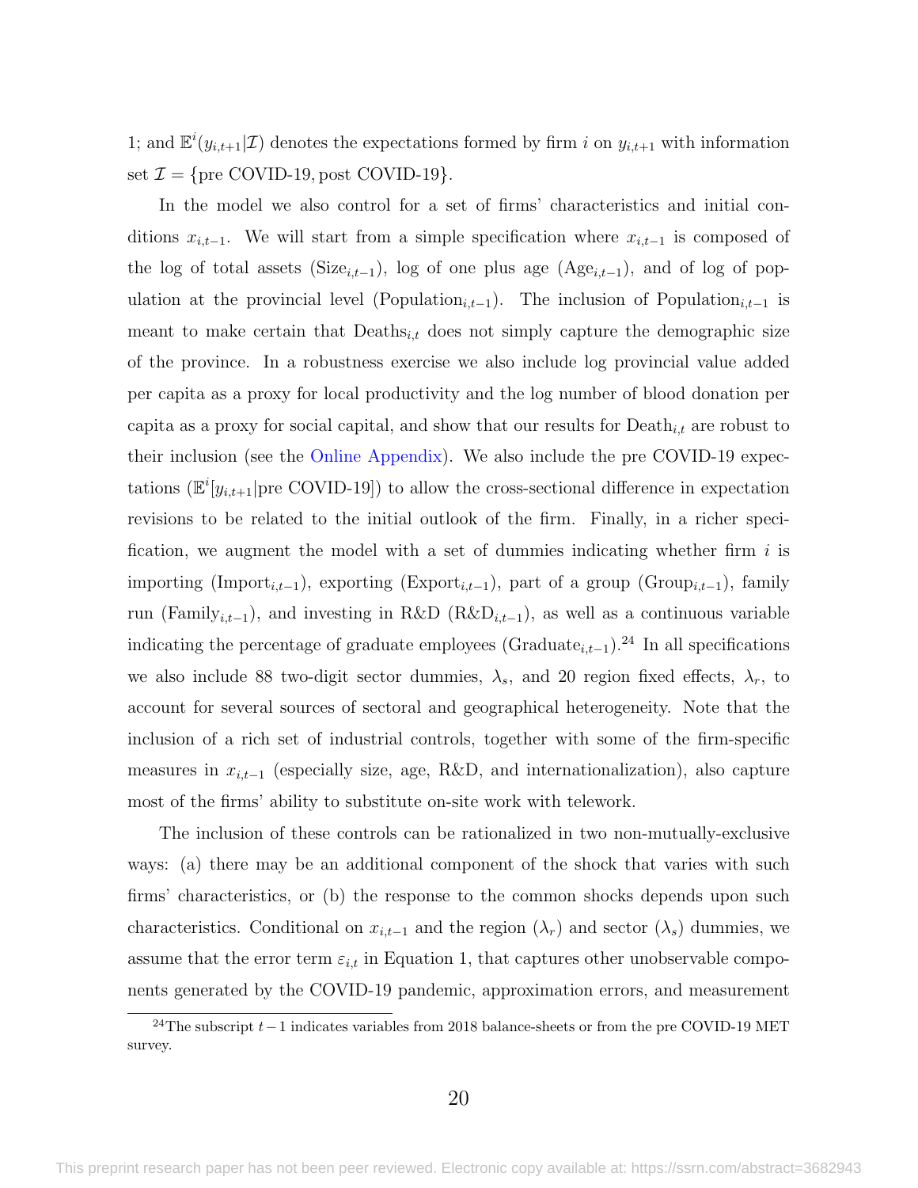1; and $\mathbb{E}^i(y_{i,t+1}|\mathcal{I})$ denotes the expectations formed by firm $i$ on $y_{i,t+1}$ with information set $\mathcal{I} = \{\text{pre COVID-19}, \text{post COVID-19}\}$.

In the model we also control for a set of firms' characteristics and initial conditions $x_{i,t-1}$. We will start from a simple specification where $x_{i,t-1}$ is composed of the log of total assets ($\text{Size}_{i,t-1}$), log of one plus age ($\text{Age}_{i,t-1}$), and of log of population at the provincial level ($\text{Population}_{i,t-1}$). The inclusion of $\text{Population}_{i,t-1}$ is meant to make certain that $\text{Deaths}_{i,t}$ does not simply capture the demographic size of the province. In a robustness exercise we also include log provincial value added per capita as a proxy for local productivity and the log number of blood donation per capita as a proxy for social capital, and show that our results for $\text{Death}_{i,t}$ are robust to their inclusion (see the Online Appendix). We also include the pre COVID-19 expectations ($\mathbb{E}^i[y_{i,t+1}|\text{pre COVID-19}]$) to allow the cross-sectional difference in expectation revisions to be related to the initial outlook of the firm. Finally, in a richer specification, we augment the model with a set of dummies indicating whether firm $i$ is importing ($\text{Import}_{i,t-1}$), exporting ($\text{Export}_{i,t-1}$), part of a group ($\text{Group}_{i,t-1}$), family run ($\text{Family}_{i,t-1}$), and investing in R&D ($\text{R\&D}_{i,t-1}$), as well as a continuous variable indicating the percentage of graduate employees ($\text{Graduate}_{i,t-1}$).[24] In all specifications we also include 88 two-digit sector dummies, $\lambda_s$, and 20 region fixed effects, $\lambda_r$, to account for several sources of sectoral and geographical heterogeneity. Note that the inclusion of a rich set of industrial controls, together with some of the firm-specific measures in $x_{i,t-1}$ (especially size, age, R&D, and internationalization), also capture most of the firms' ability to substitute on-site work with telework.

The inclusion of these controls can be rationalized in two non-mutually-exclusive ways: (a) there may be an additional component of the shock that varies with such firms' characteristics, or (b) the response to the common shocks depends upon such characteristics. Conditional on $x_{i,t-1}$ and the region ($\lambda_r$) and sector ($\lambda_s$) dummies, we assume that the error term $\varepsilon_{i,t}$ in Equation 1, that captures other unobservable components generated by the COVID-19 pandemic, approximation errors, and measurement

[24] The subscript $t-1$ indicates variables from 2018 balance-sheets or from the pre COVID-19 MET survey.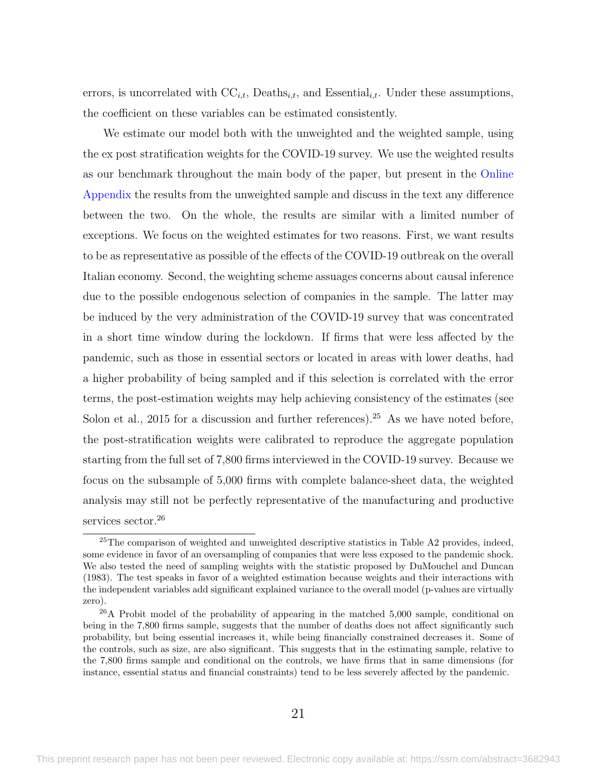errors, is uncorrelated with $\text{CC}_{i,t}$, $\text{Deaths}_{i,t}$, and $\text{Essential}_{i,t}$. Under these assumptions, the coefficient on these variables can be estimated consistently.

We estimate our model both with the unweighted and the weighted sample, using the ex post stratification weights for the COVID-19 survey. We use the weighted results as our benchmark throughout the main body of the paper, but present in the Online Appendix the results from the unweighted sample and discuss in the text any difference between the two. On the whole, the results are similar with a limited number of exceptions. We focus on the weighted estimates for two reasons. First, we want results to be as representative as possible of the effects of the COVID-19 outbreak on the overall Italian economy. Second, the weighting scheme assuages concerns about causal inference due to the possible endogenous selection of companies in the sample. The latter may be induced by the very administration of the COVID-19 survey that was concentrated in a short time window during the lockdown. If firms that were less affected by the pandemic, such as those in essential sectors or located in areas with lower deaths, had a higher probability of being sampled and if this selection is correlated with the error terms, the post-estimation weights may help achieving consistency of the estimates (see Solon et al., 2015 for a discussion and further references).[25] As we have noted before, the post-stratification weights were calibrated to reproduce the aggregate population starting from the full set of 7,800 firms interviewed in the COVID-19 survey. Because we focus on the subsample of 5,000 firms with complete balance-sheet data, the weighted analysis may still not be perfectly representative of the manufacturing and productive services sector.[26]

---

[25] The comparison of weighted and unweighted descriptive statistics in Table A2 provides, indeed, some evidence in favor of an oversampling of companies that were less exposed to the pandemic shock. We also tested the need of sampling weights with the statistic proposed by DuMouchel and Duncan (1983). The test speaks in favor of a weighted estimation because weights and their interactions with the independent variables add significant explained variance to the overall model (p-values are virtually zero).

[26] A Probit model of the probability of appearing in the matched 5,000 sample, conditional on being in the 7,800 firms sample, suggests that the number of deaths does not affect significantly such probability, but being essential increases it, while being financially constrained decreases it. Some of the controls, such as size, are also significant. This suggests that in the estimating sample, relative to the 7,800 firms sample and conditional on the controls, we have firms that in same dimensions (for instance, essential status and financial constraints) tend to be less severely affected by the pandemic.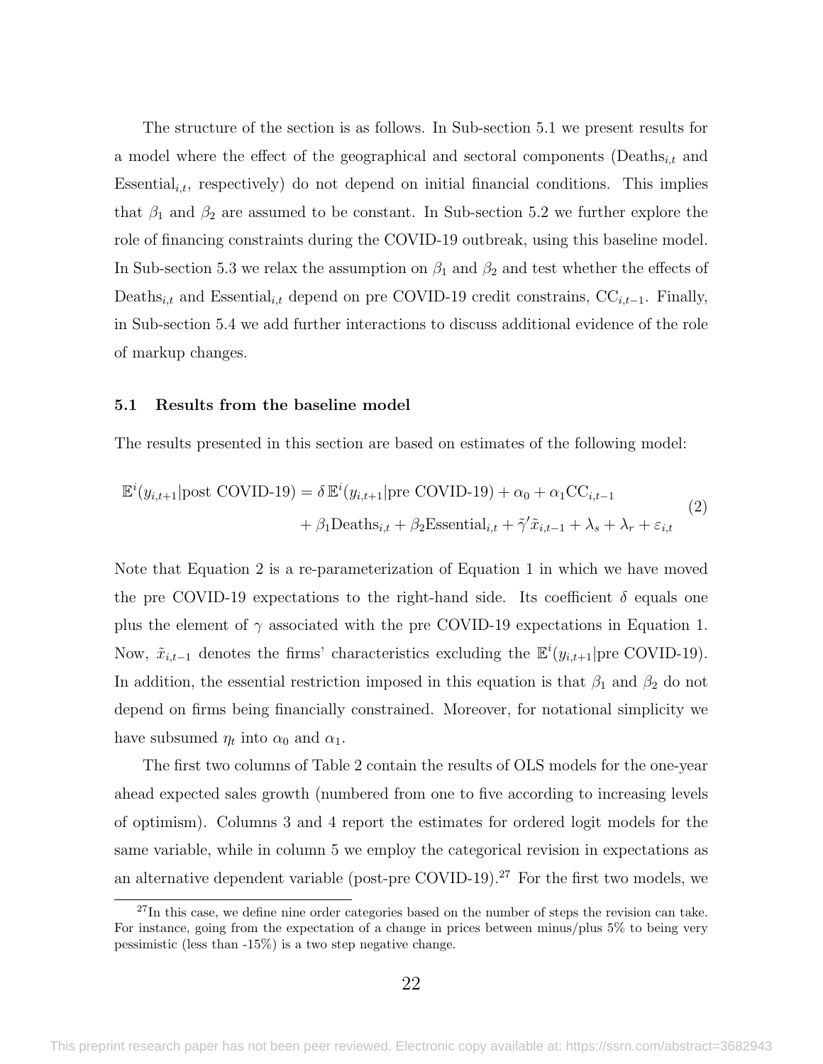The structure of the section is as follows. In Sub-section 5.1 we present results for a model where the effect of the geographical and sectoral components ($\text{Deaths}_{i,t}$ and $\text{Essential}_{i,t}$, respectively) do not depend on initial financial conditions. This implies that $\beta_1$ and $\beta_2$ are assumed to be constant. In Sub-section 5.2 we further explore the role of financing constraints during the COVID-19 outbreak, using this baseline model. In Sub-section 5.3 we relax the assumption on $\beta_1$ and $\beta_2$ and test whether the effects of $\text{Deaths}_{i,t}$ and $\text{Essential}_{i,t}$ depend on pre COVID-19 credit constrains, $\text{CC}_{i,t-1}$. Finally, in Sub-section 5.4 we add further interactions to discuss additional evidence of the role of markup changes.

### 5.1 Results from the baseline model

The results presented in this section are based on estimates of the following model:

$$
\begin{aligned}
\mathbb{E}^i(y_{i,t+1}|\text{post COVID-19}) = \delta\, \mathbb{E}^i(y_{i,t+1}|\text{pre COVID-19}) + \alpha_0 + \alpha_1 \text{CC}_{i,t-1} \\
+ \beta_1 \text{Deaths}_{i,t} + \beta_2 \text{Essential}_{i,t} + \tilde{\gamma}' \tilde{x}_{i,t-1} + \lambda_s + \lambda_r + \varepsilon_{i,t}
\end{aligned} \tag{2}
$$

Note that Equation 2 is a re-parameterization of Equation 1 in which we have moved the pre COVID-19 expectations to the right-hand side. Its coefficient $\delta$ equals one plus the element of $\gamma$ associated with the pre COVID-19 expectations in Equation 1. Now, $\tilde{x}_{i,t-1}$ denotes the firms' characteristics excluding the $\mathbb{E}^i(y_{i,t+1}|\text{pre COVID-19})$. In addition, the essential restriction imposed in this equation is that $\beta_1$ and $\beta_2$ do not depend on firms being financially constrained. Moreover, for notational simplicity we have subsumed $\eta_t$ into $\alpha_0$ and $\alpha_1$.

The first two columns of Table 2 contain the results of OLS models for the one-year ahead expected sales growth (numbered from one to five according to increasing levels of optimism). Columns 3 and 4 report the estimates for ordered logit models for the same variable, while in column 5 we employ the categorical revision in expectations as an alternative dependent variable (post-pre COVID-19).[27] For the first two models, we

[27] In this case, we define nine order categories based on the number of steps the revision can take. For instance, going from the expectation of a change in prices between minus/plus 5% to being very pessimistic (less than -15%) is a two step negative change.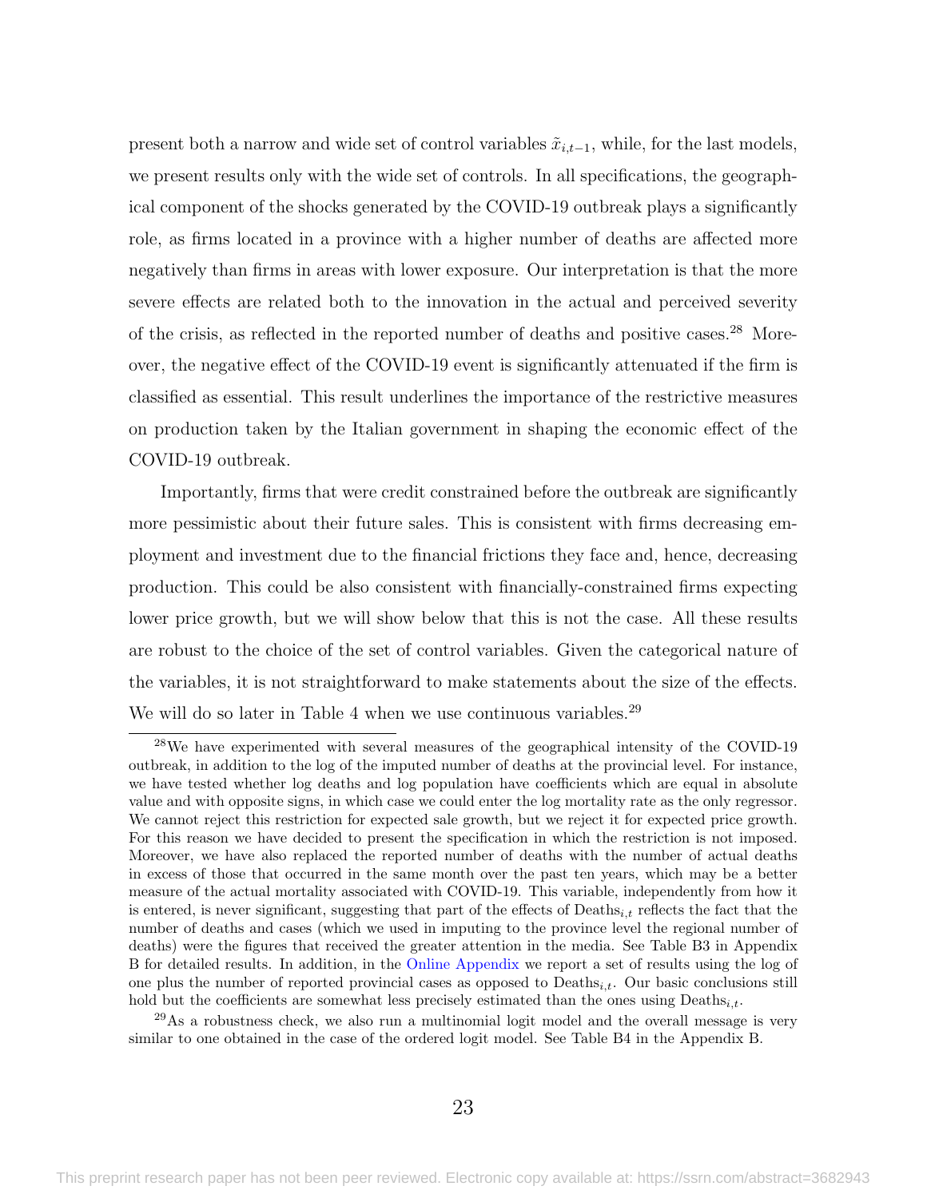present both a narrow and wide set of control variables $\tilde{x}_{i,t-1}$, while, for the last models, we present results only with the wide set of controls. In all specifications, the geographical component of the shocks generated by the COVID-19 outbreak plays a significantly role, as firms located in a province with a higher number of deaths are affected more negatively than firms in areas with lower exposure. Our interpretation is that the more severe effects are related both to the innovation in the actual and perceived severity of the crisis, as reflected in the reported number of deaths and positive cases.[28] Moreover, the negative effect of the COVID-19 event is significantly attenuated if the firm is classified as essential. This result underlines the importance of the restrictive measures on production taken by the Italian government in shaping the economic effect of the COVID-19 outbreak.

Importantly, firms that were credit constrained before the outbreak are significantly more pessimistic about their future sales. This is consistent with firms decreasing employment and investment due to the financial frictions they face and, hence, decreasing production. This could be also consistent with financially-constrained firms expecting lower price growth, but we will show below that this is not the case. All these results are robust to the choice of the set of control variables. Given the categorical nature of the variables, it is not straightforward to make statements about the size of the effects. We will do so later in Table 4 when we use continuous variables.[29]

[28]We have experimented with several measures of the geographical intensity of the COVID-19 outbreak, in addition to the log of the imputed number of deaths at the provincial level. For instance, we have tested whether log deaths and log population have coefficients which are equal in absolute value and with opposite signs, in which case we could enter the log mortality rate as the only regressor. We cannot reject this restriction for expected sale growth, but we reject it for expected price growth. For this reason we have decided to present the specification in which the restriction is not imposed. Moreover, we have also replaced the reported number of deaths with the number of actual deaths in excess of those that occurred in the same month over the past ten years, which may be a better measure of the actual mortality associated with COVID-19. This variable, independently from how it is entered, is never significant, suggesting that part of the effects of $\text{Deaths}_{i,t}$ reflects the fact that the number of deaths and cases (which we used in imputing to the province level the regional number of deaths) were the figures that received the greater attention in the media. See Table B3 in Appendix B for detailed results. In addition, in the Online Appendix we report a set of results using the log of one plus the number of reported provincial cases as opposed to $\text{Deaths}_{i,t}$. Our basic conclusions still hold but the coefficients are somewhat less precisely estimated than the ones using $\text{Deaths}_{i,t}$.

[29]As a robustness check, we also run a multinomial logit model and the overall message is very similar to one obtained in the case of the ordered logit model. See Table B4 in the Appendix B.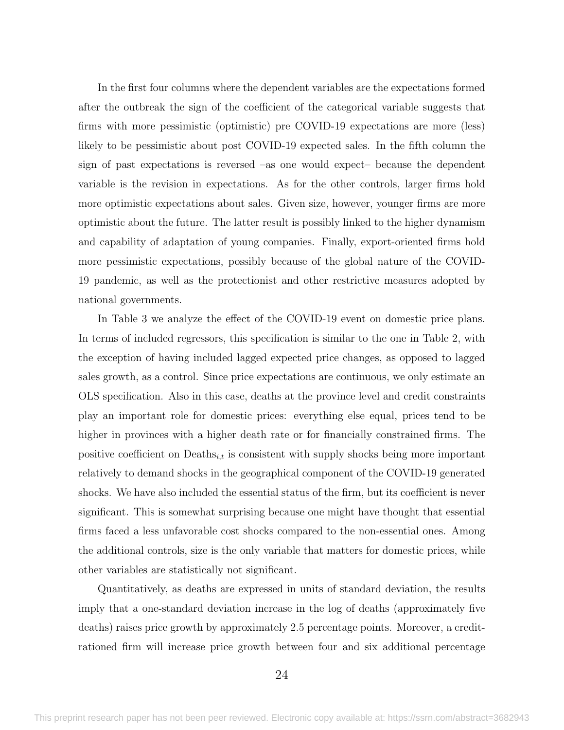In the first four columns where the dependent variables are the expectations formed after the outbreak the sign of the coefficient of the categorical variable suggests that firms with more pessimistic (optimistic) pre COVID-19 expectations are more (less) likely to be pessimistic about post COVID-19 expected sales. In the fifth column the sign of past expectations is reversed –as one would expect– because the dependent variable is the revision in expectations. As for the other controls, larger firms hold more optimistic expectations about sales. Given size, however, younger firms are more optimistic about the future. The latter result is possibly linked to the higher dynamism and capability of adaptation of young companies. Finally, export-oriented firms hold more pessimistic expectations, possibly because of the global nature of the COVID-19 pandemic, as well as the protectionist and other restrictive measures adopted by national governments.

In Table 3 we analyze the effect of the COVID-19 event on domestic price plans. In terms of included regressors, this specification is similar to the one in Table 2, with the exception of having included lagged expected price changes, as opposed to lagged sales growth, as a control. Since price expectations are continuous, we only estimate an OLS specification. Also in this case, deaths at the province level and credit constraints play an important role for domestic prices: everything else equal, prices tend to be higher in provinces with a higher death rate or for financially constrained firms. The positive coefficient on $\text{Deaths}_{i,t}$ is consistent with supply shocks being more important relatively to demand shocks in the geographical component of the COVID-19 generated shocks. We have also included the essential status of the firm, but its coefficient is never significant. This is somewhat surprising because one might have thought that essential firms faced a less unfavorable cost shocks compared to the non-essential ones. Among the additional controls, size is the only variable that matters for domestic prices, while other variables are statistically not significant.

Quantitatively, as deaths are expressed in units of standard deviation, the results imply that a one-standard deviation increase in the log of deaths (approximately five deaths) raises price growth by approximately 2.5 percentage points. Moreover, a credit-rationed firm will increase price growth between four and six additional percentage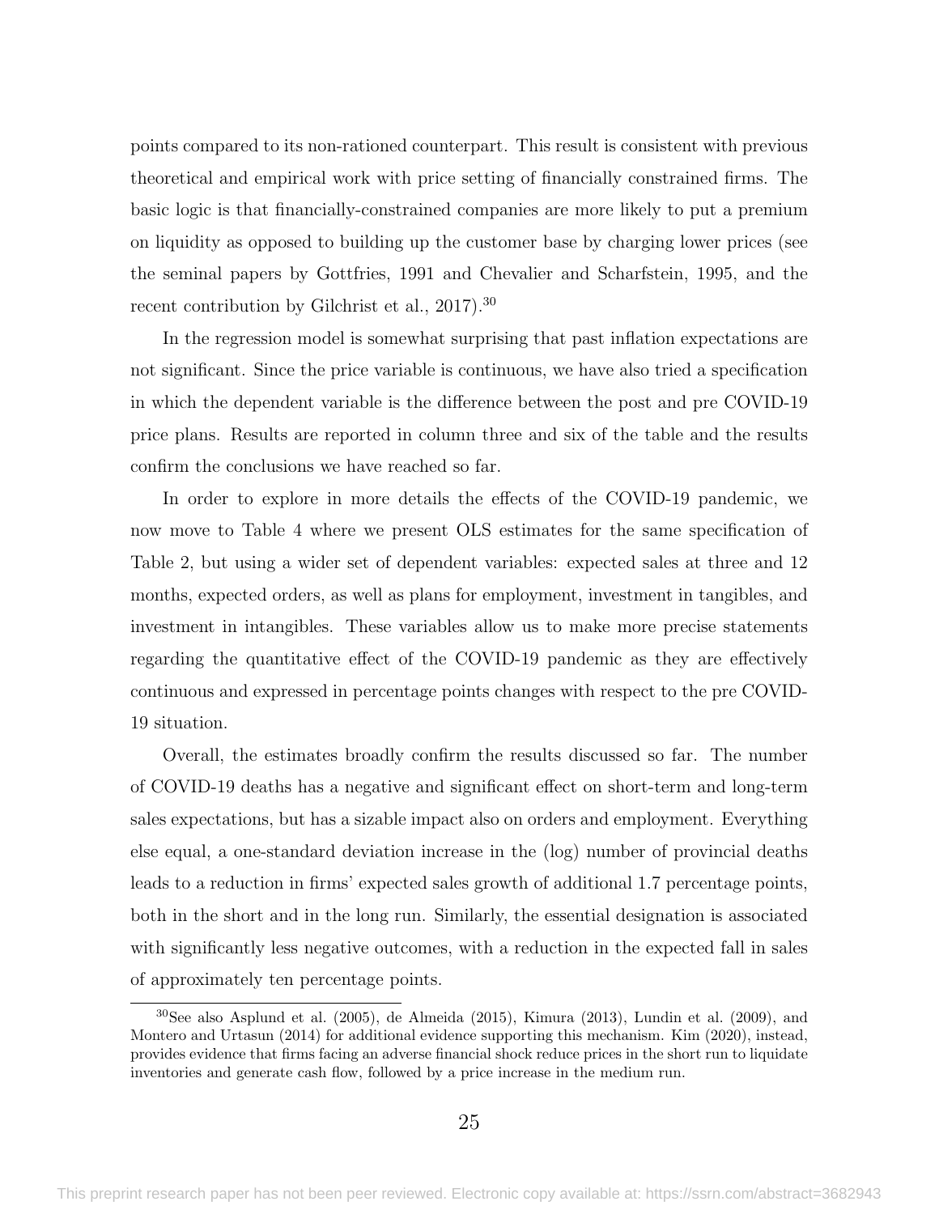points compared to its non-rationed counterpart. This result is consistent with previous theoretical and empirical work with price setting of financially constrained firms. The basic logic is that financially-constrained companies are more likely to put a premium on liquidity as opposed to building up the customer base by charging lower prices (see the seminal papers by Gottfries, 1991 and Chevalier and Scharfstein, 1995, and the recent contribution by Gilchrist et al., 2017).[30]

In the regression model is somewhat surprising that past inflation expectations are not significant. Since the price variable is continuous, we have also tried a specification in which the dependent variable is the difference between the post and pre COVID-19 price plans. Results are reported in column three and six of the table and the results confirm the conclusions we have reached so far.

In order to explore in more details the effects of the COVID-19 pandemic, we now move to Table 4 where we present OLS estimates for the same specification of Table 2, but using a wider set of dependent variables: expected sales at three and 12 months, expected orders, as well as plans for employment, investment in tangibles, and investment in intangibles. These variables allow us to make more precise statements regarding the quantitative effect of the COVID-19 pandemic as they are effectively continuous and expressed in percentage points changes with respect to the pre COVID-19 situation.

Overall, the estimates broadly confirm the results discussed so far. The number of COVID-19 deaths has a negative and significant effect on short-term and long-term sales expectations, but has a sizable impact also on orders and employment. Everything else equal, a one-standard deviation increase in the (log) number of provincial deaths leads to a reduction in firms' expected sales growth of additional 1.7 percentage points, both in the short and in the long run. Similarly, the essential designation is associated with significantly less negative outcomes, with a reduction in the expected fall in sales of approximately ten percentage points.

[30] See also Asplund et al. (2005), de Almeida (2015), Kimura (2013), Lundin et al. (2009), and Montero and Urtasun (2014) for additional evidence supporting this mechanism. Kim (2020), instead, provides evidence that firms facing an adverse financial shock reduce prices in the short run to liquidate inventories and generate cash flow, followed by a price increase in the medium run.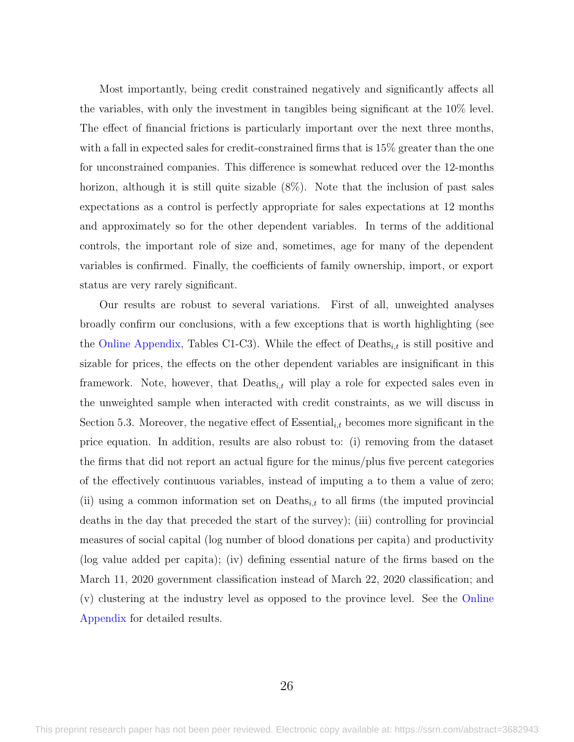Most importantly, being credit constrained negatively and significantly affects all the variables, with only the investment in tangibles being significant at the 10% level. The effect of financial frictions is particularly important over the next three months, with a fall in expected sales for credit-constrained firms that is 15% greater than the one for unconstrained companies. This difference is somewhat reduced over the 12-months horizon, although it is still quite sizable (8%). Note that the inclusion of past sales expectations as a control is perfectly appropriate for sales expectations at 12 months and approximately so for the other dependent variables. In terms of the additional controls, the important role of size and, sometimes, age for many of the dependent variables is confirmed. Finally, the coefficients of family ownership, import, or export status are very rarely significant.

Our results are robust to several variations. First of all, unweighted analyses broadly confirm our conclusions, with a few exceptions that is worth highlighting (see the Online Appendix, Tables C1-C3). While the effect of $\text{Deaths}_{i,t}$ is still positive and sizable for prices, the effects on the other dependent variables are insignificant in this framework. Note, however, that $\text{Deaths}_{i,t}$ will play a role for expected sales even in the unweighted sample when interacted with credit constraints, as we will discuss in Section 5.3. Moreover, the negative effect of $\text{Essential}_{i,t}$ becomes more significant in the price equation. In addition, results are also robust to: (i) removing from the dataset the firms that did not report an actual figure for the minus/plus five percent categories of the effectively continuous variables, instead of imputing a to them a value of zero; (ii) using a common information set on $\text{Deaths}_{i,t}$ to all firms (the imputed provincial deaths in the day that preceded the start of the survey); (iii) controlling for provincial measures of social capital (log number of blood donations per capita) and productivity (log value added per capita); (iv) defining essential nature of the firms based on the March 11, 2020 government classification instead of March 22, 2020 classification; and (v) clustering at the industry level as opposed to the province level. See the Online Appendix for detailed results.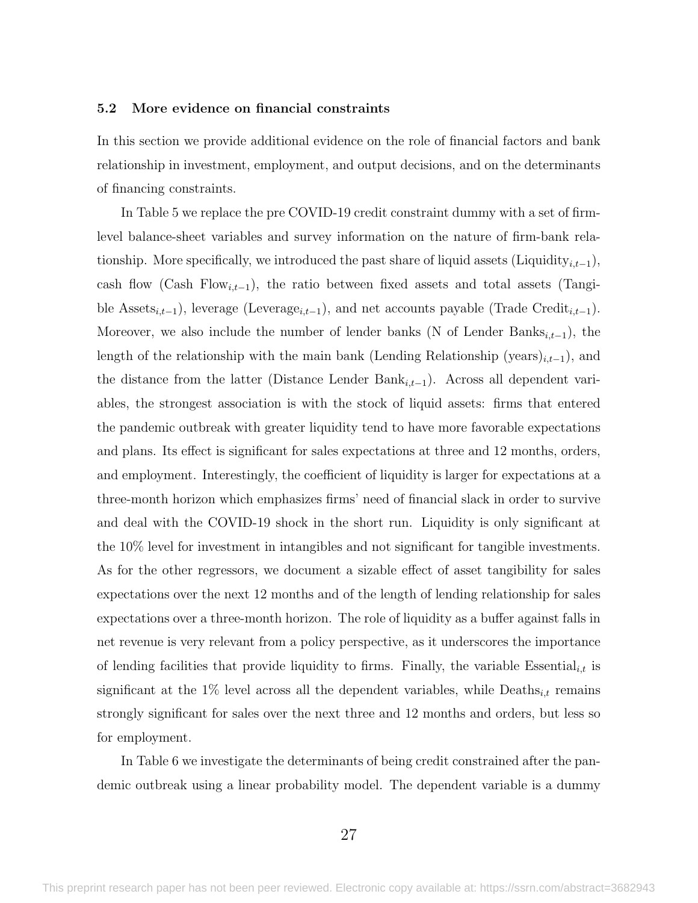### 5.2 More evidence on financial constraints

In this section we provide additional evidence on the role of financial factors and bank relationship in investment, employment, and output decisions, and on the determinants of financing constraints.

In Table 5 we replace the pre COVID-19 credit constraint dummy with a set of firm-level balance-sheet variables and survey information on the nature of firm-bank relationship. More specifically, we introduced the past share of liquid assets ($\text{Liquidity}_{i,t-1}$), cash flow ($\text{Cash Flow}_{i,t-1}$), the ratio between fixed assets and total assets ($\text{Tangible Assets}_{i,t-1}$), leverage ($\text{Leverage}_{i,t-1}$), and net accounts payable ($\text{Trade Credit}_{i,t-1}$). Moreover, we also include the number of lender banks ($\text{N of Lender Banks}_{i,t-1}$), the length of the relationship with the main bank ($\text{Lending Relationship (years)}_{i,t-1}$), and the distance from the latter ($\text{Distance Lender Bank}_{i,t-1}$). Across all dependent variables, the strongest association is with the stock of liquid assets: firms that entered the pandemic outbreak with greater liquidity tend to have more favorable expectations and plans. Its effect is significant for sales expectations at three and 12 months, orders, and employment. Interestingly, the coefficient of liquidity is larger for expectations at a three-month horizon which emphasizes firms' need of financial slack in order to survive and deal with the COVID-19 shock in the short run. Liquidity is only significant at the 10% level for investment in intangibles and not significant for tangible investments. As for the other regressors, we document a sizable effect of asset tangibility for sales expectations over the next 12 months and of the length of lending relationship for sales expectations over a three-month horizon. The role of liquidity as a buffer against falls in net revenue is very relevant from a policy perspective, as it underscores the importance of lending facilities that provide liquidity to firms. Finally, the variable $\text{Essential}_{i,t}$ is significant at the 1% level across all the dependent variables, while $\text{Deaths}_{i,t}$ remains strongly significant for sales over the next three and 12 months and orders, but less so for employment.

In Table 6 we investigate the determinants of being credit constrained after the pandemic outbreak using a linear probability model. The dependent variable is a dummy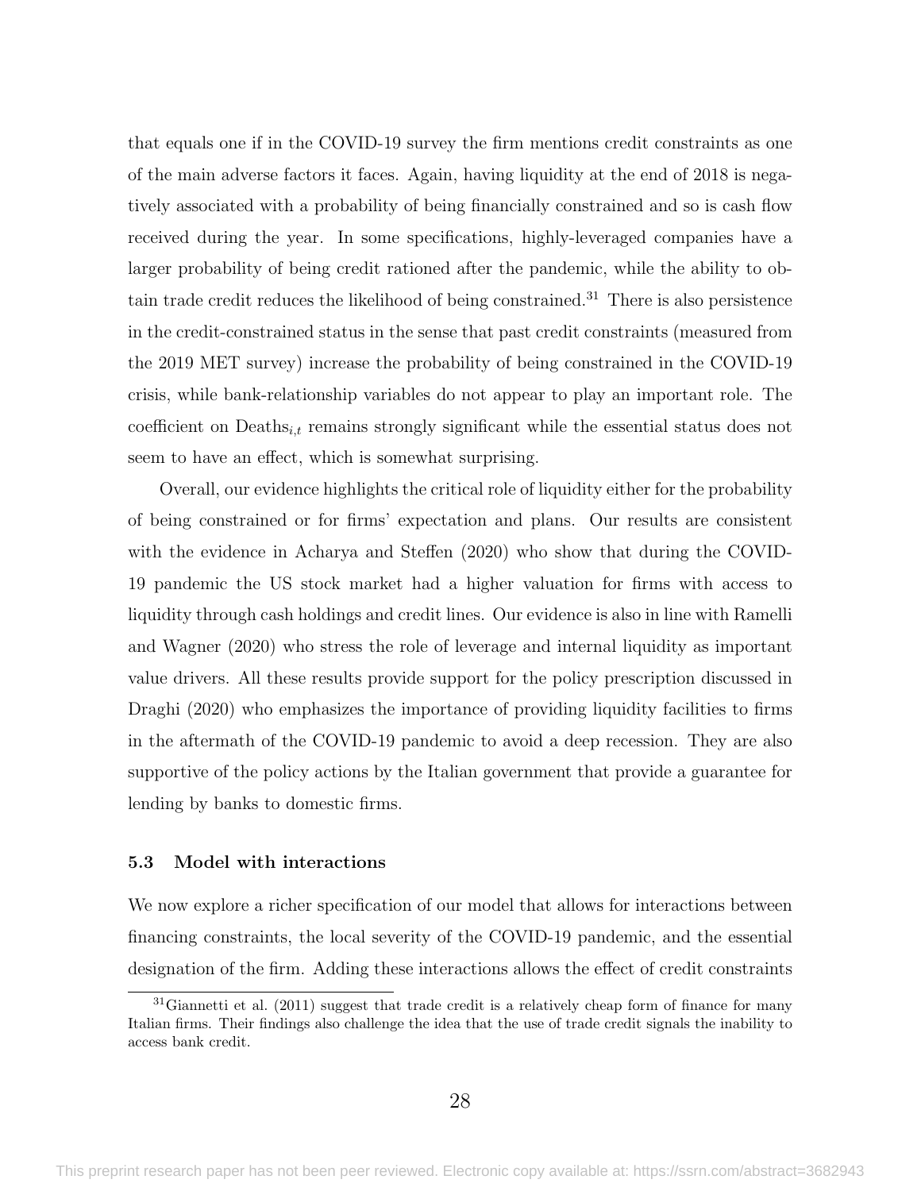that equals one if in the COVID-19 survey the firm mentions credit constraints as one of the main adverse factors it faces. Again, having liquidity at the end of 2018 is negatively associated with a probability of being financially constrained and so is cash flow received during the year. In some specifications, highly-leveraged companies have a larger probability of being credit rationed after the pandemic, while the ability to obtain trade credit reduces the likelihood of being constrained.[31] There is also persistence in the credit-constrained status in the sense that past credit constraints (measured from the 2019 MET survey) increase the probability of being constrained in the COVID-19 crisis, while bank-relationship variables do not appear to play an important role. The coefficient on $\text{Deaths}_{i,t}$ remains strongly significant while the essential status does not seem to have an effect, which is somewhat surprising.

Overall, our evidence highlights the critical role of liquidity either for the probability of being constrained or for firms' expectation and plans. Our results are consistent with the evidence in Acharya and Steffen (2020) who show that during the COVID-19 pandemic the US stock market had a higher valuation for firms with access to liquidity through cash holdings and credit lines. Our evidence is also in line with Ramelli and Wagner (2020) who stress the role of leverage and internal liquidity as important value drivers. All these results provide support for the policy prescription discussed in Draghi (2020) who emphasizes the importance of providing liquidity facilities to firms in the aftermath of the COVID-19 pandemic to avoid a deep recession. They are also supportive of the policy actions by the Italian government that provide a guarantee for lending by banks to domestic firms.

### 5.3 Model with interactions

We now explore a richer specification of our model that allows for interactions between financing constraints, the local severity of the COVID-19 pandemic, and the essential designation of the firm. Adding these interactions allows the effect of credit constraints

[31] Giannetti et al. (2011) suggest that trade credit is a relatively cheap form of finance for many Italian firms. Their findings also challenge the idea that the use of trade credit signals the inability to access bank credit.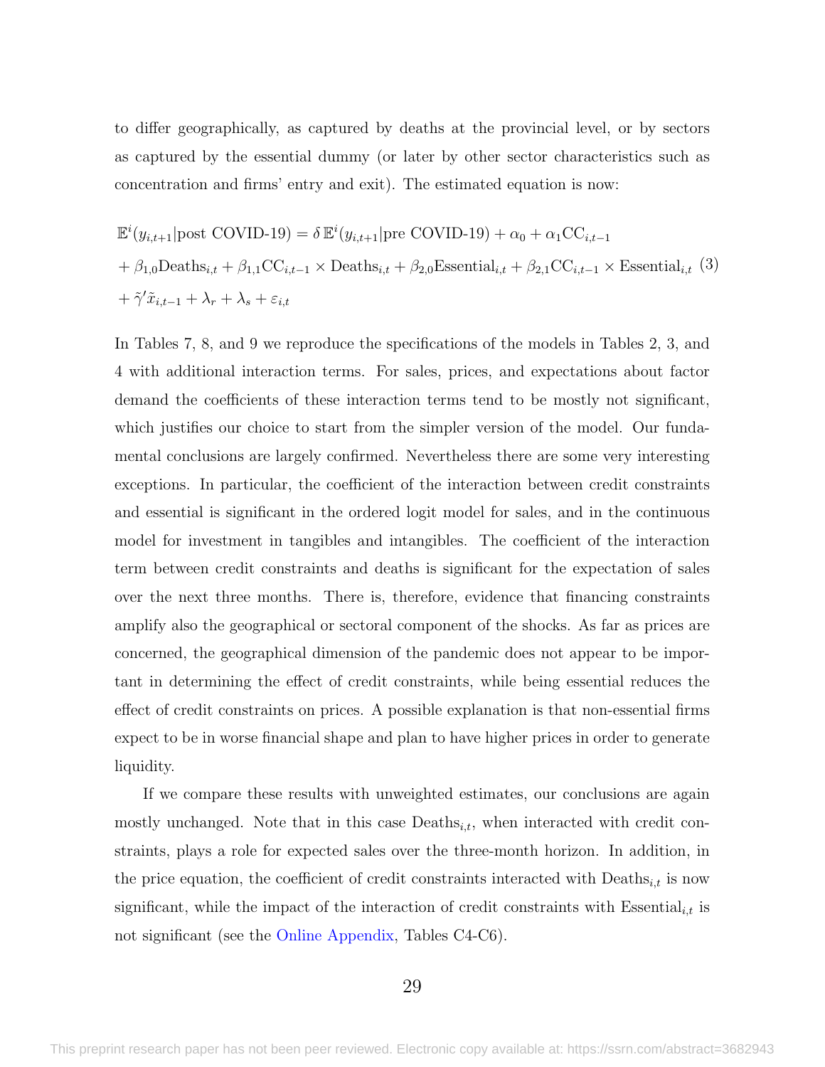to differ geographically, as captured by deaths at the provincial level, or by sectors as captured by the essential dummy (or later by other sector characteristics such as concentration and firms' entry and exit). The estimated equation is now:

$$
\begin{aligned}
\mathbb{E}^i(y_{i,t+1}|\text{post COVID-19}) &= \delta\, \mathbb{E}^i(y_{i,t+1}|\text{pre COVID-19}) + \alpha_0 + \alpha_1 \text{CC}_{i,t-1} \\
&+ \beta_{1,0}\text{Deaths}_{i,t} + \beta_{1,1}\text{CC}_{i,t-1} \times \text{Deaths}_{i,t} + \beta_{2,0}\text{Essential}_{i,t} + \beta_{2,1}\text{CC}_{i,t-1} \times \text{Essential}_{i,t} \\
&+ \tilde{\gamma}'\tilde{x}_{i,t-1} + \lambda_r + \lambda_s + \varepsilon_{i,t}
\end{aligned} \tag{3}
$$

In Tables 7, 8, and 9 we reproduce the specifications of the models in Tables 2, 3, and 4 with additional interaction terms. For sales, prices, and expectations about factor demand the coefficients of these interaction terms tend to be mostly not significant, which justifies our choice to start from the simpler version of the model. Our fundamental conclusions are largely confirmed. Nevertheless there are some very interesting exceptions. In particular, the coefficient of the interaction between credit constraints and essential is significant in the ordered logit model for sales, and in the continuous model for investment in tangibles and intangibles. The coefficient of the interaction term between credit constraints and deaths is significant for the expectation of sales over the next three months. There is, therefore, evidence that financing constraints amplify also the geographical or sectoral component of the shocks. As far as prices are concerned, the geographical dimension of the pandemic does not appear to be important in determining the effect of credit constraints, while being essential reduces the effect of credit constraints on prices. A possible explanation is that non-essential firms expect to be in worse financial shape and plan to have higher prices in order to generate liquidity.

If we compare these results with unweighted estimates, our conclusions are again mostly unchanged. Note that in this case $\text{Deaths}_{i,t}$, when interacted with credit constraints, plays a role for expected sales over the three-month horizon. In addition, in the price equation, the coefficient of credit constraints interacted with $\text{Deaths}_{i,t}$ is now significant, while the impact of the interaction of credit constraints with $\text{Essential}_{i,t}$ is not significant (see the Online Appendix, Tables C4-C6).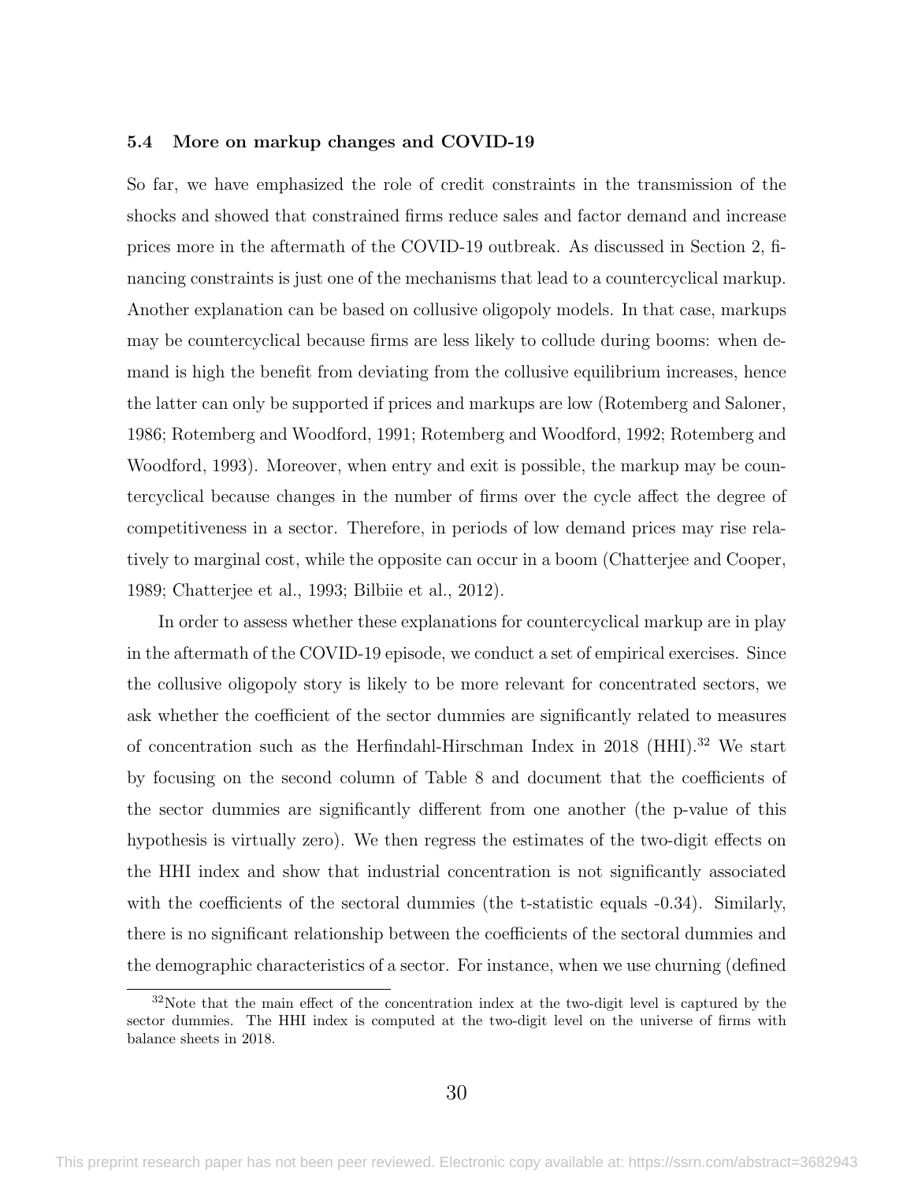### 5.4 More on markup changes and COVID-19

So far, we have emphasized the role of credit constraints in the transmission of the shocks and showed that constrained firms reduce sales and factor demand and increase prices more in the aftermath of the COVID-19 outbreak. As discussed in Section 2, financing constraints is just one of the mechanisms that lead to a countercyclical markup. Another explanation can be based on collusive oligopoly models. In that case, markups may be countercyclical because firms are less likely to collude during booms: when demand is high the benefit from deviating from the collusive equilibrium increases, hence the latter can only be supported if prices and markups are low (Rotemberg and Saloner, 1986; Rotemberg and Woodford, 1991; Rotemberg and Woodford, 1992; Rotemberg and Woodford, 1993). Moreover, when entry and exit is possible, the markup may be countercyclical because changes in the number of firms over the cycle affect the degree of competitiveness in a sector. Therefore, in periods of low demand prices may rise relatively to marginal cost, while the opposite can occur in a boom (Chatterjee and Cooper, 1989; Chatterjee et al., 1993; Bilbiie et al., 2012).

In order to assess whether these explanations for countercyclical markup are in play in the aftermath of the COVID-19 episode, we conduct a set of empirical exercises. Since the collusive oligopoly story is likely to be more relevant for concentrated sectors, we ask whether the coefficient of the sector dummies are significantly related to measures of concentration such as the Herfindahl-Hirschman Index in 2018 (HHI).[32] We start by focusing on the second column of Table 8 and document that the coefficients of the sector dummies are significantly different from one another (the p-value of this hypothesis is virtually zero). We then regress the estimates of the two-digit effects on the HHI index and show that industrial concentration is not significantly associated with the coefficients of the sectoral dummies (the t-statistic equals -0.34). Similarly, there is no significant relationship between the coefficients of the sectoral dummies and the demographic characteristics of a sector. For instance, when we use churning (defined

[32] Note that the main effect of the concentration index at the two-digit level is captured by the sector dummies. The HHI index is computed at the two-digit level on the universe of firms with balance sheets in 2018.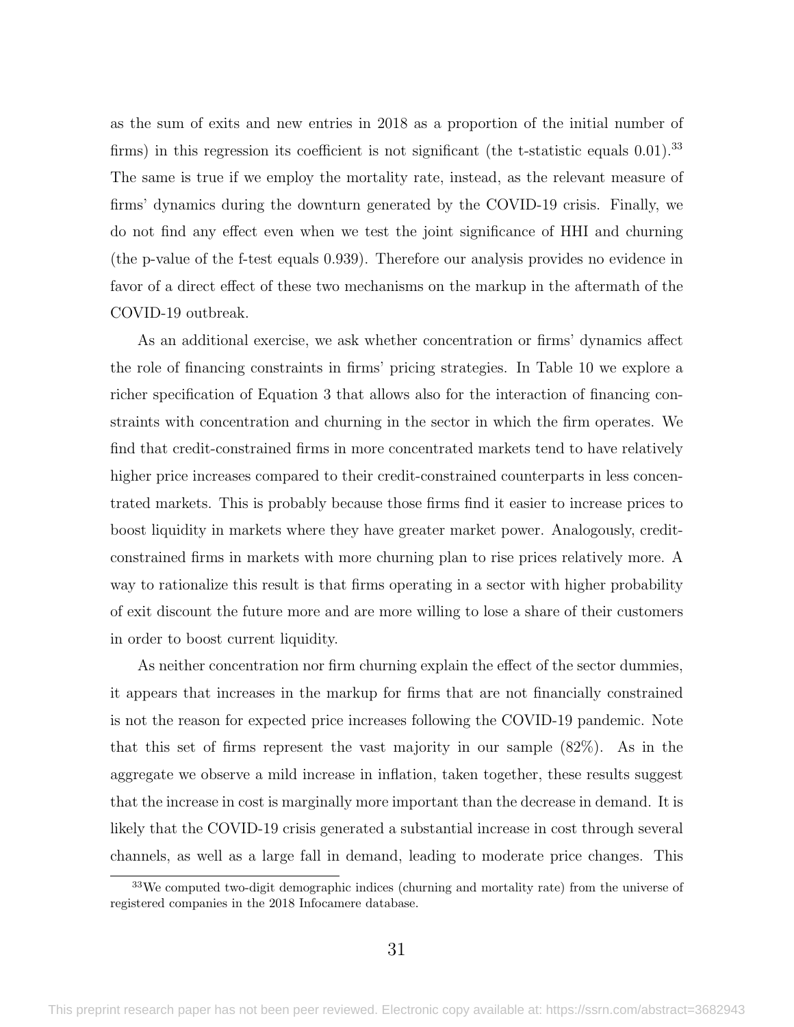as the sum of exits and new entries in 2018 as a proportion of the initial number of firms) in this regression its coefficient is not significant (the t-statistic equals 0.01).[33] The same is true if we employ the mortality rate, instead, as the relevant measure of firms' dynamics during the downturn generated by the COVID-19 crisis. Finally, we do not find any effect even when we test the joint significance of HHI and churning (the p-value of the f-test equals 0.939). Therefore our analysis provides no evidence in favor of a direct effect of these two mechanisms on the markup in the aftermath of the COVID-19 outbreak.

As an additional exercise, we ask whether concentration or firms' dynamics affect the role of financing constraints in firms' pricing strategies. In Table 10 we explore a richer specification of Equation 3 that allows also for the interaction of financing constraints with concentration and churning in the sector in which the firm operates. We find that credit-constrained firms in more concentrated markets tend to have relatively higher price increases compared to their credit-constrained counterparts in less concentrated markets. This is probably because those firms find it easier to increase prices to boost liquidity in markets where they have greater market power. Analogously, credit-constrained firms in markets with more churning plan to rise prices relatively more. A way to rationalize this result is that firms operating in a sector with higher probability of exit discount the future more and are more willing to lose a share of their customers in order to boost current liquidity.

As neither concentration nor firm churning explain the effect of the sector dummies, it appears that increases in the markup for firms that are not financially constrained is not the reason for expected price increases following the COVID-19 pandemic. Note that this set of firms represent the vast majority in our sample (82%). As in the aggregate we observe a mild increase in inflation, taken together, these results suggest that the increase in cost is marginally more important than the decrease in demand. It is likely that the COVID-19 crisis generated a substantial increase in cost through several channels, as well as a large fall in demand, leading to moderate price changes. This

[33] We computed two-digit demographic indices (churning and mortality rate) from the universe of registered companies in the 2018 Infocamere database.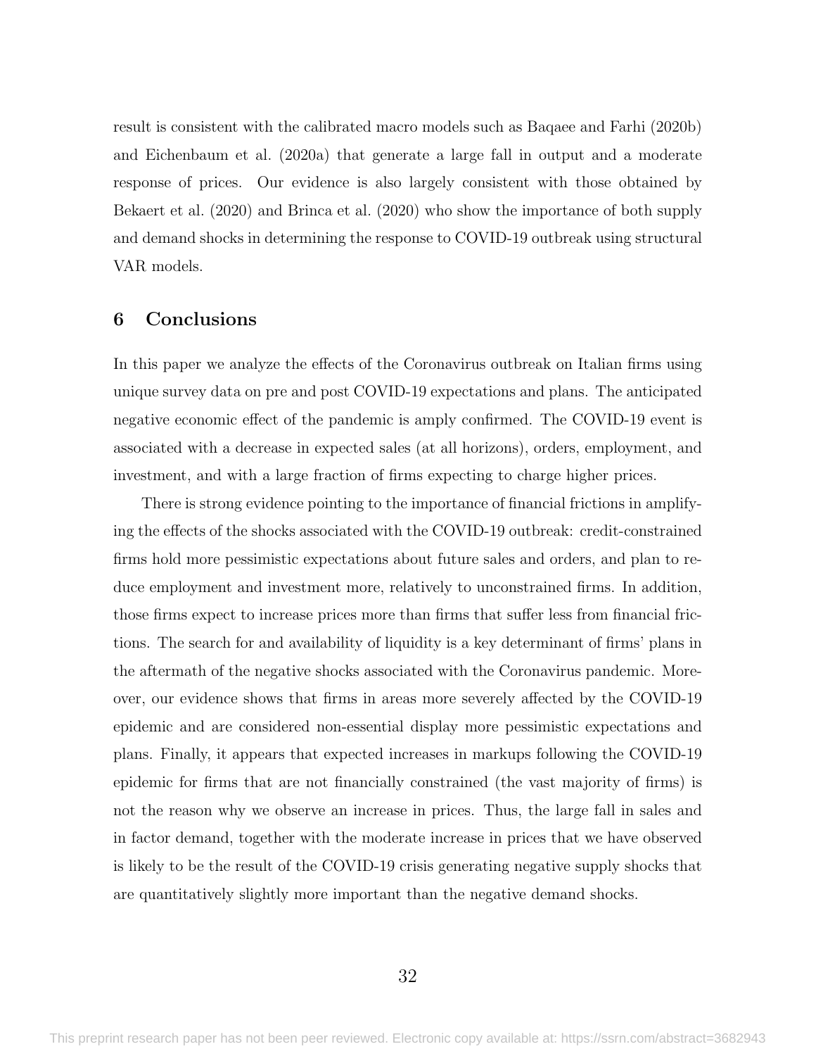result is consistent with the calibrated macro models such as Baqaee and Farhi (2020b) and Eichenbaum et al. (2020a) that generate a large fall in output and a moderate response of prices. Our evidence is also largely consistent with those obtained by Bekaert et al. (2020) and Brinca et al. (2020) who show the importance of both supply and demand shocks in determining the response to COVID-19 outbreak using structural VAR models.

## 6 Conclusions

In this paper we analyze the effects of the Coronavirus outbreak on Italian firms using unique survey data on pre and post COVID-19 expectations and plans. The anticipated negative economic effect of the pandemic is amply confirmed. The COVID-19 event is associated with a decrease in expected sales (at all horizons), orders, employment, and investment, and with a large fraction of firms expecting to charge higher prices.

There is strong evidence pointing to the importance of financial frictions in amplifying the effects of the shocks associated with the COVID-19 outbreak: credit-constrained firms hold more pessimistic expectations about future sales and orders, and plan to reduce employment and investment more, relatively to unconstrained firms. In addition, those firms expect to increase prices more than firms that suffer less from financial frictions. The search for and availability of liquidity is a key determinant of firms' plans in the aftermath of the negative shocks associated with the Coronavirus pandemic. Moreover, our evidence shows that firms in areas more severely affected by the COVID-19 epidemic and are considered non-essential display more pessimistic expectations and plans. Finally, it appears that expected increases in markups following the COVID-19 epidemic for firms that are not financially constrained (the vast majority of firms) is not the reason why we observe an increase in prices. Thus, the large fall in sales and in factor demand, together with the moderate increase in prices that we have observed is likely to be the result of the COVID-19 crisis generating negative supply shocks that are quantitatively slightly more important than the negative demand shocks.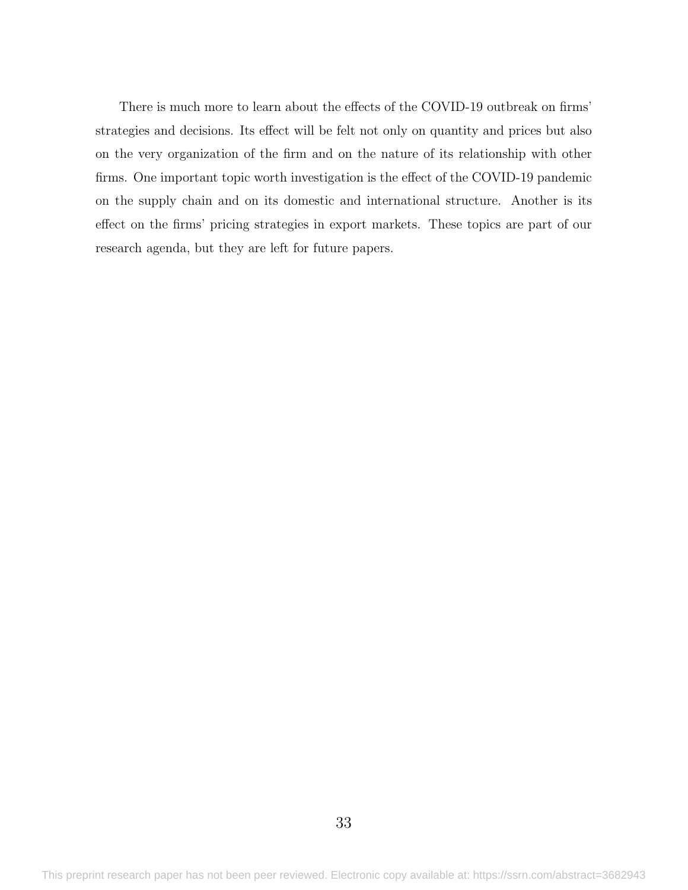There is much more to learn about the effects of the COVID-19 outbreak on firms' strategies and decisions. Its effect will be felt not only on quantity and prices but also on the very organization of the firm and on the nature of its relationship with other firms. One important topic worth investigation is the effect of the COVID-19 pandemic on the supply chain and on its domestic and international structure. Another is its effect on the firms' pricing strategies in export markets. These topics are part of our research agenda, but they are left for future papers.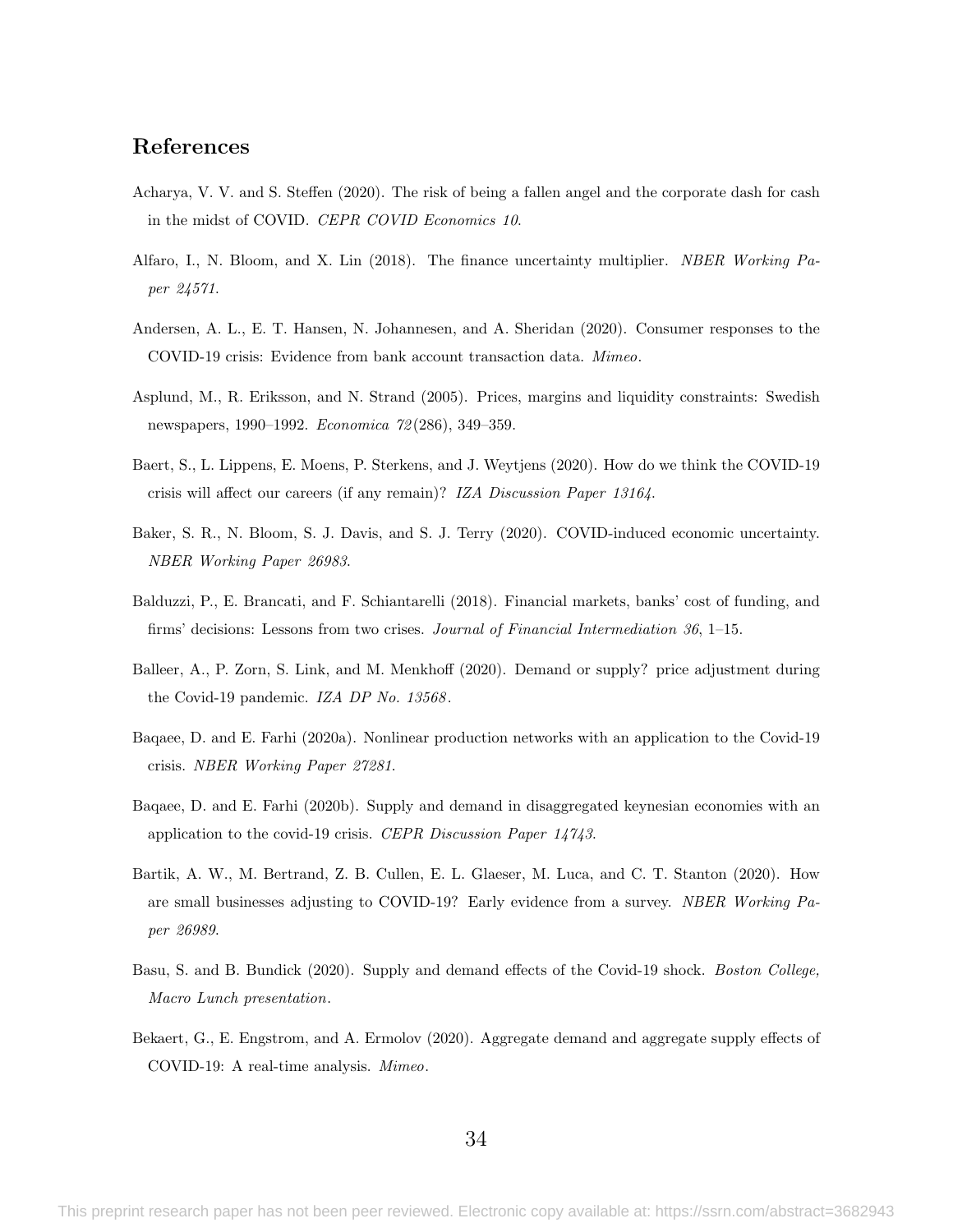## References

Acharya, V. V. and S. Steffen (2020). The risk of being a fallen angel and the corporate dash for cash in the midst of COVID. *CEPR COVID Economics 10*.

Alfaro, I., N. Bloom, and X. Lin (2018). The finance uncertainty multiplier. *NBER Working Paper 24571*.

Andersen, A. L., E. T. Hansen, N. Johannesen, and A. Sheridan (2020). Consumer responses to the COVID-19 crisis: Evidence from bank account transaction data. *Mimeo*.

Asplund, M., R. Eriksson, and N. Strand (2005). Prices, margins and liquidity constraints: Swedish newspapers, 1990–1992. *Economica 72*(286), 349–359.

Baert, S., L. Lippens, E. Moens, P. Sterkens, and J. Weytjens (2020). How do we think the COVID-19 crisis will affect our careers (if any remain)? *IZA Discussion Paper 13164*.

Baker, S. R., N. Bloom, S. J. Davis, and S. J. Terry (2020). COVID-induced economic uncertainty. *NBER Working Paper 26983*.

Balduzzi, P., E. Brancati, and F. Schiantarelli (2018). Financial markets, banks' cost of funding, and firms' decisions: Lessons from two crises. *Journal of Financial Intermediation 36*, 1–15.

Balleer, A., P. Zorn, S. Link, and M. Menkhoff (2020). Demand or supply? price adjustment during the Covid-19 pandemic. *IZA DP No. 13568*.

Baqaee, D. and E. Farhi (2020a). Nonlinear production networks with an application to the Covid-19 crisis. *NBER Working Paper 27281*.

Baqaee, D. and E. Farhi (2020b). Supply and demand in disaggregated keynesian economies with an application to the covid-19 crisis. *CEPR Discussion Paper 14743*.

Bartik, A. W., M. Bertrand, Z. B. Cullen, E. L. Glaeser, M. Luca, and C. T. Stanton (2020). How are small businesses adjusting to COVID-19? Early evidence from a survey. *NBER Working Paper 26989*.

Basu, S. and B. Bundick (2020). Supply and demand effects of the Covid-19 shock. *Boston College, Macro Lunch presentation*.

Bekaert, G., E. Engstrom, and A. Ermolov (2020). Aggregate demand and aggregate supply effects of COVID-19: A real-time analysis. *Mimeo*.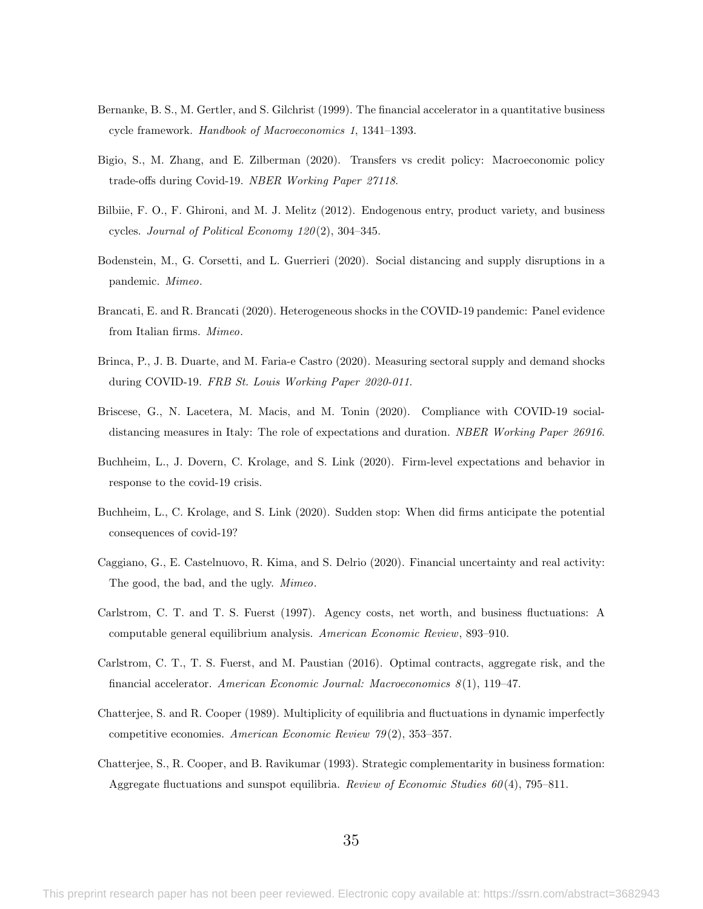Bernanke, B. S., M. Gertler, and S. Gilchrist (1999). The financial accelerator in a quantitative business cycle framework. *Handbook of Macroeconomics 1*, 1341–1393.

Bigio, S., M. Zhang, and E. Zilberman (2020). Transfers vs credit policy: Macroeconomic policy trade-offs during Covid-19. *NBER Working Paper 27118*.

Bilbiie, F. O., F. Ghironi, and M. J. Melitz (2012). Endogenous entry, product variety, and business cycles. *Journal of Political Economy 120*(2), 304–345.

Bodenstein, M., G. Corsetti, and L. Guerrieri (2020). Social distancing and supply disruptions in a pandemic. *Mimeo*.

Brancati, E. and R. Brancati (2020). Heterogeneous shocks in the COVID-19 pandemic: Panel evidence from Italian firms. *Mimeo*.

Brinca, P., J. B. Duarte, and M. Faria-e Castro (2020). Measuring sectoral supply and demand shocks during COVID-19. *FRB St. Louis Working Paper 2020-011*.

Briscese, G., N. Lacetera, M. Macis, and M. Tonin (2020). Compliance with COVID-19 social-distancing measures in Italy: The role of expectations and duration. *NBER Working Paper 26916*.

Buchheim, L., J. Dovern, C. Krolage, and S. Link (2020). Firm-level expectations and behavior in response to the covid-19 crisis.

Buchheim, L., C. Krolage, and S. Link (2020). Sudden stop: When did firms anticipate the potential consequences of covid-19?

Caggiano, G., E. Castelnuovo, R. Kima, and S. Delrio (2020). Financial uncertainty and real activity: The good, the bad, and the ugly. *Mimeo*.

Carlstrom, C. T. and T. S. Fuerst (1997). Agency costs, net worth, and business fluctuations: A computable general equilibrium analysis. *American Economic Review*, 893–910.

Carlstrom, C. T., T. S. Fuerst, and M. Paustian (2016). Optimal contracts, aggregate risk, and the financial accelerator. *American Economic Journal: Macroeconomics 8*(1), 119–47.

Chatterjee, S. and R. Cooper (1989). Multiplicity of equilibria and fluctuations in dynamic imperfectly competitive economies. *American Economic Review 79*(2), 353–357.

Chatterjee, S., R. Cooper, and B. Ravikumar (1993). Strategic complementarity in business formation: Aggregate fluctuations and sunspot equilibria. *Review of Economic Studies 60*(4), 795–811.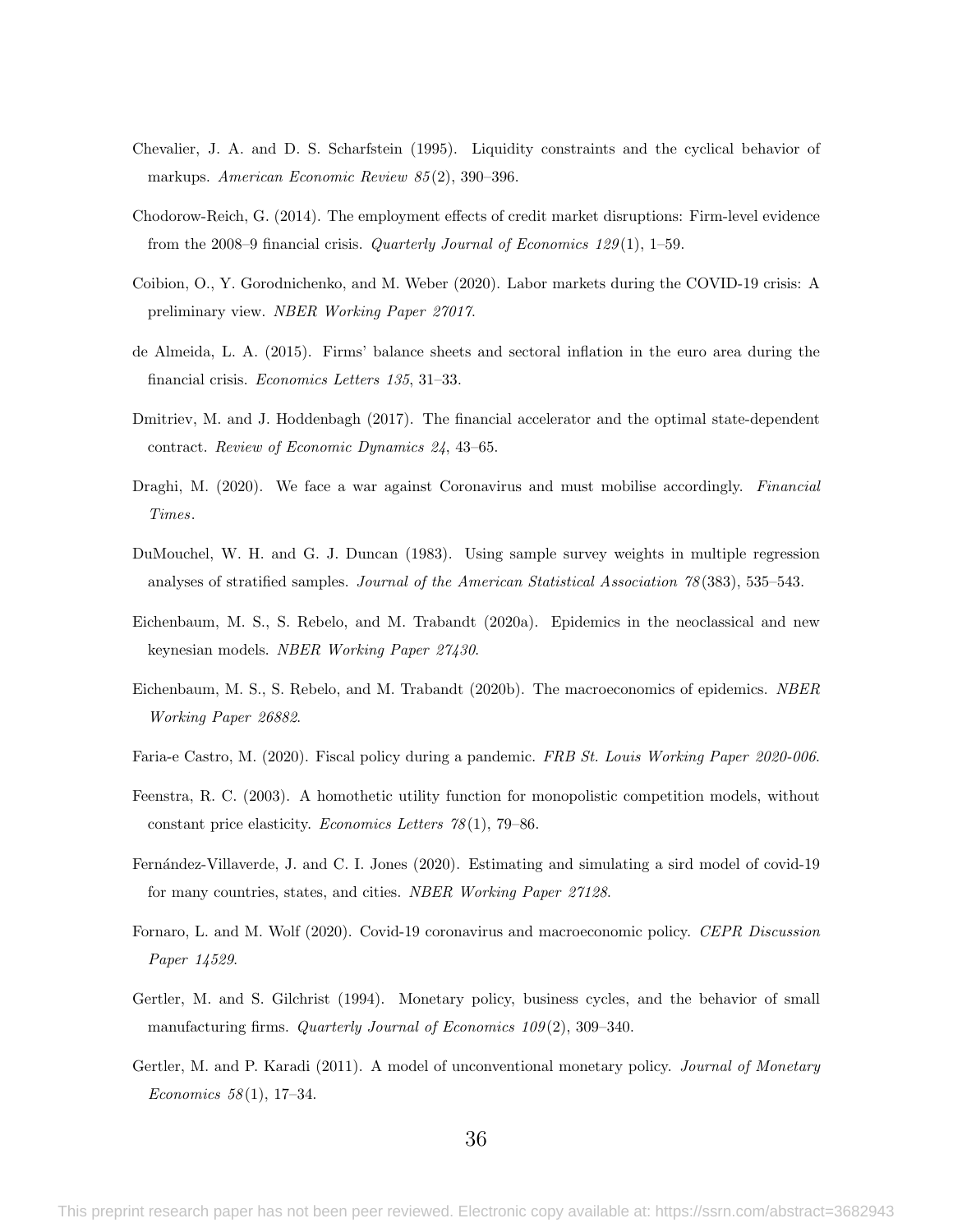Chevalier, J. A. and D. S. Scharfstein (1995). Liquidity constraints and the cyclical behavior of markups. *American Economic Review 85*(2), 390–396.

Chodorow-Reich, G. (2014). The employment effects of credit market disruptions: Firm-level evidence from the 2008–9 financial crisis. *Quarterly Journal of Economics 129*(1), 1–59.

Coibion, O., Y. Gorodnichenko, and M. Weber (2020). Labor markets during the COVID-19 crisis: A preliminary view. *NBER Working Paper 27017*.

de Almeida, L. A. (2015). Firms' balance sheets and sectoral inflation in the euro area during the financial crisis. *Economics Letters 135*, 31–33.

Dmitriev, M. and J. Hoddenbagh (2017). The financial accelerator and the optimal state-dependent contract. *Review of Economic Dynamics 24*, 43–65.

Draghi, M. (2020). We face a war against Coronavirus and must mobilise accordingly. *Financial Times*.

DuMouchel, W. H. and G. J. Duncan (1983). Using sample survey weights in multiple regression analyses of stratified samples. *Journal of the American Statistical Association 78*(383), 535–543.

Eichenbaum, M. S., S. Rebelo, and M. Trabandt (2020a). Epidemics in the neoclassical and new keynesian models. *NBER Working Paper 27430*.

Eichenbaum, M. S., S. Rebelo, and M. Trabandt (2020b). The macroeconomics of epidemics. *NBER Working Paper 26882*.

Faria-e Castro, M. (2020). Fiscal policy during a pandemic. *FRB St. Louis Working Paper 2020-006*.

Feenstra, R. C. (2003). A homothetic utility function for monopolistic competition models, without constant price elasticity. *Economics Letters 78*(1), 79–86.

Fernández-Villaverde, J. and C. I. Jones (2020). Estimating and simulating a sird model of covid-19 for many countries, states, and cities. *NBER Working Paper 27128*.

Fornaro, L. and M. Wolf (2020). Covid-19 coronavirus and macroeconomic policy. *CEPR Discussion Paper 14529*.

Gertler, M. and S. Gilchrist (1994). Monetary policy, business cycles, and the behavior of small manufacturing firms. *Quarterly Journal of Economics 109*(2), 309–340.

Gertler, M. and P. Karadi (2011). A model of unconventional monetary policy. *Journal of Monetary Economics 58*(1), 17–34.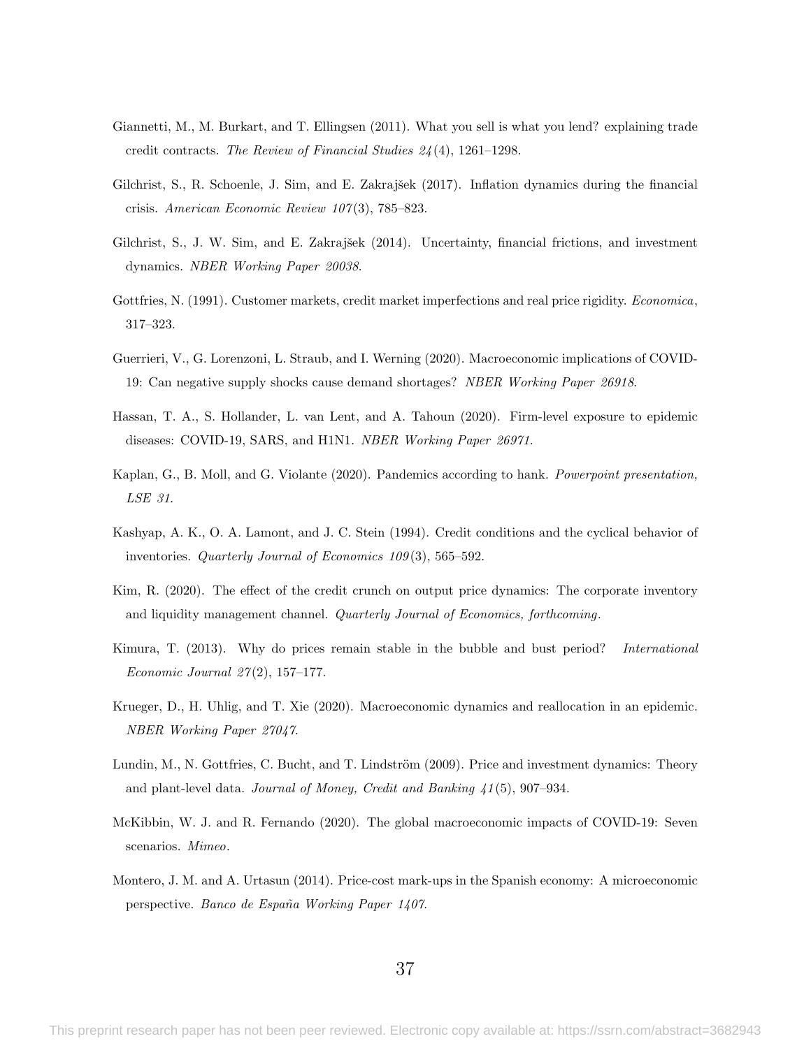Giannetti, M., M. Burkart, and T. Ellingsen (2011). What you sell is what you lend? explaining trade credit contracts. *The Review of Financial Studies 24*(4), 1261–1298.

Gilchrist, S., R. Schoenle, J. Sim, and E. Zakrajšek (2017). Inflation dynamics during the financial crisis. *American Economic Review 107*(3), 785–823.

Gilchrist, S., J. W. Sim, and E. Zakrajšek (2014). Uncertainty, financial frictions, and investment dynamics. *NBER Working Paper 20038*.

Gottfries, N. (1991). Customer markets, credit market imperfections and real price rigidity. *Economica*, 317–323.

Guerrieri, V., G. Lorenzoni, L. Straub, and I. Werning (2020). Macroeconomic implications of COVID-19: Can negative supply shocks cause demand shortages? *NBER Working Paper 26918*.

Hassan, T. A., S. Hollander, L. van Lent, and A. Tahoun (2020). Firm-level exposure to epidemic diseases: COVID-19, SARS, and H1N1. *NBER Working Paper 26971*.

Kaplan, G., B. Moll, and G. Violante (2020). Pandemics according to hank. *Powerpoint presentation, LSE 31*.

Kashyap, A. K., O. A. Lamont, and J. C. Stein (1994). Credit conditions and the cyclical behavior of inventories. *Quarterly Journal of Economics 109*(3), 565–592.

Kim, R. (2020). The effect of the credit crunch on output price dynamics: The corporate inventory and liquidity management channel. *Quarterly Journal of Economics, forthcoming*.

Kimura, T. (2013). Why do prices remain stable in the bubble and bust period? *International Economic Journal 27*(2), 157–177.

Krueger, D., H. Uhlig, and T. Xie (2020). Macroeconomic dynamics and reallocation in an epidemic. *NBER Working Paper 27047*.

Lundin, M., N. Gottfries, C. Bucht, and T. Lindström (2009). Price and investment dynamics: Theory and plant-level data. *Journal of Money, Credit and Banking 41*(5), 907–934.

McKibbin, W. J. and R. Fernando (2020). The global macroeconomic impacts of COVID-19: Seven scenarios. *Mimeo*.

Montero, J. M. and A. Urtasun (2014). Price-cost mark-ups in the Spanish economy: A microeconomic perspective. *Banco de España Working Paper 1407*.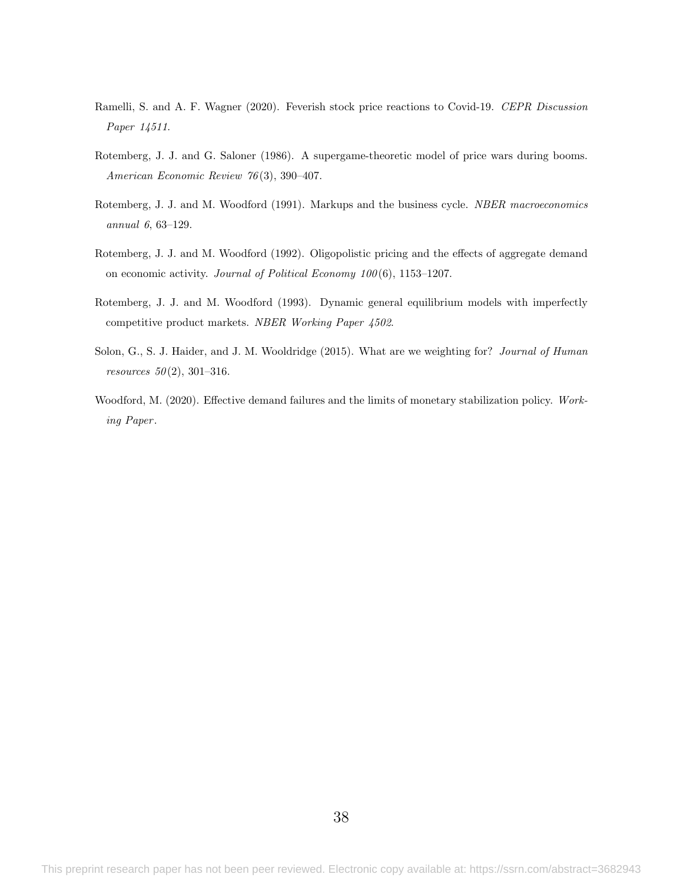Ramelli, S. and A. F. Wagner (2020). Feverish stock price reactions to Covid-19. *CEPR Discussion Paper 14511*.

Rotemberg, J. J. and G. Saloner (1986). A supergame-theoretic model of price wars during booms. *American Economic Review 76*(3), 390–407.

Rotemberg, J. J. and M. Woodford (1991). Markups and the business cycle. *NBER macroeconomics annual 6*, 63–129.

Rotemberg, J. J. and M. Woodford (1992). Oligopolistic pricing and the effects of aggregate demand on economic activity. *Journal of Political Economy 100*(6), 1153–1207.

Rotemberg, J. J. and M. Woodford (1993). Dynamic general equilibrium models with imperfectly competitive product markets. *NBER Working Paper 4502*.

Solon, G., S. J. Haider, and J. M. Wooldridge (2015). What are we weighting for? *Journal of Human resources 50*(2), 301–316.

Woodford, M. (2020). Effective demand failures and the limits of monetary stabilization policy. *Working Paper*.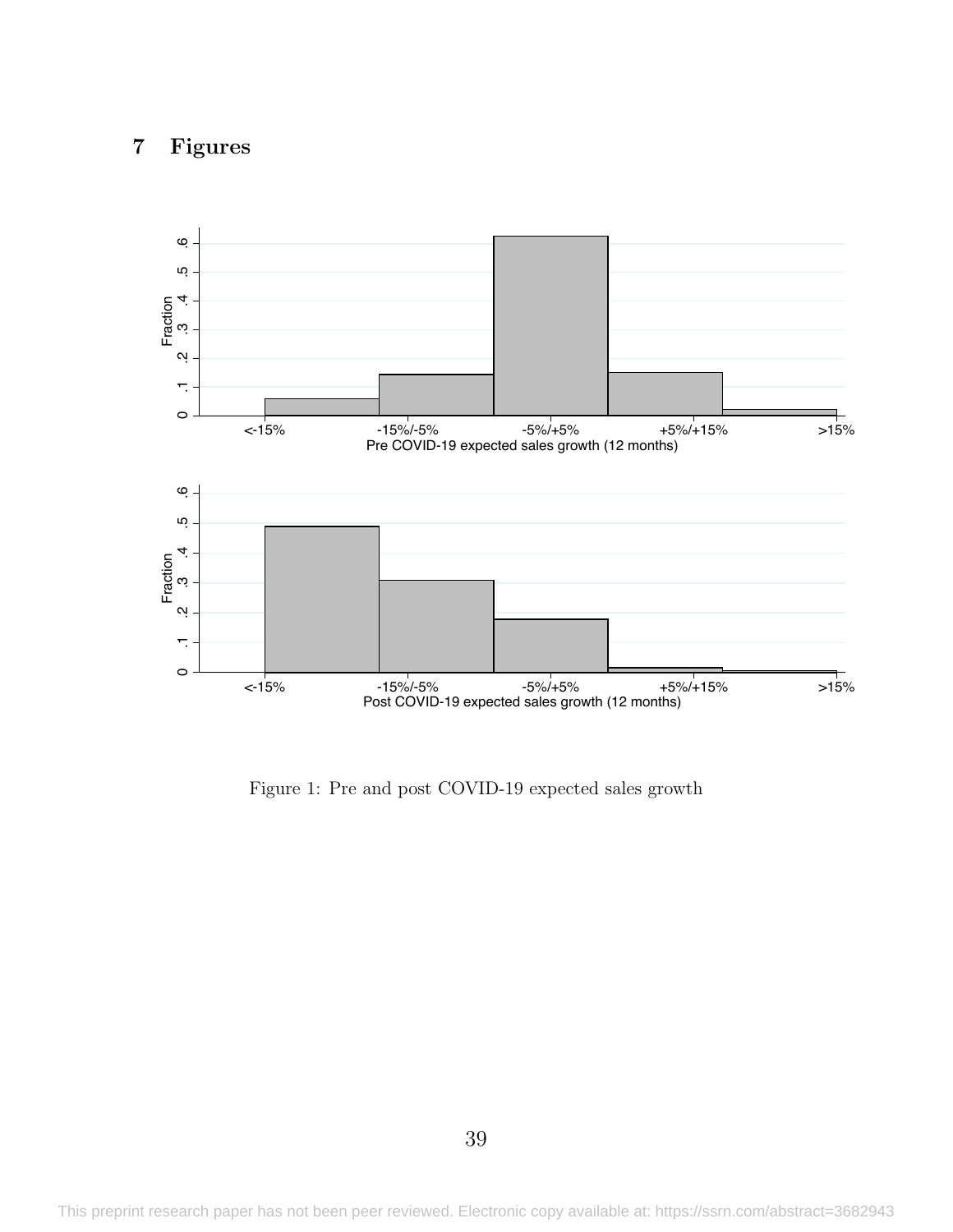# 7 Figures

Figure 1: Pre and post COVID-19 expected sales growth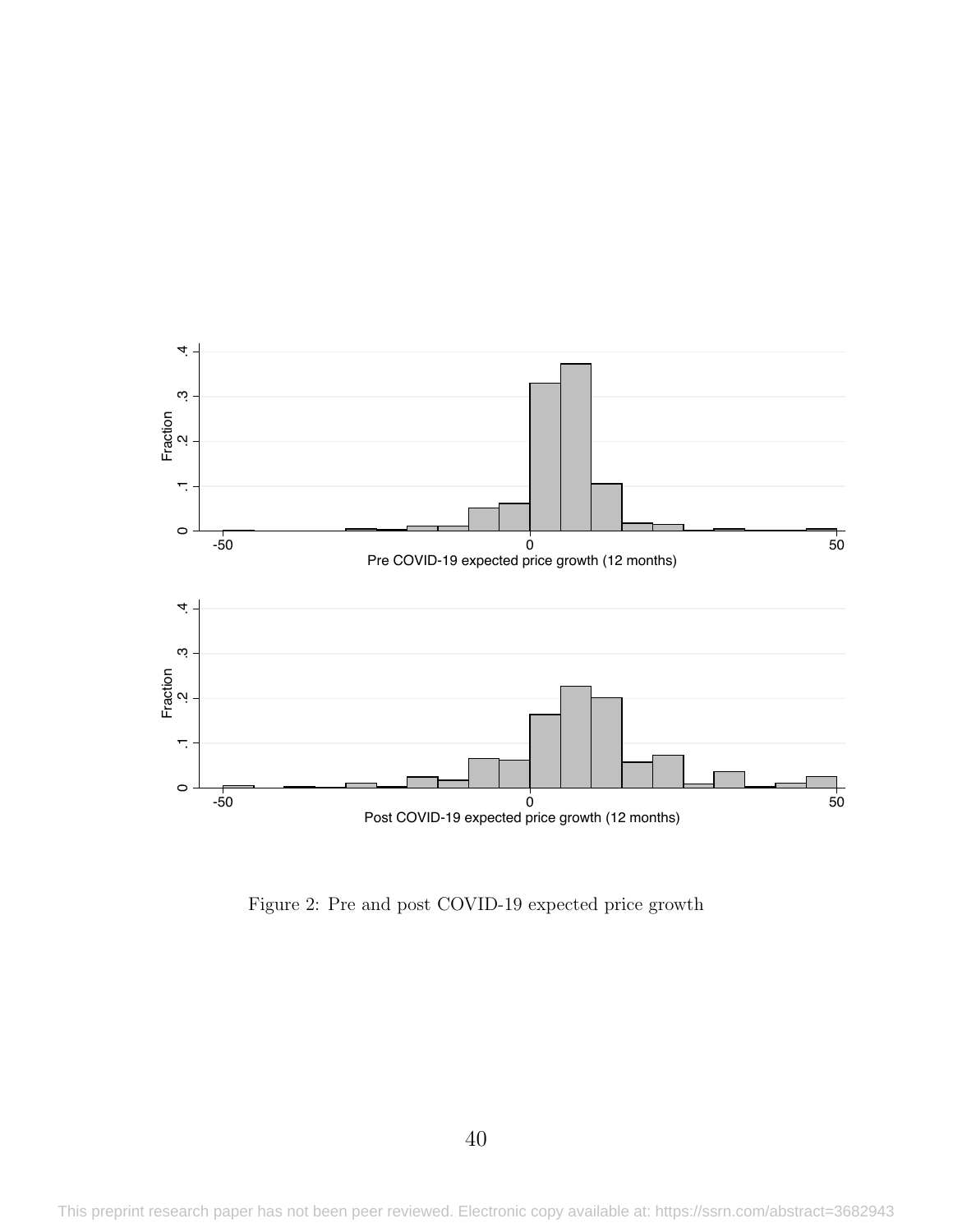Figure 2: Pre and post COVID-19 expected price growth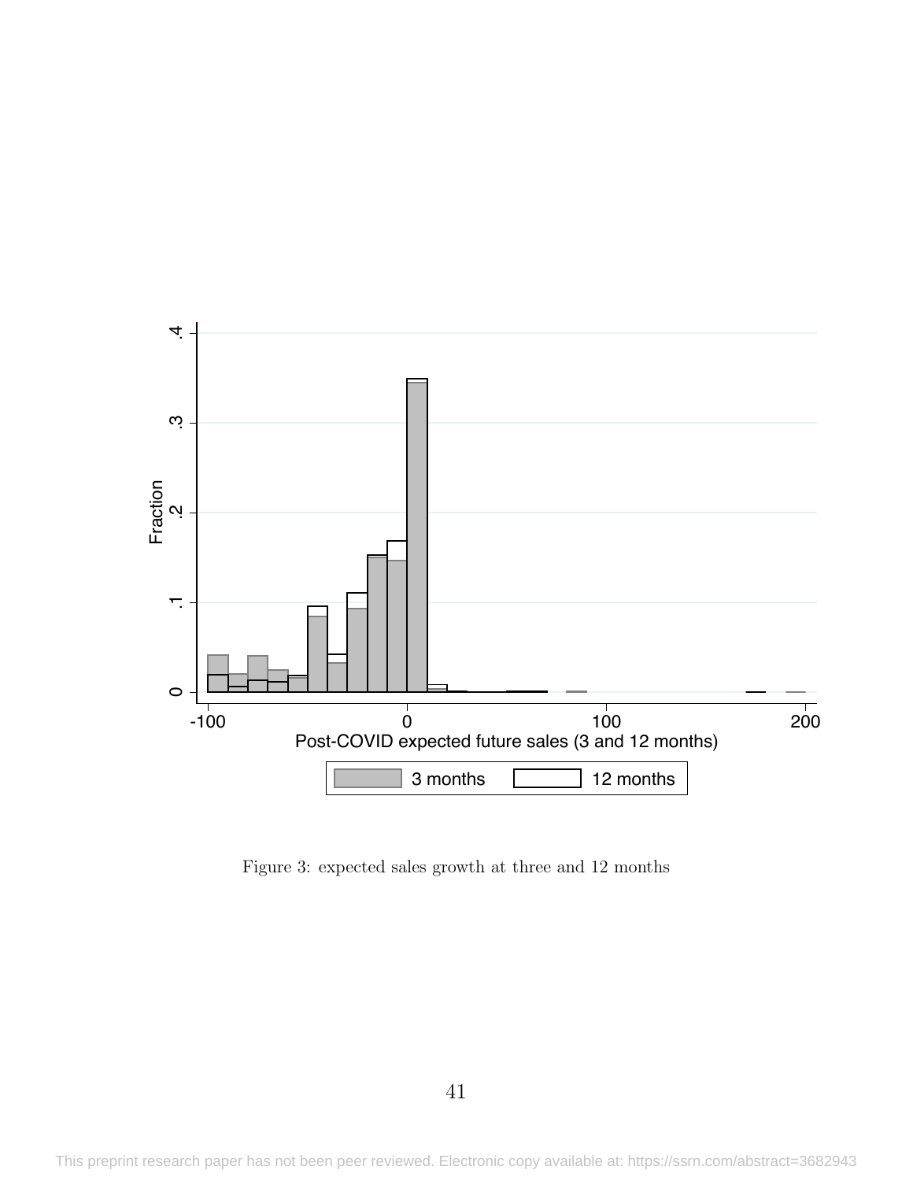Figure 3: expected sales growth at three and 12 months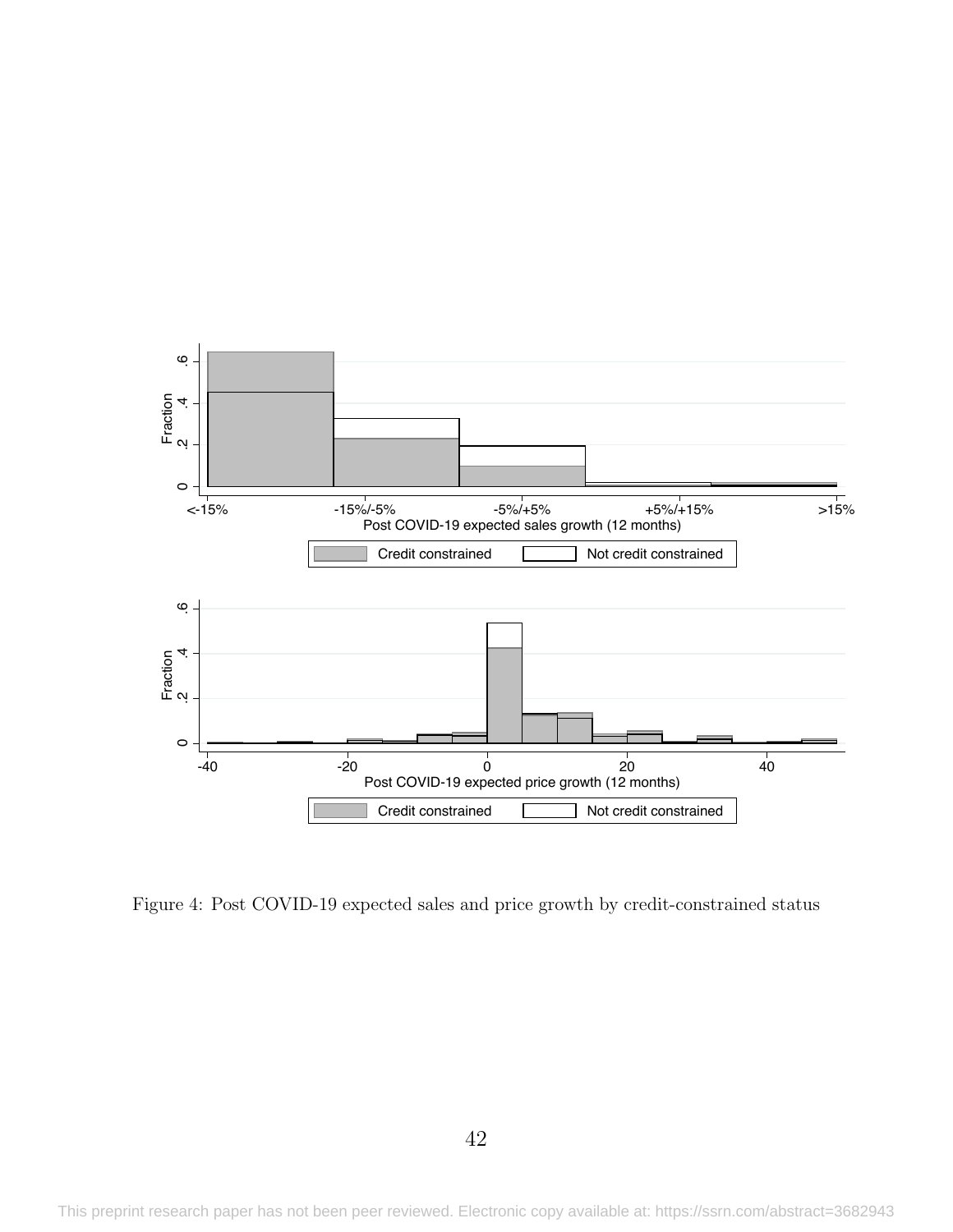Figure 4: Post COVID-19 expected sales and price growth by credit-constrained status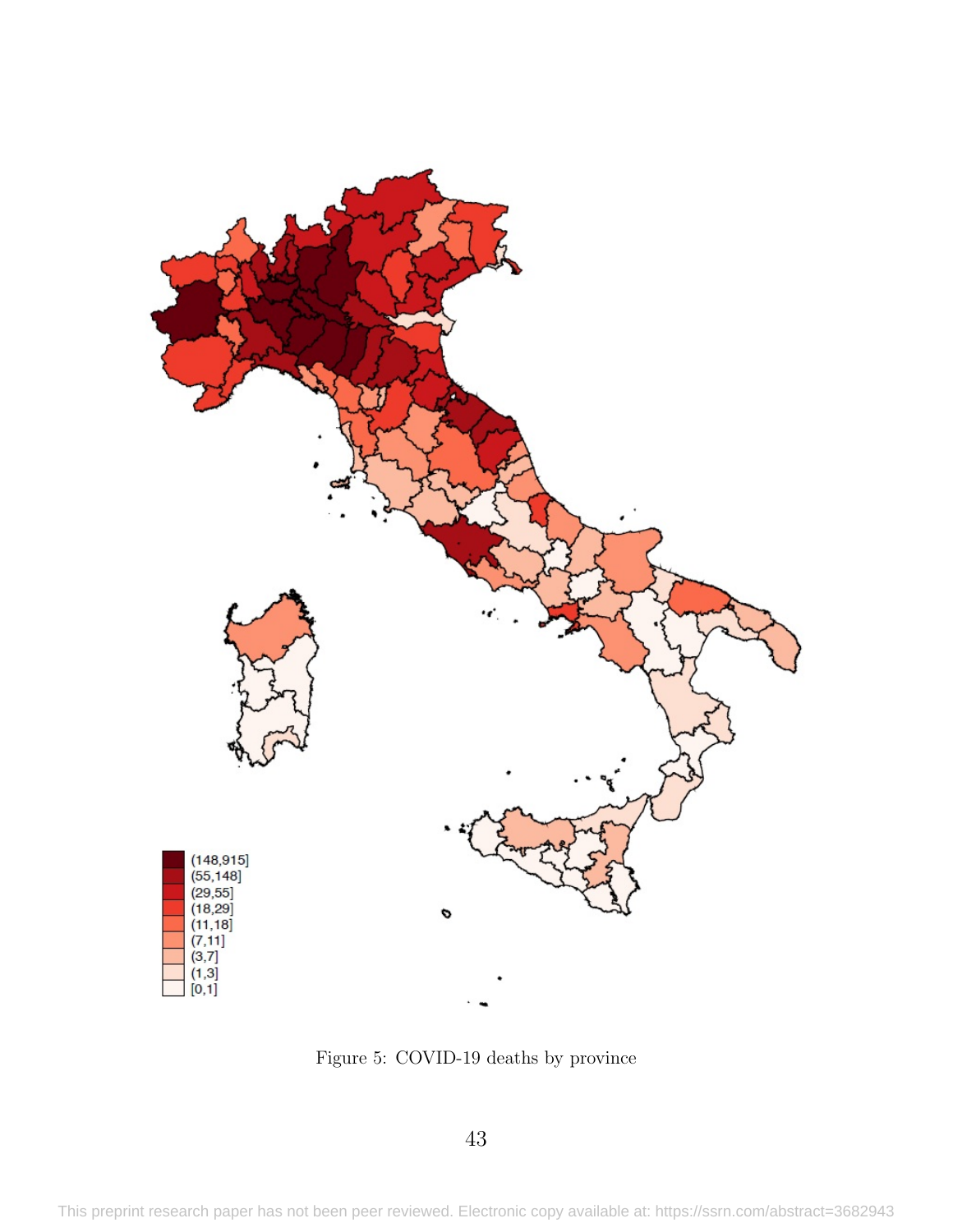Figure 5: COVID-19 deaths by province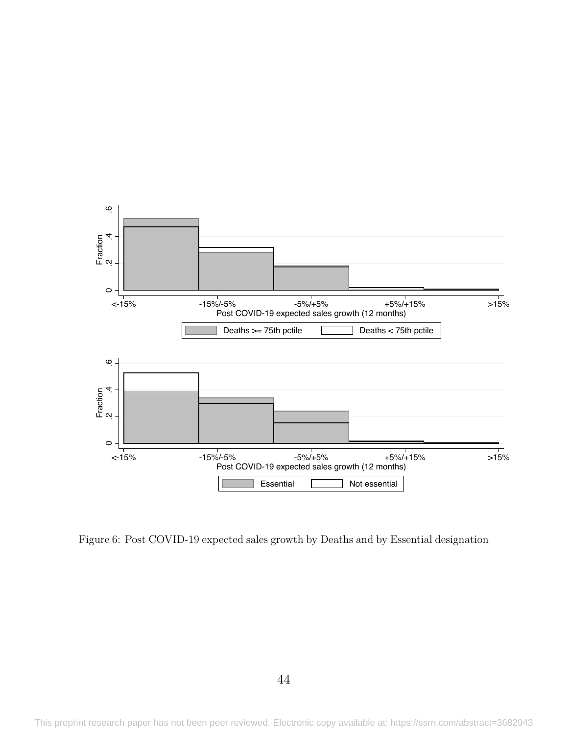Figure 6: Post COVID-19 expected sales growth by Deaths and by Essential designation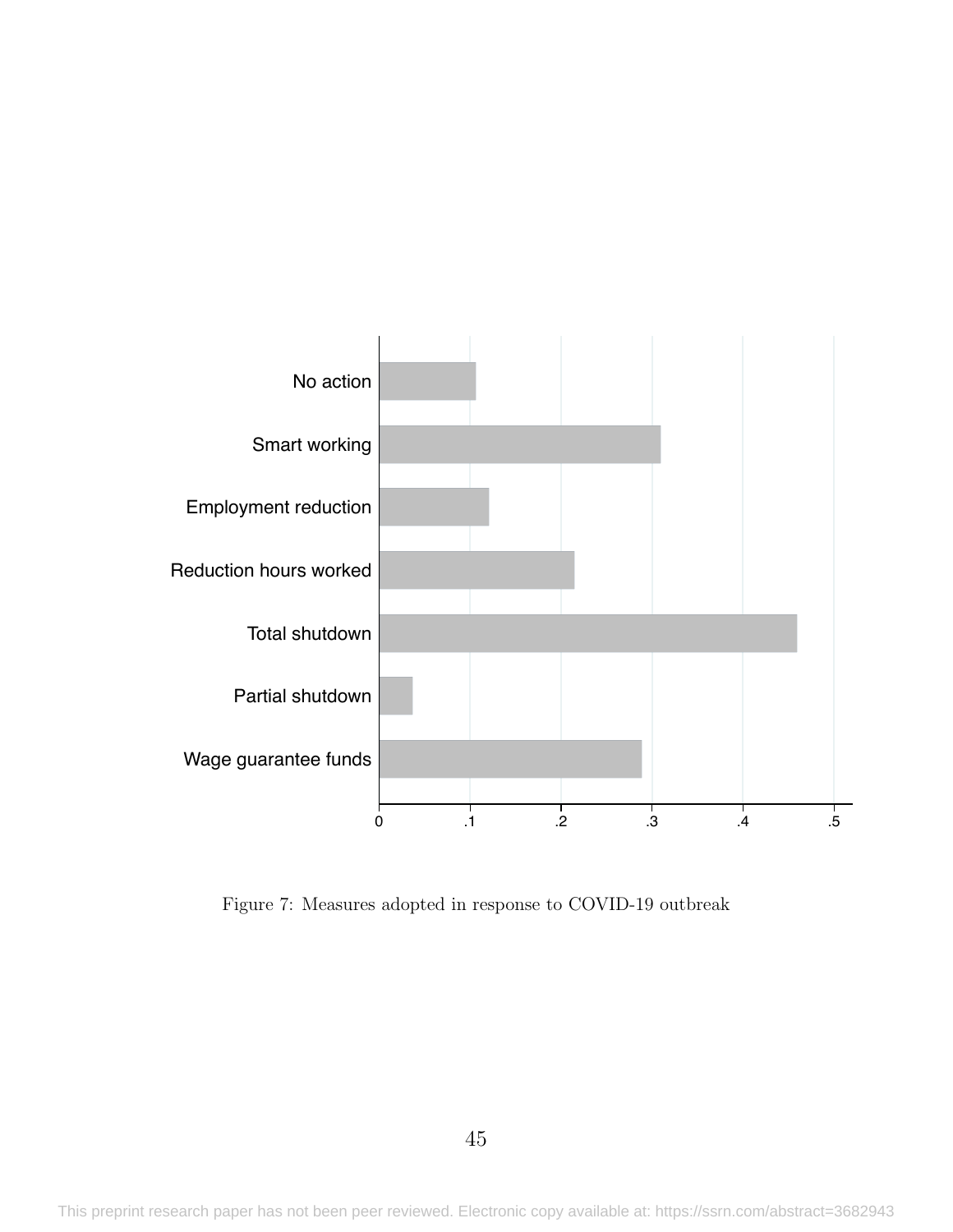Figure 7: Measures adopted in response to COVID-19 outbreak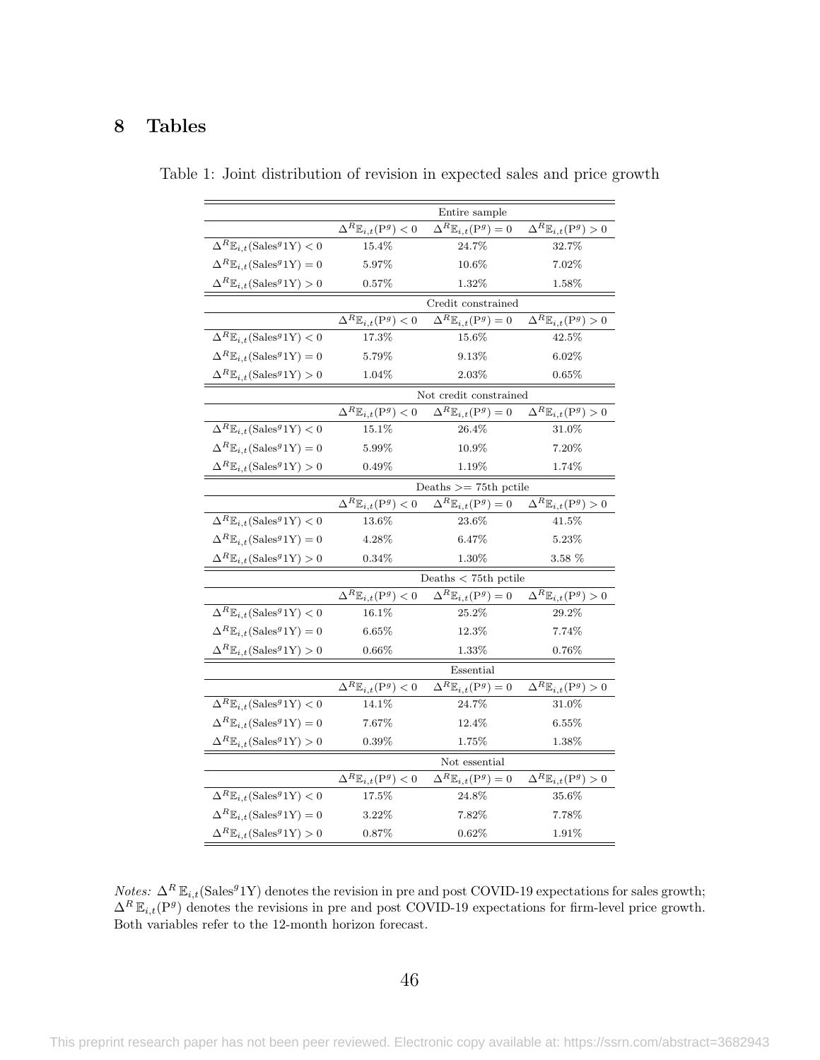## 8 Tables

Table 1: Joint distribution of revision in expected sales and price growth

| | Entire sample | | |
|---|---|---|---|
| | $\Delta^R \mathbb{E}_{i,t}(\mathrm{P}^g) < 0$ | $\Delta^R \mathbb{E}_{i,t}(\mathrm{P}^g) = 0$ | $\Delta^R \mathbb{E}_{i,t}(\mathrm{P}^g) > 0$ |
| $\Delta^R \mathbb{E}_{i,t}(\mathrm{Sales}^g 1\mathrm{Y}) < 0$ | 15.4% | 24.7% | 32.7% |
| $\Delta^R \mathbb{E}_{i,t}(\mathrm{Sales}^g 1\mathrm{Y}) = 0$ | 5.97% | 10.6% | 7.02% |
| $\Delta^R \mathbb{E}_{i,t}(\mathrm{Sales}^g 1\mathrm{Y}) > 0$ | 0.57% | 1.32% | 1.58% |
| | Credit constrained | | |
| | $\Delta^R \mathbb{E}_{i,t}(\mathrm{P}^g) < 0$ | $\Delta^R \mathbb{E}_{i,t}(\mathrm{P}^g) = 0$ | $\Delta^R \mathbb{E}_{i,t}(\mathrm{P}^g) > 0$ |
| $\Delta^R \mathbb{E}_{i,t}(\mathrm{Sales}^g 1\mathrm{Y}) < 0$ | 17.3% | 15.6% | 42.5% |
| $\Delta^R \mathbb{E}_{i,t}(\mathrm{Sales}^g 1\mathrm{Y}) = 0$ | 5.79% | 9.13% | 6.02% |
| $\Delta^R \mathbb{E}_{i,t}(\mathrm{Sales}^g 1\mathrm{Y}) > 0$ | 1.04% | 2.03% | 0.65% |
| | Not credit constrained | | |
| | $\Delta^R \mathbb{E}_{i,t}(\mathrm{P}^g) < 0$ | $\Delta^R \mathbb{E}_{i,t}(\mathrm{P}^g) = 0$ | $\Delta^R \mathbb{E}_{i,t}(\mathrm{P}^g) > 0$ |
| $\Delta^R \mathbb{E}_{i,t}(\mathrm{Sales}^g 1\mathrm{Y}) < 0$ | 15.1% | 26.4% | 31.0% |
| $\Delta^R \mathbb{E}_{i,t}(\mathrm{Sales}^g 1\mathrm{Y}) = 0$ | 5.99% | 10.9% | 7.20% |
| $\Delta^R \mathbb{E}_{i,t}(\mathrm{Sales}^g 1\mathrm{Y}) > 0$ | 0.49% | 1.19% | 1.74% |
| | Deaths >= 75th pctile | | |
| | $\Delta^R \mathbb{E}_{i,t}(\mathrm{P}^g) < 0$ | $\Delta^R \mathbb{E}_{i,t}(\mathrm{P}^g) = 0$ | $\Delta^R \mathbb{E}_{i,t}(\mathrm{P}^g) > 0$ |
| $\Delta^R \mathbb{E}_{i,t}(\mathrm{Sales}^g 1\mathrm{Y}) < 0$ | 13.6% | 23.6% | 41.5% |
| $\Delta^R \mathbb{E}_{i,t}(\mathrm{Sales}^g 1\mathrm{Y}) = 0$ | 4.28% | 6.47% | 5.23% |
| $\Delta^R \mathbb{E}_{i,t}(\mathrm{Sales}^g 1\mathrm{Y}) > 0$ | 0.34% | 1.30% | 3.58 % |
| | Deaths < 75th pctile | | |
| | $\Delta^R \mathbb{E}_{i,t}(\mathrm{P}^g) < 0$ | $\Delta^R \mathbb{E}_{i,t}(\mathrm{P}^g) = 0$ | $\Delta^R \mathbb{E}_{i,t}(\mathrm{P}^g) > 0$ |
| $\Delta^R \mathbb{E}_{i,t}(\mathrm{Sales}^g 1\mathrm{Y}) < 0$ | 16.1% | 25.2% | 29.2% |
| $\Delta^R \mathbb{E}_{i,t}(\mathrm{Sales}^g 1\mathrm{Y}) = 0$ | 6.65% | 12.3% | 7.74% |
| $\Delta^R \mathbb{E}_{i,t}(\mathrm{Sales}^g 1\mathrm{Y}) > 0$ | 0.66% | 1.33% | 0.76% |
| | Essential | | |
| | $\Delta^R \mathbb{E}_{i,t}(\mathrm{P}^g) < 0$ | $\Delta^R \mathbb{E}_{i,t}(\mathrm{P}^g) = 0$ | $\Delta^R \mathbb{E}_{i,t}(\mathrm{P}^g) > 0$ |
| $\Delta^R \mathbb{E}_{i,t}(\mathrm{Sales}^g 1\mathrm{Y}) < 0$ | 14.1% | 24.7% | 31.0% |
| $\Delta^R \mathbb{E}_{i,t}(\mathrm{Sales}^g 1\mathrm{Y}) = 0$ | 7.67% | 12.4% | 6.55% |
| $\Delta^R \mathbb{E}_{i,t}(\mathrm{Sales}^g 1\mathrm{Y}) > 0$ | 0.39% | 1.75% | 1.38% |
| | Not essential | | |
| | $\Delta^R \mathbb{E}_{i,t}(\mathrm{P}^g) < 0$ | $\Delta^R \mathbb{E}_{i,t}(\mathrm{P}^g) = 0$ | $\Delta^R \mathbb{E}_{i,t}(\mathrm{P}^g) > 0$ |
| $\Delta^R \mathbb{E}_{i,t}(\mathrm{Sales}^g 1\mathrm{Y}) < 0$ | 17.5% | 24.8% | 35.6% |
| $\Delta^R \mathbb{E}_{i,t}(\mathrm{Sales}^g 1\mathrm{Y}) = 0$ | 3.22% | 7.82% | 7.78% |
| $\Delta^R \mathbb{E}_{i,t}(\mathrm{Sales}^g 1\mathrm{Y}) > 0$ | 0.87% | 0.62% | 1.91% |

*Notes:* $\Delta^R \mathbb{E}_{i,t}(\mathrm{Sales}^g 1\mathrm{Y})$ denotes the revision in pre and post COVID-19 expectations for sales growth; $\Delta^R \mathbb{E}_{i,t}(\mathrm{P}^g)$ denotes the revisions in pre and post COVID-19 expectations for firm-level price growth. Both variables refer to the 12-month horizon forecast.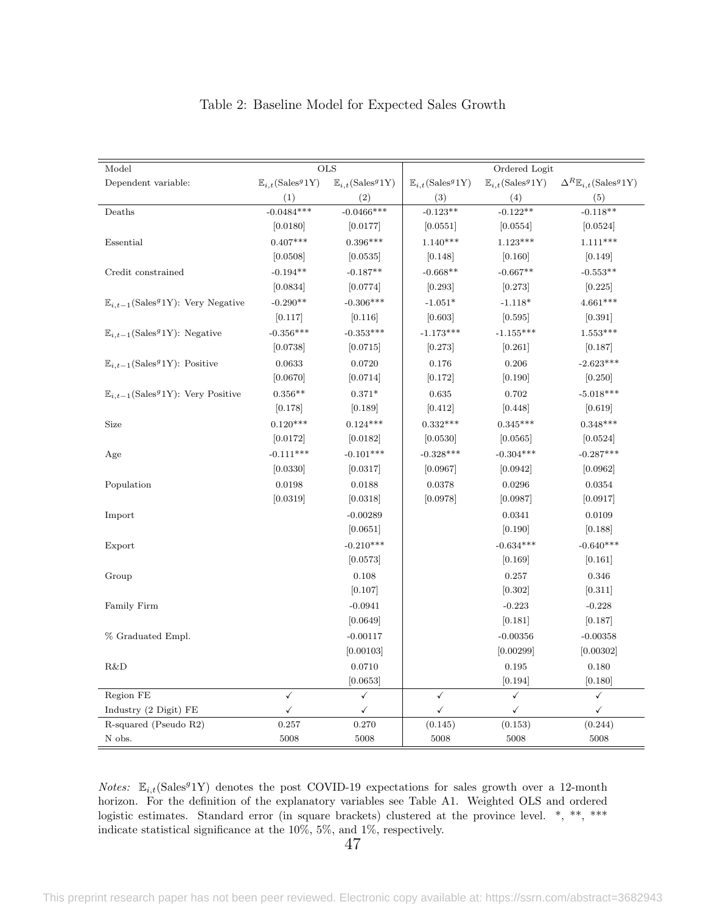Table 2: Baseline Model for Expected Sales Growth

| Model | OLS | | Ordered Logit | | |
|---|---|---|---|---|---|
| Dependent variable: | $\mathbb{E}_{i,t}(\text{Sales}^g 1\text{Y})$ | $\mathbb{E}_{i,t}(\text{Sales}^g 1\text{Y})$ | $\mathbb{E}_{i,t}(\text{Sales}^g 1\text{Y})$ | $\mathbb{E}_{i,t}(\text{Sales}^g 1\text{Y})$ | $\Delta^R \mathbb{E}_{i,t}(\text{Sales}^g 1\text{Y})$ |
| | (1) | (2) | (3) | (4) | (5) |
| Deaths | -0.0484*** | -0.0466*** | -0.123** | -0.122** | -0.118** |
| | [0.0180] | [0.0177] | [0.0551] | [0.0554] | [0.0524] |
| Essential | 0.407*** | 0.396*** | 1.140*** | 1.123*** | 1.111*** |
| | [0.0508] | [0.0535] | [0.148] | [0.160] | [0.149] |
| Credit constrained | -0.194** | -0.187** | -0.668** | -0.667** | -0.553** |
| | [0.0834] | [0.0774] | [0.293] | [0.273] | [0.225] |
| $\mathbb{E}_{i,t-1}(\text{Sales}^g 1\text{Y})$: Very Negative | -0.290** | -0.306*** | -1.051* | -1.118* | 4.661*** |
| | [0.117] | [0.116] | [0.603] | [0.595] | [0.391] |
| $\mathbb{E}_{i,t-1}(\text{Sales}^g 1\text{Y})$: Negative | -0.356*** | -0.353*** | -1.173*** | -1.155*** | 1.553*** |
| | [0.0738] | [0.0715] | [0.273] | [0.261] | [0.187] |
| $\mathbb{E}_{i,t-1}(\text{Sales}^g 1\text{Y})$: Positive | 0.0633 | 0.0720 | 0.176 | 0.206 | -2.623*** |
| | [0.0670] | [0.0714] | [0.172] | [0.190] | [0.250] |
| $\mathbb{E}_{i,t-1}(\text{Sales}^g 1\text{Y})$: Very Positive | 0.356** | 0.371* | 0.635 | 0.702 | -5.018*** |
| | [0.178] | [0.189] | [0.412] | [0.448] | [0.619] |
| Size | 0.120*** | 0.124*** | 0.332*** | 0.345*** | 0.348*** |
| | [0.0172] | [0.0182] | [0.0530] | [0.0565] | [0.0524] |
| Age | -0.111*** | -0.101*** | -0.328*** | -0.304*** | -0.287*** |
| | [0.0330] | [0.0317] | [0.0967] | [0.0942] | [0.0962] |
| Population | 0.0198 | 0.0188 | 0.0378 | 0.0296 | 0.0354 |
| | [0.0319] | [0.0318] | [0.0978] | [0.0987] | [0.0917] |
| Import | | -0.00289 | | 0.0341 | 0.0109 |
| | | [0.0651] | | [0.190] | [0.188] |
| Export | | -0.210*** | | -0.634*** | -0.640*** |
| | | [0.0573] | | [0.169] | [0.161] |
| Group | | 0.108 | | 0.257 | 0.346 |
| | | [0.107] | | [0.302] | [0.311] |
| Family Firm | | -0.0941 | | -0.223 | -0.228 |
| | | [0.0649] | | [0.181] | [0.187] |
| % Graduated Empl. | | -0.00117 | | -0.00356 | -0.00358 |
| | | [0.00103] | | [0.00299] | [0.00302] |
| R&D | | 0.0710 | | 0.195 | 0.180 |
| | | [0.0653] | | [0.194] | [0.180] |
| Region FE | ✓ | ✓ | ✓ | ✓ | ✓ |
| Industry (2 Digit) FE | ✓ | ✓ | ✓ | ✓ | ✓ |
| R-squared (Pseudo R2) | 0.257 | 0.270 | (0.145) | (0.153) | (0.244) |
| N obs. | 5008 | 5008 | 5008 | 5008 | 5008 |

*Notes:* $\mathbb{E}_{i,t}(\text{Sales}^g 1\text{Y})$ denotes the post COVID-19 expectations for sales growth over a 12-month horizon. For the definition of the explanatory variables see Table A1. Weighted OLS and ordered logistic estimates. Standard error (in square brackets) clustered at the province level. *, **, *** indicate statistical significance at the 10%, 5%, and 1%, respectively.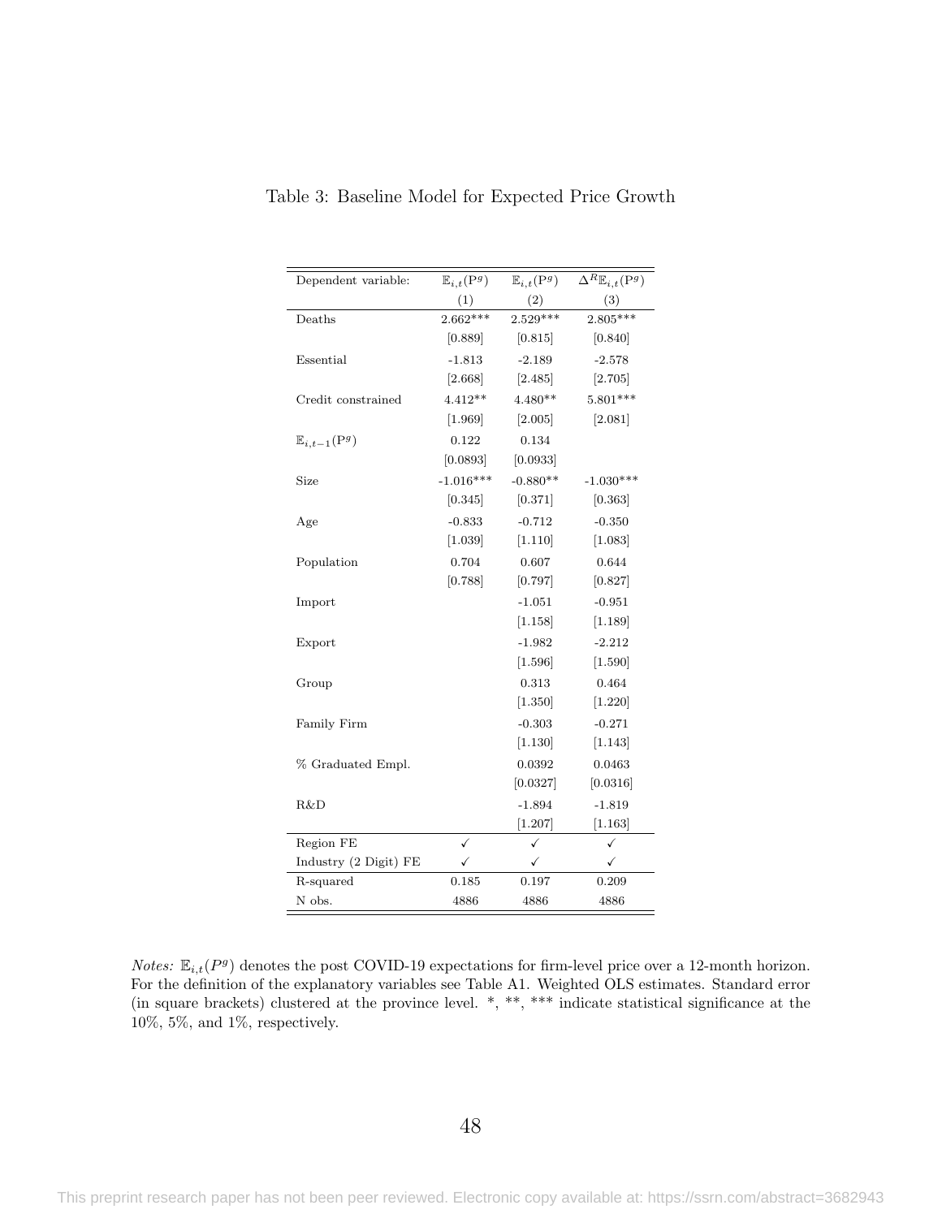Table 3: Baseline Model for Expected Price Growth

| Dependent variable: | $\mathbb{E}_{i,t}(\mathrm{P}^g)$ | $\mathbb{E}_{i,t}(\mathrm{P}^g)$ | $\Delta^R\mathbb{E}_{i,t}(\mathrm{P}^g)$ |
|---|---|---|---|
| | (1) | (2) | (3) |
| Deaths | 2.662*** | 2.529*** | 2.805*** |
| | [0.889] | [0.815] | [0.840] |
| Essential | -1.813 | -2.189 | -2.578 |
| | [2.668] | [2.485] | [2.705] |
| Credit constrained | 4.412** | 4.480** | 5.801*** |
| | [1.969] | [2.005] | [2.081] |
| $\mathbb{E}_{i,t-1}(\mathrm{P}^g)$ | 0.122 | 0.134 | |
| | [0.0893] | [0.0933] | |
| Size | -1.016*** | -0.880** | -1.030*** |
| | [0.345] | [0.371] | [0.363] |
| Age | -0.833 | -0.712 | -0.350 |
| | [1.039] | [1.110] | [1.083] |
| Population | 0.704 | 0.607 | 0.644 |
| | [0.788] | [0.797] | [0.827] |
| Import | | -1.051 | -0.951 |
| | | [1.158] | [1.189] |
| Export | | -1.982 | -2.212 |
| | | [1.596] | [1.590] |
| Group | | 0.313 | 0.464 |
| | | [1.350] | [1.220] |
| Family Firm | | -0.303 | -0.271 |
| | | [1.130] | [1.143] |
| % Graduated Empl. | | 0.0392 | 0.0463 |
| | | [0.0327] | [0.0316] |
| R&D | | -1.894 | -1.819 |
| | | [1.207] | [1.163] |
| Region FE | ✓ | ✓ | ✓ |
| Industry (2 Digit) FE | ✓ | ✓ | ✓ |
| R-squared | 0.185 | 0.197 | 0.209 |
| N obs. | 4886 | 4886 | 4886 |

*Notes:* $\mathbb{E}_{i,t}(P^g)$ denotes the post COVID-19 expectations for firm-level price over a 12-month horizon. For the definition of the explanatory variables see Table A1. Weighted OLS estimates. Standard error (in square brackets) clustered at the province level. *, **, *** indicate statistical significance at the 10%, 5%, and 1%, respectively.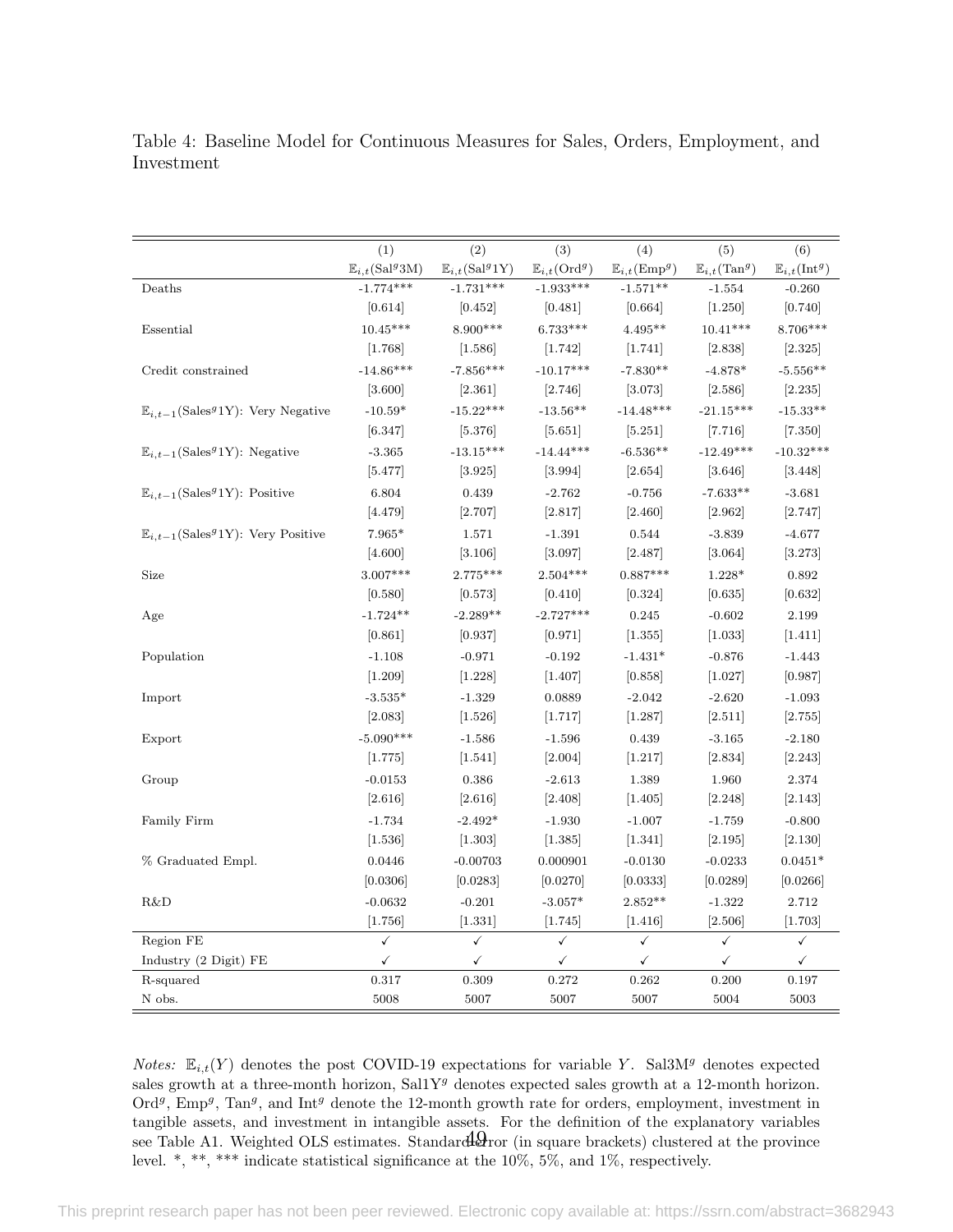Table 4: Baseline Model for Continuous Measures for Sales, Orders, Employment, and Investment

| | (1) | (2) | (3) | (4) | (5) | (6) |
|---|---|---|---|---|---|---|
| | $\mathbb{E}_{i,t}(\text{Sal}^g 3\text{M})$ | $\mathbb{E}_{i,t}(\text{Sal}^g 1\text{Y})$ | $\mathbb{E}_{i,t}(\text{Ord}^g)$ | $\mathbb{E}_{i,t}(\text{Emp}^g)$ | $\mathbb{E}_{i,t}(\text{Tan}^g)$ | $\mathbb{E}_{i,t}(\text{Int}^g)$ |
| Deaths | -1.774*** | -1.731*** | -1.933*** | -1.571** | -1.554 | -0.260 |
| | [0.614] | [0.452] | [0.481] | [0.664] | [1.250] | [0.740] |
| Essential | 10.45*** | 8.900*** | 6.733*** | 4.495** | 10.41*** | 8.706*** |
| | [1.768] | [1.586] | [1.742] | [1.741] | [2.838] | [2.325] |
| Credit constrained | -14.86*** | -7.856*** | -10.17*** | -7.830** | -4.878* | -5.556** |
| | [3.600] | [2.361] | [2.746] | [3.073] | [2.586] | [2.235] |
| $\mathbb{E}_{i,t-1}(\text{Sales}^g 1\text{Y})$: Very Negative | -10.59* | -15.22*** | -13.56** | -14.48*** | -21.15*** | -15.33** |
| | [6.347] | [5.376] | [5.651] | [5.251] | [7.716] | [7.350] |
| $\mathbb{E}_{i,t-1}(\text{Sales}^g 1\text{Y})$: Negative | -3.365 | -13.15*** | -14.44*** | -6.536** | -12.49*** | -10.32*** |
| | [5.477] | [3.925] | [3.994] | [2.654] | [3.646] | [3.448] |
| $\mathbb{E}_{i,t-1}(\text{Sales}^g 1\text{Y})$: Positive | 6.804 | 0.439 | -2.762 | -0.756 | -7.633** | -3.681 |
| | [4.479] | [2.707] | [2.817] | [2.460] | [2.962] | [2.747] |
| $\mathbb{E}_{i,t-1}(\text{Sales}^g 1\text{Y})$: Very Positive | 7.965* | 1.571 | -1.391 | 0.544 | -3.839 | -4.677 |
| | [4.600] | [3.106] | [3.097] | [2.487] | [3.064] | [3.273] |
| Size | 3.007*** | 2.775*** | 2.504*** | 0.887*** | 1.228* | 0.892 |
| | [0.580] | [0.573] | [0.410] | [0.324] | [0.635] | [0.632] |
| Age | -1.724** | -2.289** | -2.727*** | 0.245 | -0.602 | 2.199 |
| | [0.861] | [0.937] | [0.971] | [1.355] | [1.033] | [1.411] |
| Population | -1.108 | -0.971 | -0.192 | -1.431* | -0.876 | -1.443 |
| | [1.209] | [1.228] | [1.407] | [0.858] | [1.027] | [0.987] |
| Import | -3.535* | -1.329 | 0.0889 | -2.042 | -2.620 | -1.093 |
| | [2.083] | [1.526] | [1.717] | [1.287] | [2.511] | [2.755] |
| Export | -5.090*** | -1.586 | -1.596 | 0.439 | -3.165 | -2.180 |
| | [1.775] | [1.541] | [2.004] | [1.217] | [2.834] | [2.243] |
| Group | -0.0153 | 0.386 | -2.613 | 1.389 | 1.960 | 2.374 |
| | [2.616] | [2.616] | [2.408] | [1.405] | [2.248] | [2.143] |
| Family Firm | -1.734 | -2.492* | -1.930 | -1.007 | -1.759 | -0.800 |
| | [1.536] | [1.303] | [1.385] | [1.341] | [2.195] | [2.130] |
| % Graduated Empl. | 0.0446 | -0.00703 | 0.000901 | -0.0130 | -0.0233 | 0.0451* |
| | [0.0306] | [0.0283] | [0.0270] | [0.0333] | [0.0289] | [0.0266] |
| R&D | -0.0632 | -0.201 | -3.057* | 2.852** | -1.322 | 2.712 |
| | [1.756] | [1.331] | [1.745] | [1.416] | [2.506] | [1.703] |
| Region FE | ✓ | ✓ | ✓ | ✓ | ✓ | ✓ |
| Industry (2 Digit) FE | ✓ | ✓ | ✓ | ✓ | ✓ | ✓ |
| R-squared | 0.317 | 0.309 | 0.272 | 0.262 | 0.200 | 0.197 |
| N obs. | 5008 | 5007 | 5007 | 5007 | 5004 | 5003 |

*Notes:* $\mathbb{E}_{i,t}(Y)$ denotes the post COVID-19 expectations for variable $Y$. Sal3M$^g$ denotes expected sales growth at a three-month horizon, Sal1Y$^g$ denotes expected sales growth at a 12-month horizon. Ord$^g$, Emp$^g$, Tan$^g$, and Int$^g$ denote the 12-month growth rate for orders, employment, investment in tangible assets, and investment in intangible assets. For the definition of the explanatory variables see Table A1. Weighted OLS estimates. Standard error (in square brackets) clustered at the province level. *, **, *** indicate statistical significance at the 10%, 5%, and 1%, respectively.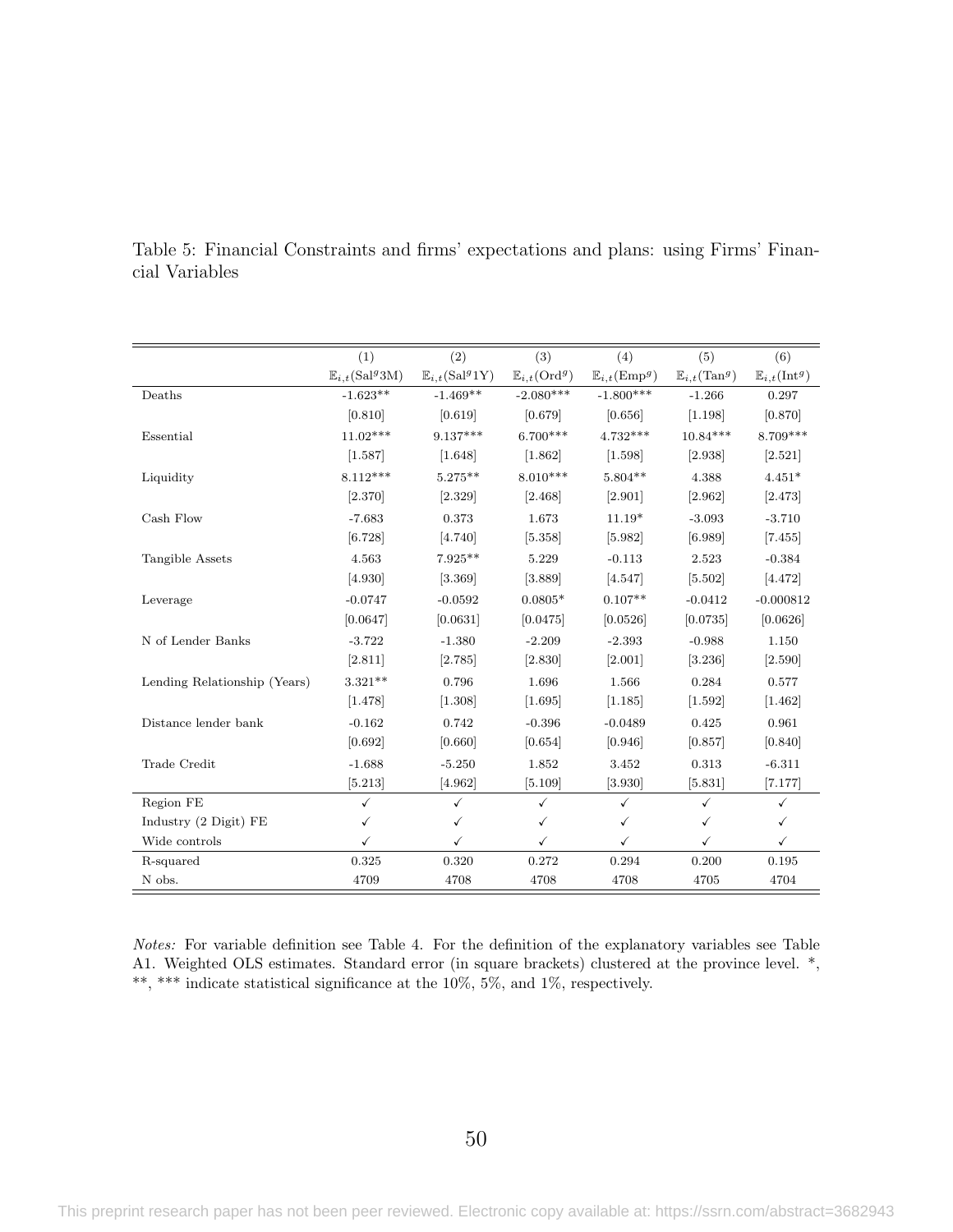Table 5: Financial Constraints and firms' expectations and plans: using Firms' Financial Variables

| | (1) | (2) | (3) | (4) | (5) | (6) |
|---|---|---|---|---|---|---|
| | $\mathbb{E}_{i,t}(\text{Sal}^g\text{3M})$ | $\mathbb{E}_{i,t}(\text{Sal}^g\text{1Y})$ | $\mathbb{E}_{i,t}(\text{Ord}^g)$ | $\mathbb{E}_{i,t}(\text{Emp}^g)$ | $\mathbb{E}_{i,t}(\text{Tan}^g)$ | $\mathbb{E}_{i,t}(\text{Int}^g)$ |
| Deaths | -1.623** | -1.469** | -2.080*** | -1.800*** | -1.266 | 0.297 |
| | [0.810] | [0.619] | [0.679] | [0.656] | [1.198] | [0.870] |
| Essential | 11.02*** | 9.137*** | 6.700*** | 4.732*** | 10.84*** | 8.709*** |
| | [1.587] | [1.648] | [1.862] | [1.598] | [2.938] | [2.521] |
| Liquidity | 8.112*** | 5.275** | 8.010*** | 5.804** | 4.388 | 4.451* |
| | [2.370] | [2.329] | [2.468] | [2.901] | [2.962] | [2.473] |
| Cash Flow | -7.683 | 0.373 | 1.673 | 11.19* | -3.093 | -3.710 |
| | [6.728] | [4.740] | [5.358] | [5.982] | [6.989] | [7.455] |
| Tangible Assets | 4.563 | 7.925** | 5.229 | -0.113 | 2.523 | -0.384 |
| | [4.930] | [3.369] | [3.889] | [4.547] | [5.502] | [4.472] |
| Leverage | -0.0747 | -0.0592 | 0.0805* | 0.107** | -0.0412 | -0.000812 |
| | [0.0647] | [0.0631] | [0.0475] | [0.0526] | [0.0735] | [0.0626] |
| N of Lender Banks | -3.722 | -1.380 | -2.209 | -2.393 | -0.988 | 1.150 |
| | [2.811] | [2.785] | [2.830] | [2.001] | [3.236] | [2.590] |
| Lending Relationship (Years) | 3.321** | 0.796 | 1.696 | 1.566 | 0.284 | 0.577 |
| | [1.478] | [1.308] | [1.695] | [1.185] | [1.592] | [1.462] |
| Distance lender bank | -0.162 | 0.742 | -0.396 | -0.0489 | 0.425 | 0.961 |
| | [0.692] | [0.660] | [0.654] | [0.946] | [0.857] | [0.840] |
| Trade Credit | -1.688 | -5.250 | 1.852 | 3.452 | 0.313 | -6.311 |
| | [5.213] | [4.962] | [5.109] | [3.930] | [5.831] | [7.177] |
| Region FE | ✓ | ✓ | ✓ | ✓ | ✓ | ✓ |
| Industry (2 Digit) FE | ✓ | ✓ | ✓ | ✓ | ✓ | ✓ |
| Wide controls | ✓ | ✓ | ✓ | ✓ | ✓ | ✓ |
| R-squared | 0.325 | 0.320 | 0.272 | 0.294 | 0.200 | 0.195 |
| N obs. | 4709 | 4708 | 4708 | 4708 | 4705 | 4704 |

*Notes:* For variable definition see Table 4. For the definition of the explanatory variables see Table A1. Weighted OLS estimates. Standard error (in square brackets) clustered at the province level. *, **, *** indicate statistical significance at the 10%, 5%, and 1%, respectively.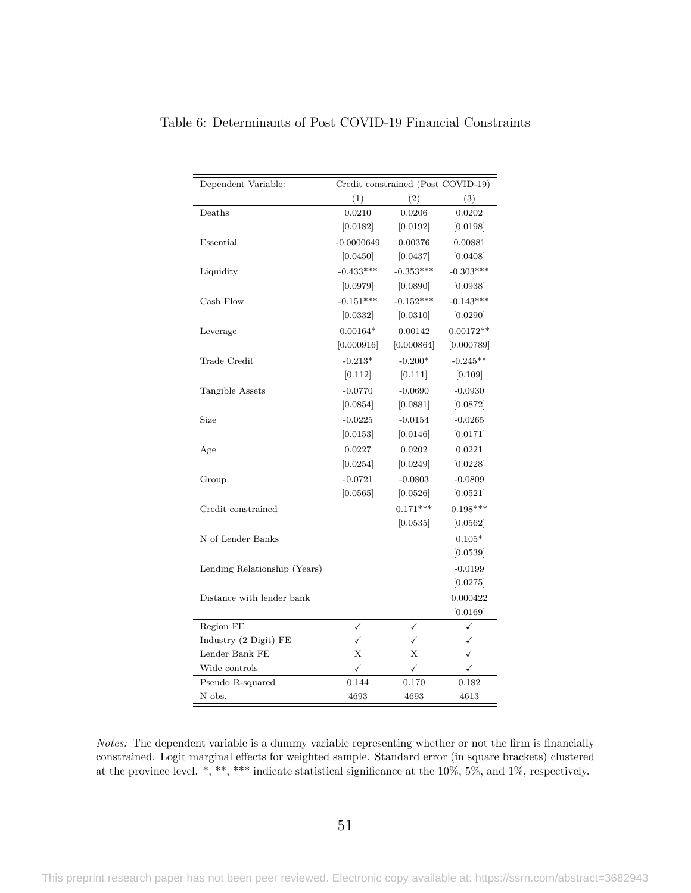Table 6: Determinants of Post COVID-19 Financial Constraints

| Dependent Variable: | Credit constrained (Post COVID-19) | | |
|---|---|---|---|
| | (1) | (2) | (3) |
| Deaths | 0.0210 | 0.0206 | 0.0202 |
| | [0.0182] | [0.0192] | [0.0198] |
| Essential | -0.0000649 | 0.00376 | 0.00881 |
| | [0.0450] | [0.0437] | [0.0408] |
| Liquidity | -0.433*** | -0.353*** | -0.303*** |
| | [0.0979] | [0.0890] | [0.0938] |
| Cash Flow | -0.151*** | -0.152*** | -0.143*** |
| | [0.0332] | [0.0310] | [0.0290] |
| Leverage | 0.00164* | 0.00142 | 0.00172** |
| | [0.000916] | [0.000864] | [0.000789] |
| Trade Credit | -0.213* | -0.200* | -0.245** |
| | [0.112] | [0.111] | [0.109] |
| Tangible Assets | -0.0770 | -0.0690 | -0.0930 |
| | [0.0854] | [0.0881] | [0.0872] |
| Size | -0.0225 | -0.0154 | -0.0265 |
| | [0.0153] | [0.0146] | [0.0171] |
| Age | 0.0227 | 0.0202 | 0.0221 |
| | [0.0254] | [0.0249] | [0.0228] |
| Group | -0.0721 | -0.0803 | -0.0809 |
| | [0.0565] | [0.0526] | [0.0521] |
| Credit constrained | | 0.171*** | 0.198*** |
| | | [0.0535] | [0.0562] |
| N of Lender Banks | | | 0.105* |
| | | | [0.0539] |
| Lending Relationship (Years) | | | -0.0199 |
| | | | [0.0275] |
| Distance with lender bank | | | 0.000422 |
| | | | [0.0169] |
| Region FE | ✓ | ✓ | ✓ |
| Industry (2 Digit) FE | ✓ | ✓ | ✓ |
| Lender Bank FE | X | X | ✓ |
| Wide controls | ✓ | ✓ | ✓ |
| Pseudo R-squared | 0.144 | 0.170 | 0.182 |
| N obs. | 4693 | 4693 | 4613 |

*Notes:* The dependent variable is a dummy variable representing whether or not the firm is financially constrained. Logit marginal effects for weighted sample. Standard error (in square brackets) clustered at the province level. *, **, *** indicate statistical significance at the 10%, 5%, and 1%, respectively.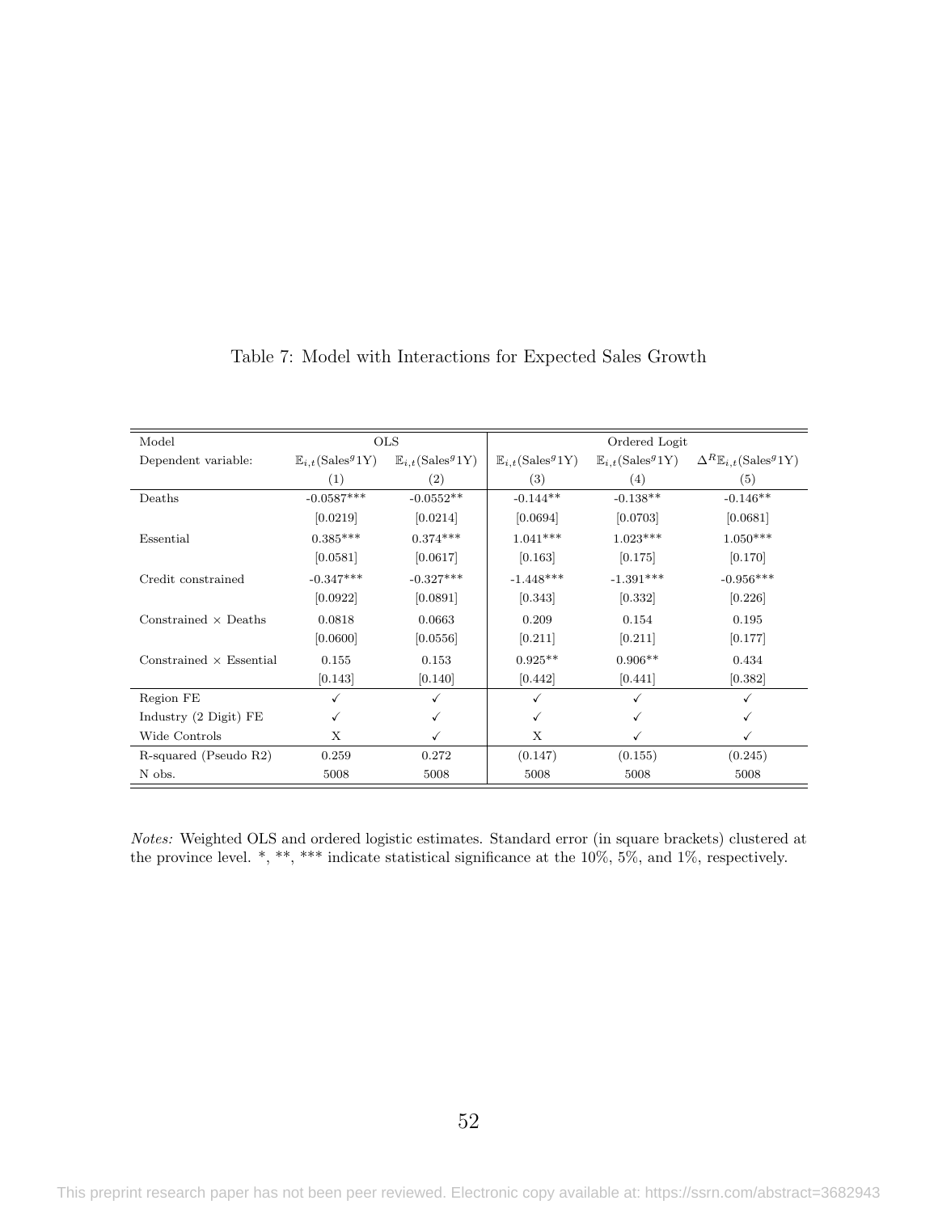Table 7: Model with Interactions for Expected Sales Growth

| Model | OLS | | Ordered Logit | | |
|---|---|---|---|---|---|
| Dependent variable: | $\mathbb{E}_{i,t}(\text{Sales}^g 1\text{Y})$ | $\mathbb{E}_{i,t}(\text{Sales}^g 1\text{Y})$ | $\mathbb{E}_{i,t}(\text{Sales}^g 1\text{Y})$ | $\mathbb{E}_{i,t}(\text{Sales}^g 1\text{Y})$ | $\Delta^R \mathbb{E}_{i,t}(\text{Sales}^g 1\text{Y})$ |
| | (1) | (2) | (3) | (4) | (5) |
| Deaths | -0.0587*** | -0.0552** | -0.144** | -0.138** | -0.146** |
| | [0.0219] | [0.0214] | [0.0694] | [0.0703] | [0.0681] |
| Essential | 0.385*** | 0.374*** | 1.041*** | 1.023*** | 1.050*** |
| | [0.0581] | [0.0617] | [0.163] | [0.175] | [0.170] |
| Credit constrained | -0.347*** | -0.327*** | -1.448*** | -1.391*** | -0.956*** |
| | [0.0922] | [0.0891] | [0.343] | [0.332] | [0.226] |
| Constrained × Deaths | 0.0818 | 0.0663 | 0.209 | 0.154 | 0.195 |
| | [0.0600] | [0.0556] | [0.211] | [0.211] | [0.177] |
| Constrained × Essential | 0.155 | 0.153 | 0.925** | 0.906** | 0.434 |
| | [0.143] | [0.140] | [0.442] | [0.441] | [0.382] |
| Region FE | ✓ | ✓ | ✓ | ✓ | ✓ |
| Industry (2 Digit) FE | ✓ | ✓ | ✓ | ✓ | ✓ |
| Wide Controls | X | ✓ | X | ✓ | ✓ |
| R-squared (Pseudo R2) | 0.259 | 0.272 | (0.147) | (0.155) | (0.245) |
| N obs. | 5008 | 5008 | 5008 | 5008 | 5008 |

*Notes:* Weighted OLS and ordered logistic estimates. Standard error (in square brackets) clustered at the province level. *, **, *** indicate statistical significance at the 10%, 5%, and 1%, respectively.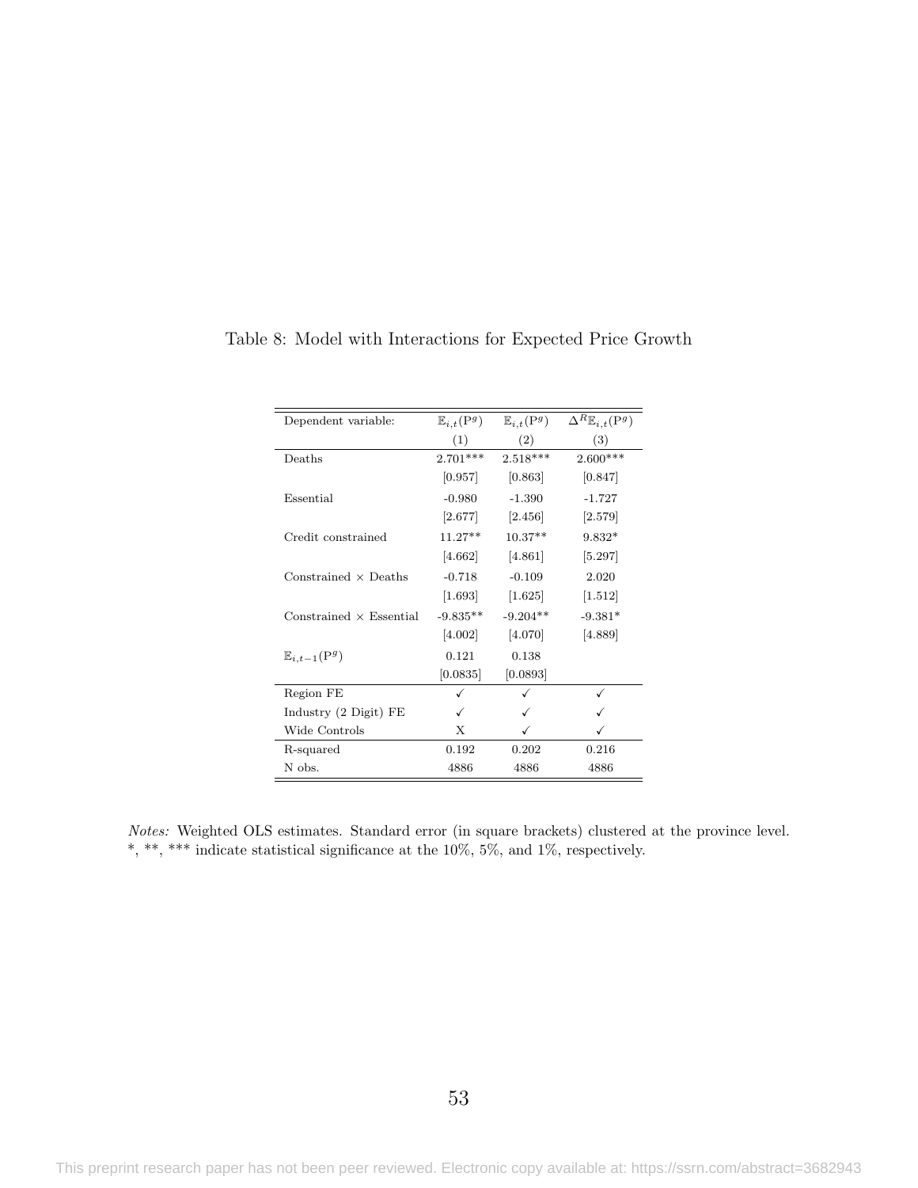Table 8: Model with Interactions for Expected Price Growth

| Dependent variable: | $\mathbb{E}_{i,t}(\mathrm{P}^g)$ | $\mathbb{E}_{i,t}(\mathrm{P}^g)$ | $\Delta^R\mathbb{E}_{i,t}(\mathrm{P}^g)$ |
|---|---|---|---|
| | (1) | (2) | (3) |
| Deaths | 2.701*** | 2.518*** | 2.600*** |
| | [0.957] | [0.863] | [0.847] |
| Essential | -0.980 | -1.390 | -1.727 |
| | [2.677] | [2.456] | [2.579] |
| Credit constrained | 11.27** | 10.37** | 9.832* |
| | [4.662] | [4.861] | [5.297] |
| Constrained × Deaths | -0.718 | -0.109 | 2.020 |
| | [1.693] | [1.625] | [1.512] |
| Constrained × Essential | -9.835** | -9.204** | -9.381* |
| | [4.002] | [4.070] | [4.889] |
| $\mathbb{E}_{i,t-1}(\mathrm{P}^g)$ | 0.121 | 0.138 | |
| | [0.0835] | [0.0893] | |
| Region FE | ✓ | ✓ | ✓ |
| Industry (2 Digit) FE | ✓ | ✓ | ✓ |
| Wide Controls | X | ✓ | ✓ |
| R-squared | 0.192 | 0.202 | 0.216 |
| N obs. | 4886 | 4886 | 4886 |

*Notes:* Weighted OLS estimates. Standard error (in square brackets) clustered at the province level. *, **, *** indicate statistical significance at the 10%, 5%, and 1%, respectively.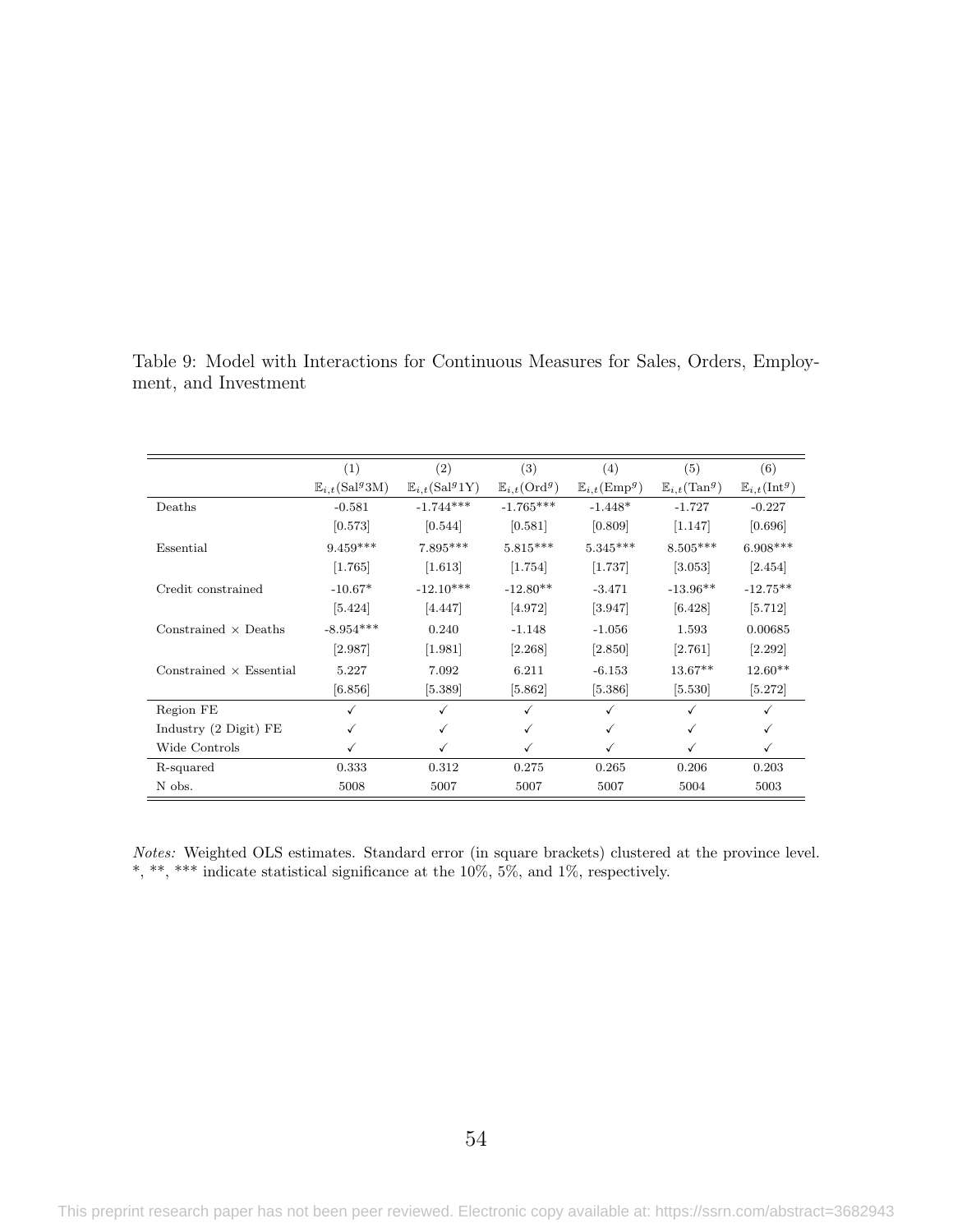Table 9: Model with Interactions for Continuous Measures for Sales, Orders, Employment, and Investment

| | (1) | (2) | (3) | (4) | (5) | (6) |
|---|---|---|---|---|---|---|
| | $\mathbb{E}_{i,t}(\text{Sal}^g\text{3M})$ | $\mathbb{E}_{i,t}(\text{Sal}^g\text{1Y})$ | $\mathbb{E}_{i,t}(\text{Ord}^g)$ | $\mathbb{E}_{i,t}(\text{Emp}^g)$ | $\mathbb{E}_{i,t}(\text{Tan}^g)$ | $\mathbb{E}_{i,t}(\text{Int}^g)$ |
| Deaths | -0.581 | -1.744*** | -1.765*** | -1.448* | -1.727 | -0.227 |
| | [0.573] | [0.544] | [0.581] | [0.809] | [1.147] | [0.696] |
| Essential | 9.459*** | 7.895*** | 5.815*** | 5.345*** | 8.505*** | 6.908*** |
| | [1.765] | [1.613] | [1.754] | [1.737] | [3.053] | [2.454] |
| Credit constrained | -10.67* | -12.10*** | -12.80** | -3.471 | -13.96** | -12.75** |
| | [5.424] | [4.447] | [4.972] | [3.947] | [6.428] | [5.712] |
| Constrained × Deaths | -8.954*** | 0.240 | -1.148 | -1.056 | 1.593 | 0.00685 |
| | [2.987] | [1.981] | [2.268] | [2.850] | [2.761] | [2.292] |
| Constrained × Essential | 5.227 | 7.092 | 6.211 | -6.153 | 13.67** | 12.60** |
| | [6.856] | [5.389] | [5.862] | [5.386] | [5.530] | [5.272] |
| Region FE | ✓ | ✓ | ✓ | ✓ | ✓ | ✓ |
| Industry (2 Digit) FE | ✓ | ✓ | ✓ | ✓ | ✓ | ✓ |
| Wide Controls | ✓ | ✓ | ✓ | ✓ | ✓ | ✓ |
| R-squared | 0.333 | 0.312 | 0.275 | 0.265 | 0.206 | 0.203 |
| N obs. | 5008 | 5007 | 5007 | 5007 | 5004 | 5003 |

*Notes:* Weighted OLS estimates. Standard error (in square brackets) clustered at the province level. *, **, *** indicate statistical significance at the 10%, 5%, and 1%, respectively.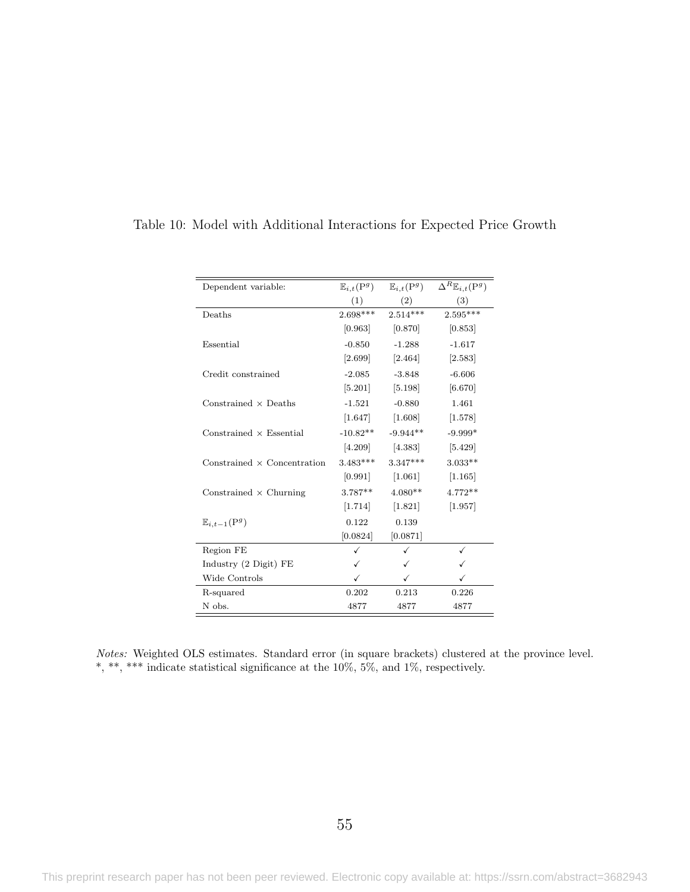Table 10: Model with Additional Interactions for Expected Price Growth

| Dependent variable: | $\mathbb{E}_{i,t}(\mathrm{P}^g)$ | $\mathbb{E}_{i,t}(\mathrm{P}^g)$ | $\Delta^R\mathbb{E}_{i,t}(\mathrm{P}^g)$ |
|---|---|---|---|
| | (1) | (2) | (3) |
| Deaths | 2.698*** | 2.514*** | 2.595*** |
| | [0.963] | [0.870] | [0.853] |
| Essential | -0.850 | -1.288 | -1.617 |
| | [2.699] | [2.464] | [2.583] |
| Credit constrained | -2.085 | -3.848 | -6.606 |
| | [5.201] | [5.198] | [6.670] |
| Constrained × Deaths | -1.521 | -0.880 | 1.461 |
| | [1.647] | [1.608] | [1.578] |
| Constrained × Essential | -10.82** | -9.944** | -9.999* |
| | [4.209] | [4.383] | [5.429] |
| Constrained × Concentration | 3.483*** | 3.347*** | 3.033** |
| | [0.991] | [1.061] | [1.165] |
| Constrained × Churning | 3.787** | 4.080** | 4.772** |
| | [1.714] | [1.821] | [1.957] |
| $\mathbb{E}_{i,t-1}(\mathrm{P}^g)$ | 0.122 | 0.139 | |
| | [0.0824] | [0.0871] | |
| Region FE | ✓ | ✓ | ✓ |
| Industry (2 Digit) FE | ✓ | ✓ | ✓ |
| Wide Controls | ✓ | ✓ | ✓ |
| R-squared | 0.202 | 0.213 | 0.226 |
| N obs. | 4877 | 4877 | 4877 |

*Notes:* Weighted OLS estimates. Standard error (in square brackets) clustered at the province level. *, **, *** indicate statistical significance at the 10%, 5%, and 1%, respectively.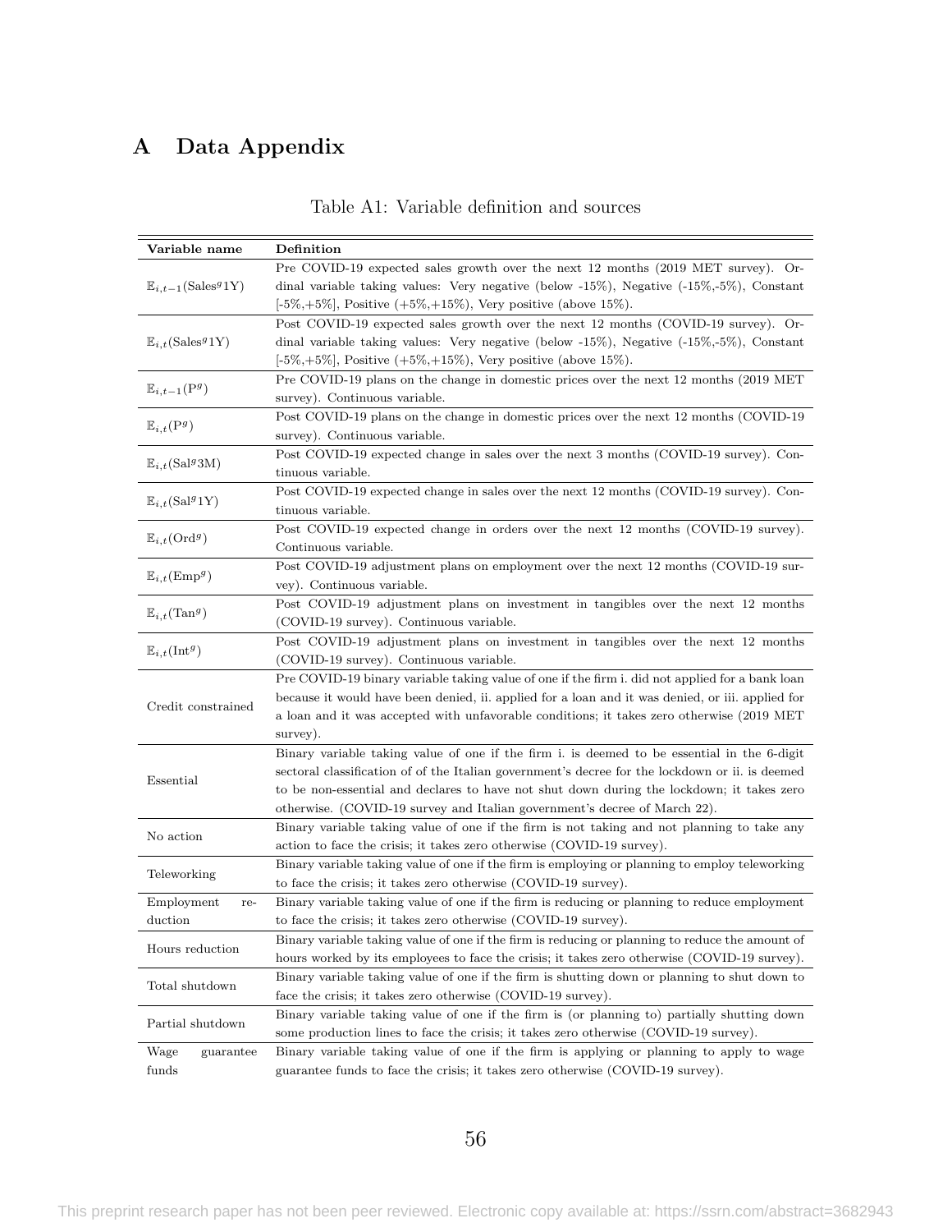# A Data Appendix

Table A1: Variable definition and sources

| Variable name | Definition |
|---|---|
| $\mathbb{E}_{i,t-1}(\text{Sales}^g 1\text{Y})$ | Pre COVID-19 expected sales growth over the next 12 months (2019 MET survey). Ordinal variable taking values: Very negative (below -15%), Negative (-15%,-5%), Constant [-5%,+5%], Positive (+5%,+15%), Very positive (above 15%). |
| $\mathbb{E}_{i,t}(\text{Sales}^g 1\text{Y})$ | Post COVID-19 expected sales growth over the next 12 months (COVID-19 survey). Ordinal variable taking values: Very negative (below -15%), Negative (-15%,-5%), Constant [-5%,+5%], Positive (+5%,+15%), Very positive (above 15%). |
| $\mathbb{E}_{i,t-1}(\text{P}^g)$ | Pre COVID-19 plans on the change in domestic prices over the next 12 months (2019 MET survey). Continuous variable. |
| $\mathbb{E}_{i,t}(\text{P}^g)$ | Post COVID-19 plans on the change in domestic prices over the next 12 months (COVID-19 survey). Continuous variable. |
| $\mathbb{E}_{i,t}(\text{Sal}^g 3\text{M})$ | Post COVID-19 expected change in sales over the next 3 months (COVID-19 survey). Continuous variable. |
| $\mathbb{E}_{i,t}(\text{Sal}^g 1\text{Y})$ | Post COVID-19 expected change in sales over the next 12 months (COVID-19 survey). Continuous variable. |
| $\mathbb{E}_{i,t}(\text{Ord}^g)$ | Post COVID-19 expected change in orders over the next 12 months (COVID-19 survey). Continuous variable. |
| $\mathbb{E}_{i,t}(\text{Emp}^g)$ | Post COVID-19 adjustment plans on employment over the next 12 months (COVID-19 survey). Continuous variable. |
| $\mathbb{E}_{i,t}(\text{Tan}^g)$ | Post COVID-19 adjustment plans on investment in tangibles over the next 12 months (COVID-19 survey). Continuous variable. |
| $\mathbb{E}_{i,t}(\text{Int}^g)$ | Post COVID-19 adjustment plans on investment in tangibles over the next 12 months (COVID-19 survey). Continuous variable. |
| Credit constrained | Pre COVID-19 binary variable taking value of one if the firm i. did not applied for a bank loan because it would have been denied, ii. applied for a loan and it was denied, or iii. applied for a loan and it was accepted with unfavorable conditions; it takes zero otherwise (2019 MET survey). |
| Essential | Binary variable taking value of one if the firm i. is deemed to be essential in the 6-digit sectoral classification of of the Italian government's decree for the lockdown or ii. is deemed to be non-essential and declares to have not shut down during the lockdown; it takes zero otherwise. (COVID-19 survey and Italian government's decree of March 22). |
| No action | Binary variable taking value of one if the firm is not taking and not planning to take any action to face the crisis; it takes zero otherwise (COVID-19 survey). |
| Teleworking | Binary variable taking value of one if the firm is employing or planning to employ teleworking to face the crisis; it takes zero otherwise (COVID-19 survey). |
| Employment reduction | Binary variable taking value of one if the firm is reducing or planning to reduce employment to face the crisis; it takes zero otherwise (COVID-19 survey). |
| Hours reduction | Binary variable taking value of one if the firm is reducing or planning to reduce the amount of hours worked by its employees to face the crisis; it takes zero otherwise (COVID-19 survey). |
| Total shutdown | Binary variable taking value of one if the firm is shutting down or planning to shut down to face the crisis; it takes zero otherwise (COVID-19 survey). |
| Partial shutdown | Binary variable taking value of one if the firm is (or planning to) partially shutting down some production lines to face the crisis; it takes zero otherwise (COVID-19 survey). |
| Wage guarantee funds | Binary variable taking value of one if the firm is applying or planning to apply to wage guarantee funds to face the crisis; it takes zero otherwise (COVID-19 survey). |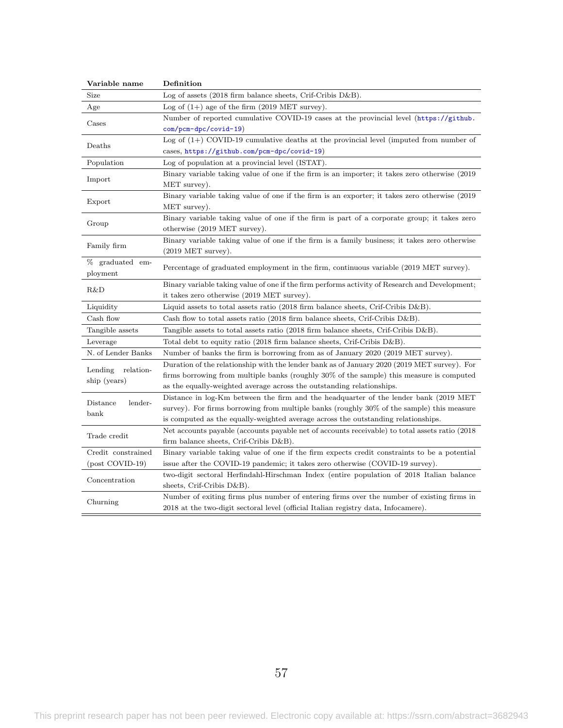| Variable name | Definition |
|---|---|
| Size | Log of assets (2018 firm balance sheets, Crif-Cribis D&B). |
| Age | Log of (1+) age of the firm (2019 MET survey). |
| Cases | Number of reported cumulative COVID-19 cases at the provincial level (https://github.com/pcm-dpc/covid-19) |
| Deaths | Log of (1+) COVID-19 cumulative deaths at the provincial level (imputed from number of cases, https://github.com/pcm-dpc/covid-19) |
| Population | Log of population at a provincial level (ISTAT). |
| Import | Binary variable taking value of one if the firm is an importer; it takes zero otherwise (2019 MET survey). |
| Export | Binary variable taking value of one if the firm is an exporter; it takes zero otherwise (2019 MET survey). |
| Group | Binary variable taking value of one if the firm is part of a corporate group; it takes zero otherwise (2019 MET survey). |
| Family firm | Binary variable taking value of one if the firm is a family business; it takes zero otherwise (2019 MET survey). |
| % graduated employment | Percentage of graduated employment in the firm, continuous variable (2019 MET survey). |
| R&D | Binary variable taking value of one if the firm performs activity of Research and Development; it takes zero otherwise (2019 MET survey). |
| Liquidity | Liquid assets to total assets ratio (2018 firm balance sheets, Crif-Cribis D&B). |
| Cash flow | Cash flow to total assets ratio (2018 firm balance sheets, Crif-Cribis D&B). |
| Tangible assets | Tangible assets to total assets ratio (2018 firm balance sheets, Crif-Cribis D&B). |
| Leverage | Total debt to equity ratio (2018 firm balance sheets, Crif-Cribis D&B). |
| N. of Lender Banks | Number of banks the firm is borrowing from as of January 2020 (2019 MET survey). |
| Lending relationship (years) | Duration of the relationship with the lender bank as of January 2020 (2019 MET survey). For firms borrowing from multiple banks (roughly 30% of the sample) this measure is computed as the equally-weighted average across the outstanding relationships. |
| Distance lender-bank | Distance in log-Km between the firm and the headquarter of the lender bank (2019 MET survey). For firms borrowing from multiple banks (roughly 30% of the sample) this measure is computed as the equally-weighted average across the outstanding relationships. |
| Trade credit | Net accounts payable (accounts payable net of accounts receivable) to total assets ratio (2018 firm balance sheets, Crif-Cribis D&B). |
| Credit constrained (post COVID-19) | Binary variable taking value of one if the firm expects credit constraints to be a potential issue after the COVID-19 pandemic; it takes zero otherwise (COVID-19 survey). |
| Concentration | two-digit sectoral Herfindahl-Hirschman Index (entire population of 2018 Italian balance sheets, Crif-Cribis D&B). |
| Churning | Number of exiting firms plus number of entering firms over the number of existing firms in 2018 at the two-digit sectoral level (official Italian registry data, Infocamere). |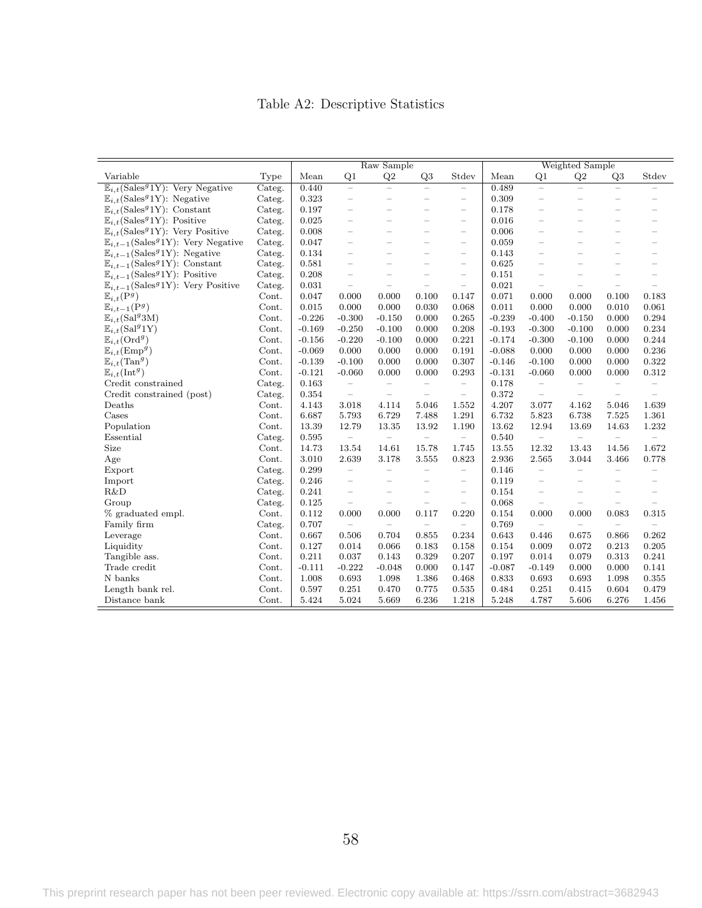# Table A2: Descriptive Statistics

| Variable | Type | Raw Sample | | | | | Weighted Sample | | | | |
|---|---|---|---|---|---|---|---|---|---|---|---|
| | | Mean | Q1 | Q2 | Q3 | Stdev | Mean | Q1 | Q2 | Q3 | Stdev |
| $\mathbb{E}_{i,t}(\text{Sales}^g 1\text{Y})$: Very Negative | Categ. | 0.440 | – | – | – | – | 0.489 | – | – | – | – |
| $\mathbb{E}_{i,t}(\text{Sales}^g 1\text{Y})$: Negative | Categ. | 0.323 | – | – | – | – | 0.309 | – | – | – | – |
| $\mathbb{E}_{i,t}(\text{Sales}^g 1\text{Y})$: Constant | Categ. | 0.197 | – | – | – | – | 0.178 | – | – | – | – |
| $\mathbb{E}_{i,t}(\text{Sales}^g 1\text{Y})$: Positive | Categ. | 0.025 | – | – | – | – | 0.016 | – | – | – | – |
| $\mathbb{E}_{i,t}(\text{Sales}^g 1\text{Y})$: Very Positive | Categ. | 0.008 | – | – | – | – | 0.006 | – | – | – | – |
| $\mathbb{E}_{i,t-1}(\text{Sales}^g 1\text{Y})$: Very Negative | Categ. | 0.047 | – | – | – | – | 0.059 | – | – | – | – |
| $\mathbb{E}_{i,t-1}(\text{Sales}^g 1\text{Y})$: Negative | Categ. | 0.134 | – | – | – | – | 0.143 | – | – | – | – |
| $\mathbb{E}_{i,t-1}(\text{Sales}^g 1\text{Y})$: Constant | Categ. | 0.581 | – | – | – | – | 0.625 | – | – | – | – |
| $\mathbb{E}_{i,t-1}(\text{Sales}^g 1\text{Y})$: Positive | Categ. | 0.208 | – | – | – | – | 0.151 | – | – | – | – |
| $\mathbb{E}_{i,t-1}(\text{Sales}^g 1\text{Y})$: Very Positive | Categ. | 0.031 | – | – | – | – | 0.021 | – | – | – | – |
| $\mathbb{E}_{i,t}(\text{P}^g)$ | Cont. | 0.047 | 0.000 | 0.000 | 0.100 | 0.147 | 0.071 | 0.000 | 0.000 | 0.100 | 0.183 |
| $\mathbb{E}_{i,t-1}(\text{P}^g)$ | Cont. | 0.015 | 0.000 | 0.000 | 0.030 | 0.068 | 0.011 | 0.000 | 0.000 | 0.010 | 0.061 |
| $\mathbb{E}_{i,t}(\text{Sal}^g 3\text{M})$ | Cont. | -0.226 | -0.300 | -0.150 | 0.000 | 0.265 | -0.239 | -0.400 | -0.150 | 0.000 | 0.294 |
| $\mathbb{E}_{i,t}(\text{Sal}^g 1\text{Y})$ | Cont. | -0.169 | -0.250 | -0.100 | 0.000 | 0.208 | -0.193 | -0.300 | -0.100 | 0.000 | 0.234 |
| $\mathbb{E}_{i,t}(\text{Ord}^g)$ | Cont. | -0.156 | -0.220 | -0.100 | 0.000 | 0.221 | -0.174 | -0.300 | -0.100 | 0.000 | 0.244 |
| $\mathbb{E}_{i,t}(\text{Emp}^g)$ | Cont. | -0.069 | 0.000 | 0.000 | 0.000 | 0.191 | -0.088 | 0.000 | 0.000 | 0.000 | 0.236 |
| $\mathbb{E}_{i,t}(\text{Tan}^g)$ | Cont. | -0.139 | -0.100 | 0.000 | 0.000 | 0.307 | -0.146 | -0.100 | 0.000 | 0.000 | 0.322 |
| $\mathbb{E}_{i,t}(\text{Int}^g)$ | Cont. | -0.121 | -0.060 | 0.000 | 0.000 | 0.293 | -0.131 | -0.060 | 0.000 | 0.000 | 0.312 |
| Credit constrained | Categ. | 0.163 | – | – | – | – | 0.178 | – | – | – | – |
| Credit constrained (post) | Categ. | 0.354 | – | – | – | – | 0.372 | – | – | – | – |
| Deaths | Cont. | 4.143 | 3.018 | 4.114 | 5.046 | 1.552 | 4.207 | 3.077 | 4.162 | 5.046 | 1.639 |
| Cases | Cont. | 6.687 | 5.793 | 6.729 | 7.488 | 1.291 | 6.732 | 5.823 | 6.738 | 7.525 | 1.361 |
| Population | Cont. | 13.39 | 12.79 | 13.35 | 13.92 | 1.190 | 13.62 | 12.94 | 13.69 | 14.63 | 1.232 |
| Essential | Categ. | 0.595 | – | – | – | – | 0.540 | – | – | – | – |
| Size | Cont. | 14.73 | 13.54 | 14.61 | 15.78 | 1.745 | 13.55 | 12.32 | 13.43 | 14.56 | 1.672 |
| Age | Cont. | 3.010 | 2.639 | 3.178 | 3.555 | 0.823 | 2.936 | 2.565 | 3.044 | 3.466 | 0.778 |
| Export | Categ. | 0.299 | – | – | – | – | 0.146 | – | – | – | – |
| Import | Categ. | 0.246 | – | – | – | – | 0.119 | – | – | – | – |
| R&D | Categ. | 0.241 | – | – | – | – | 0.154 | – | – | – | – |
| Group | Categ. | 0.125 | – | – | – | – | 0.068 | – | – | – | – |
| % graduated empl. | Cont. | 0.112 | 0.000 | 0.000 | 0.117 | 0.220 | 0.154 | 0.000 | 0.000 | 0.083 | 0.315 |
| Family firm | Categ. | 0.707 | – | – | – | – | 0.769 | – | – | – | – |
| Leverage | Cont. | 0.667 | 0.506 | 0.704 | 0.855 | 0.234 | 0.643 | 0.446 | 0.675 | 0.866 | 0.262 |
| Liquidity | Cont. | 0.127 | 0.014 | 0.066 | 0.183 | 0.158 | 0.154 | 0.009 | 0.072 | 0.213 | 0.205 |
| Tangible ass. | Cont. | 0.211 | 0.037 | 0.143 | 0.329 | 0.207 | 0.197 | 0.014 | 0.079 | 0.313 | 0.241 |
| Trade credit | Cont. | -0.111 | -0.222 | -0.048 | 0.000 | 0.147 | -0.087 | -0.149 | 0.000 | 0.000 | 0.141 |
| N banks | Cont. | 1.008 | 0.693 | 1.098 | 1.386 | 0.468 | 0.833 | 0.693 | 0.693 | 1.098 | 0.355 |
| Length bank rel. | Cont. | 0.597 | 0.251 | 0.470 | 0.775 | 0.535 | 0.484 | 0.251 | 0.415 | 0.604 | 0.479 |
| Distance bank | Cont. | 5.424 | 5.024 | 5.669 | 6.236 | 1.218 | 5.248 | 4.787 | 5.606 | 6.276 | 1.456 |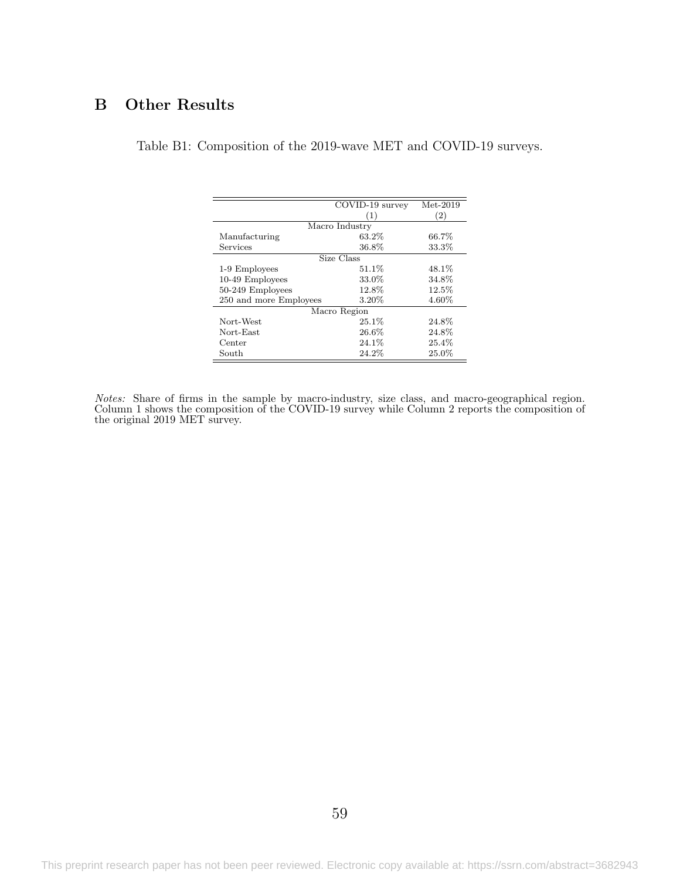# B Other Results

Table B1: Composition of the 2019-wave MET and COVID-19 surveys.

| | COVID-19 survey | Met-2019 |
|---|---|---|
| | (1) | (2) |
| Macro Industry | | |
| Manufacturing | 63.2% | 66.7% |
| Services | 36.8% | 33.3% |
| Size Class | | |
| 1-9 Employees | 51.1% | 48.1% |
| 10-49 Employees | 33.0% | 34.8% |
| 50-249 Employees | 12.8% | 12.5% |
| 250 and more Employees | 3.20% | 4.60% |
| Macro Region | | |
| Nort-West | 25.1% | 24.8% |
| Nort-East | 26.6% | 24.8% |
| Center | 24.1% | 25.4% |
| South | 24.2% | 25.0% |

*Notes:* Share of firms in the sample by macro-industry, size class, and macro-geographical region. Column 1 shows the composition of the COVID-19 survey while Column 2 reports the composition of the original 2019 MET survey.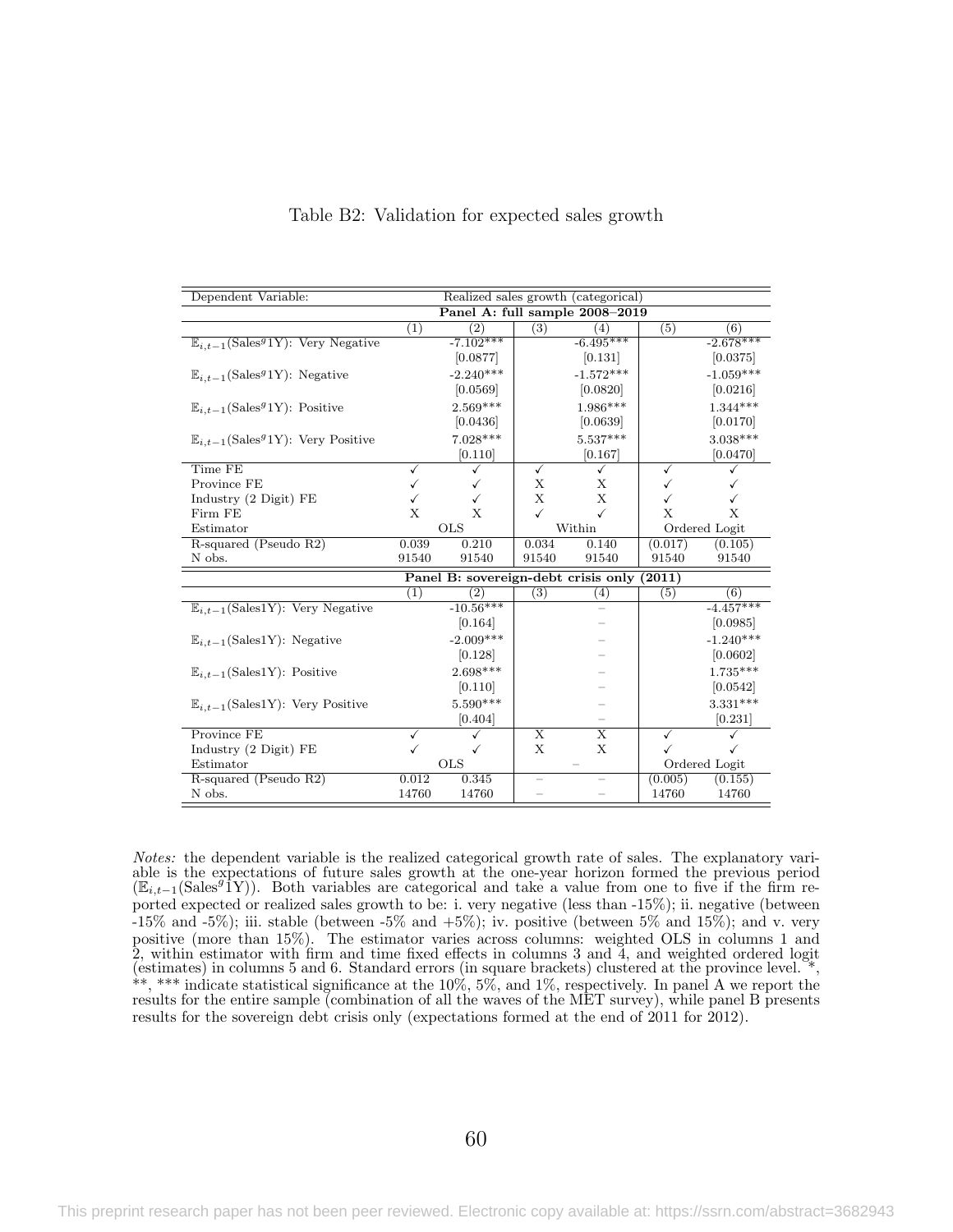Table B2: Validation for expected sales growth

| Dependent Variable: | Realized sales growth (categorical) | | | | | |
|---|---|---|---|---|---|---|
| | **Panel A: full sample 2008–2019** | | | | | |
| | (1) | (2) | (3) | (4) | (5) | (6) |
| $\mathbb{E}_{i,t-1}(\text{Sales}^g\text{1Y})$: Very Negative | | -7.102*** | | -6.495*** | | -2.678*** |
| | | [0.0877] | | [0.131] | | [0.0375] |
| $\mathbb{E}_{i,t-1}(\text{Sales}^g\text{1Y})$: Negative | | -2.240*** | | -1.572*** | | -1.059*** |
| | | [0.0569] | | [0.0820] | | [0.0216] |
| $\mathbb{E}_{i,t-1}(\text{Sales}^g\text{1Y})$: Positive | | 2.569*** | | 1.986*** | | 1.344*** |
| | | [0.0436] | | [0.0639] | | [0.0170] |
| $\mathbb{E}_{i,t-1}(\text{Sales}^g\text{1Y})$: Very Positive | | 7.028*** | | 5.537*** | | 3.038*** |
| | | [0.110] | | [0.167] | | [0.0470] |
| Time FE | ✓ | ✓ | ✓ | ✓ | ✓ | ✓ |
| Province FE | ✓ | ✓ | X | X | ✓ | ✓ |
| Industry (2 Digit) FE | ✓ | ✓ | X | X | ✓ | ✓ |
| Firm FE | X | X | ✓ | ✓ | X | X |
| Estimator | OLS | | Within | | Ordered Logit | |
| R-squared (Pseudo R2) | 0.039 | 0.210 | 0.034 | 0.140 | (0.017) | (0.105) |
| N obs. | 91540 | 91540 | 91540 | 91540 | 91540 | 91540 |
| | **Panel B: sovereign-debt crisis only (2011)** | | | | | |
| | (1) | (2) | (3) | (4) | (5) | (6) |
| $\mathbb{E}_{i,t-1}(\text{Sales1Y})$: Very Negative | | -10.56*** | | – | | -4.457*** |
| | | [0.164] | | – | | [0.0985] |
| $\mathbb{E}_{i,t-1}(\text{Sales1Y})$: Negative | | -2.009*** | | – | | -1.240*** |
| | | [0.128] | | – | | [0.0602] |
| $\mathbb{E}_{i,t-1}(\text{Sales1Y})$: Positive | | 2.698*** | | – | | 1.735*** |
| | | [0.110] | | – | | [0.0542] |
| $\mathbb{E}_{i,t-1}(\text{Sales1Y})$: Very Positive | | 5.590*** | | – | | 3.331*** |
| | | [0.404] | | – | | [0.231] |
| Province FE | ✓ | ✓ | X | X | ✓ | ✓ |
| Industry (2 Digit) FE | ✓ | ✓ | X | X | ✓ | ✓ |
| Estimator | OLS | | – | | Ordered Logit | |
| R-squared (Pseudo R2) | 0.012 | 0.345 | – | – | (0.005) | (0.155) |
| N obs. | 14760 | 14760 | – | – | 14760 | 14760 |

*Notes:* the dependent variable is the realized categorical growth rate of sales. The explanatory variable is the expectations of future sales growth at the one-year horizon formed the previous period ($\mathbb{E}_{i,t-1}(\text{Sales}^g\text{1Y})$). Both variables are categorical and take a value from one to five if the firm reported expected or realized sales growth to be: i. very negative (less than -15%); ii. negative (between -15% and -5%); iii. stable (between -5% and +5%); iv. positive (between 5% and 15%); and v. very positive (more than 15%). The estimator varies across columns: weighted OLS in columns 1 and 2, within estimator with firm and time fixed effects in columns 3 and 4, and weighted ordered logit (estimates) in columns 5 and 6. Standard errors (in square brackets) clustered at the province level. *, **, *** indicate statistical significance at the 10%, 5%, and 1%, respectively. In panel A we report the results for the entire sample (combination of all the waves of the MET survey), while panel B presents results for the sovereign debt crisis only (expectations formed at the end of 2011 for 2012).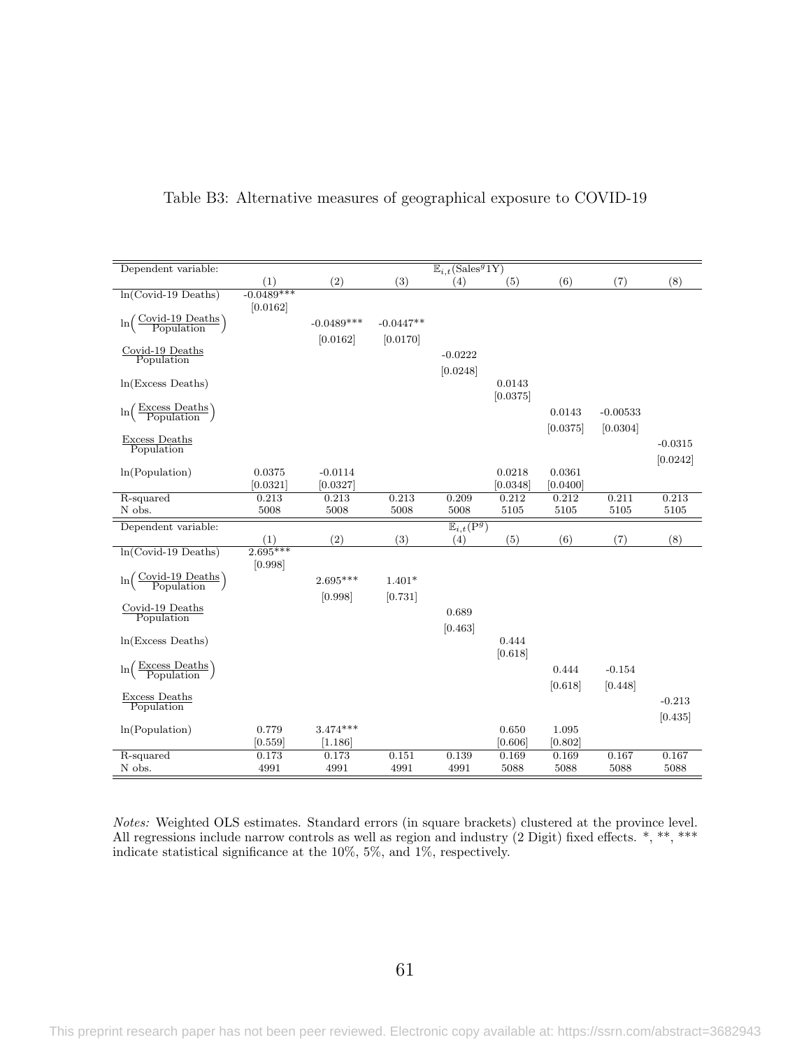Table B3: Alternative measures of geographical exposure to COVID-19

| Dependent variable: | | | | $\mathbb{E}_{i,t}(\text{Sales}^g 1\text{Y})$ | | | | |
|---|---|---|---|---|---|---|---|---|
| | (1) | (2) | (3) | (4) | (5) | (6) | (7) | (8) |
| ln(Covid-19 Deaths) | -0.0489*** | | | | | | | |
| | [0.0162] | | | | | | | |
| $\ln\left(\frac{\text{Covid-19 Deaths}}{\text{Population}}\right)$ | | -0.0489*** | -0.0447** | | | | | |
| | | [0.0162] | [0.0170] | | | | | |
| $\frac{\text{Covid-19 Deaths}}{\text{Population}}$ | | | | -0.0222 | | | | |
| | | | | [0.0248] | | | | |
| ln(Excess Deaths) | | | | | 0.0143 | | | |
| | | | | | [0.0375] | | | |
| $\ln\left(\frac{\text{Excess Deaths}}{\text{Population}}\right)$ | | | | | | 0.0143 | -0.00533 | |
| | | | | | | [0.0375] | [0.0304] | |
| $\frac{\text{Excess Deaths}}{\text{Population}}$ | | | | | | | | -0.0315 |
| | | | | | | | | [0.0242] |
| ln(Population) | 0.0375 | -0.0114 | | | 0.0218 | 0.0361 | | |
| | [0.0321] | [0.0327] | | | [0.0348] | [0.0400] | | |
| R-squared | 0.213 | 0.213 | 0.213 | 0.209 | 0.212 | 0.212 | 0.211 | 0.213 |
| N obs. | 5008 | 5008 | 5008 | 5008 | 5105 | 5105 | 5105 | 5105 |
| Dependent variable: | | | | $\mathbb{E}_{i,t}(\text{P}^g)$ | | | | |
| | (1) | (2) | (3) | (4) | (5) | (6) | (7) | (8) |
| ln(Covid-19 Deaths) | 2.695*** | | | | | | | |
| | [0.998] | | | | | | | |
| $\ln\left(\frac{\text{Covid-19 Deaths}}{\text{Population}}\right)$ | | 2.695*** | 1.401* | | | | | |
| | | [0.998] | [0.731] | | | | | |
| $\frac{\text{Covid-19 Deaths}}{\text{Population}}$ | | | | 0.689 | | | | |
| | | | | [0.463] | | | | |
| ln(Excess Deaths) | | | | | 0.444 | | | |
| | | | | | [0.618] | | | |
| $\ln\left(\frac{\text{Excess Deaths}}{\text{Population}}\right)$ | | | | | | 0.444 | -0.154 | |
| | | | | | | [0.618] | [0.448] | |
| $\frac{\text{Excess Deaths}}{\text{Population}}$ | | | | | | | | -0.213 |
| | | | | | | | | [0.435] |
| ln(Population) | 0.779 | 3.474*** | | | 0.650 | 1.095 | | |
| | [0.559] | [1.186] | | | [0.606] | [0.802] | | |
| R-squared | 0.173 | 0.173 | 0.151 | 0.139 | 0.169 | 0.169 | 0.167 | 0.167 |
| N obs. | 4991 | 4991 | 4991 | 4991 | 5088 | 5088 | 5088 | 5088 |

*Notes:* Weighted OLS estimates. Standard errors (in square brackets) clustered at the province level. All regressions include narrow controls as well as region and industry (2 Digit) fixed effects. *, **, *** indicate statistical significance at the 10%, 5%, and 1%, respectively.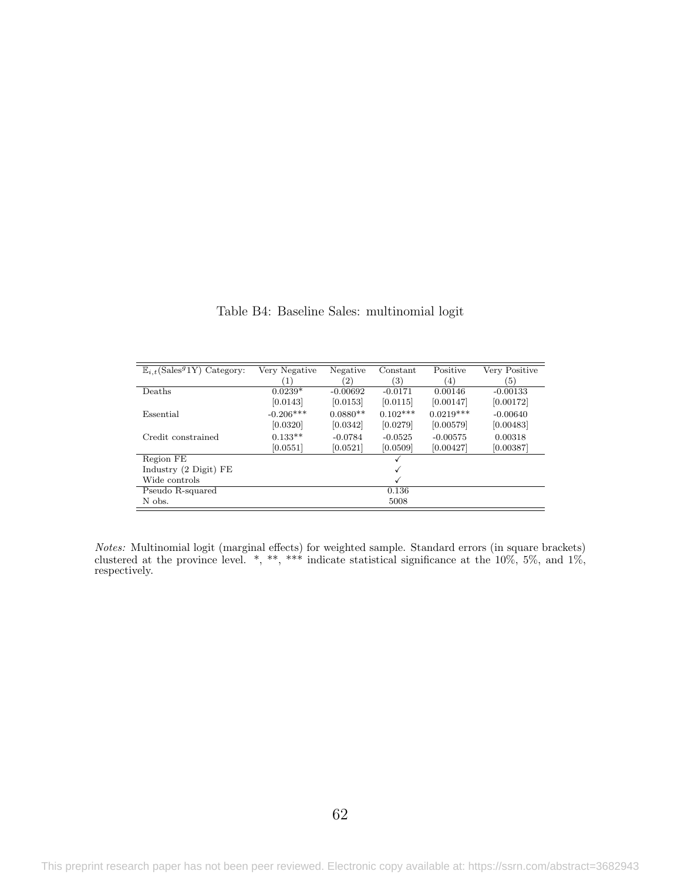Table B4: Baseline Sales: multinomial logit

| $\mathbb{E}_{i,t}(\text{Sales}^g\text{1Y})$ Category: | Very Negative | Negative | Constant | Positive | Very Positive |
|---|---|---|---|---|---|
| | (1) | (2) | (3) | (4) | (5) |
| Deaths | 0.0239* | -0.00692 | -0.0171 | 0.00146 | -0.00133 |
| | [0.0143] | [0.0153] | [0.0115] | [0.00147] | [0.00172] |
| Essential | -0.206*** | 0.0880** | 0.102*** | 0.0219*** | -0.00640 |
| | [0.0320] | [0.0342] | [0.0279] | [0.00579] | [0.00483] |
| Credit constrained | 0.133** | -0.0784 | -0.0525 | -0.00575 | 0.00318 |
| | [0.0551] | [0.0521] | [0.0509] | [0.00427] | [0.00387] |
| Region FE | | | ✓ | | |
| Industry (2 Digit) FE | | | ✓ | | |
| Wide controls | | | ✓ | | |
| Pseudo R-squared | | | 0.136 | | |
| N obs. | | | 5008 | | |

*Notes:* Multinomial logit (marginal effects) for weighted sample. Standard errors (in square brackets) clustered at the province level. *, **, *** indicate statistical significance at the 10%, 5%, and 1%, respectively.